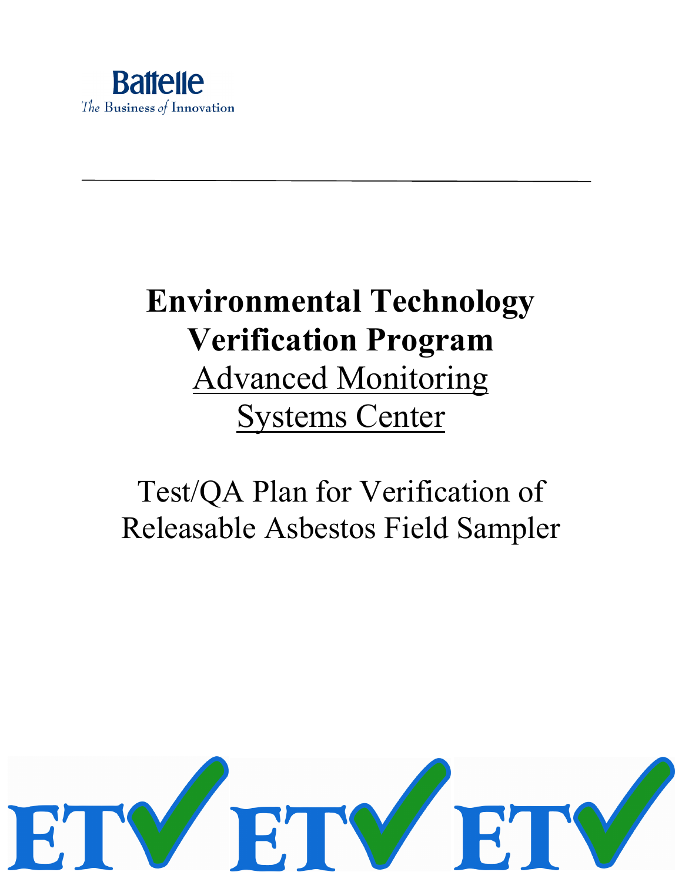Battelle

The Business of Innovation

---

# Environmental Technology Verification Program

## Advanced Monitoring Systems Center

Test/QA Plan for Verification of Releasable Asbestos Field Sampler

ETV ETV ETV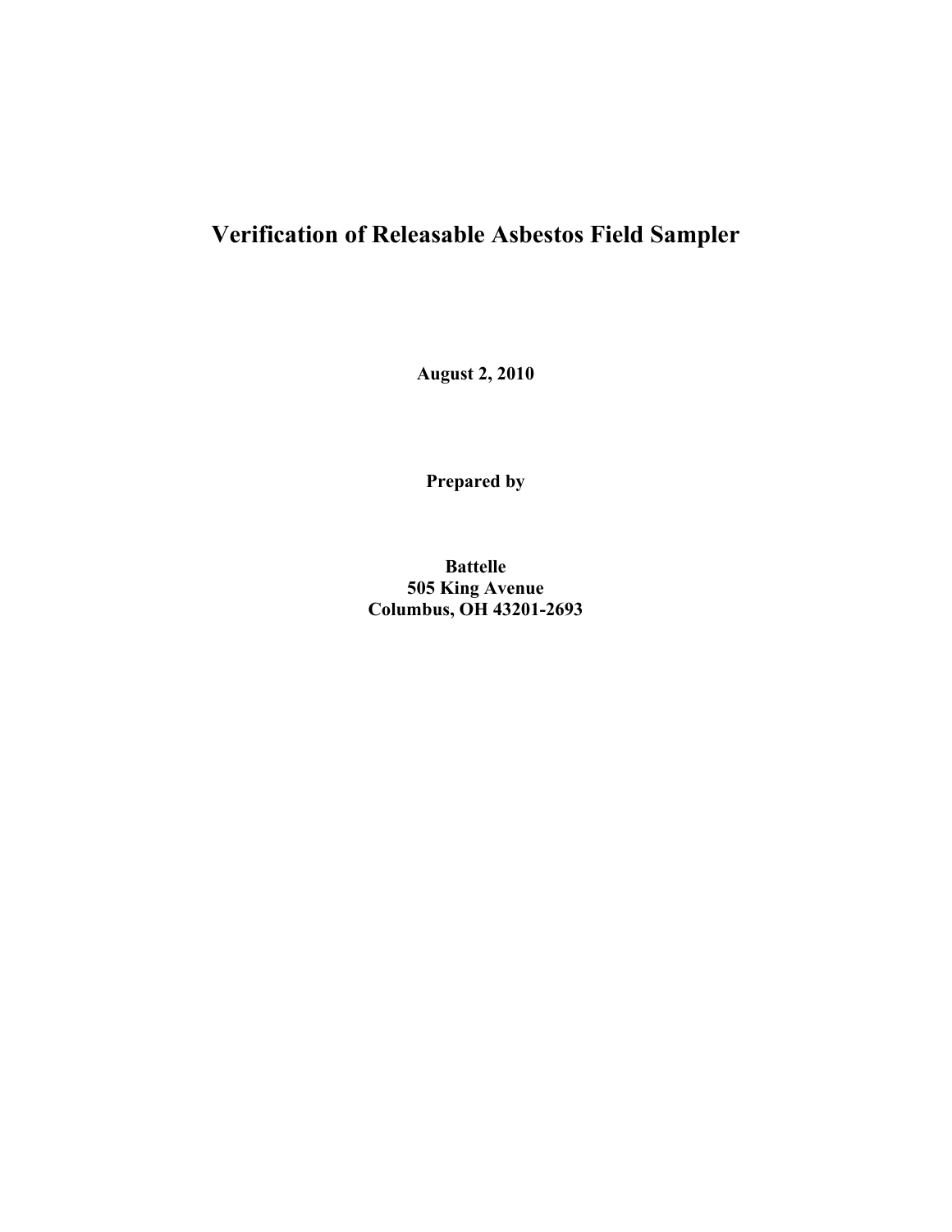# Verification of Releasable Asbestos Field Sampler

**August 2, 2010**

**Prepared by**

**Battelle**
**505 King Avenue**
**Columbus, OH 43201-2693**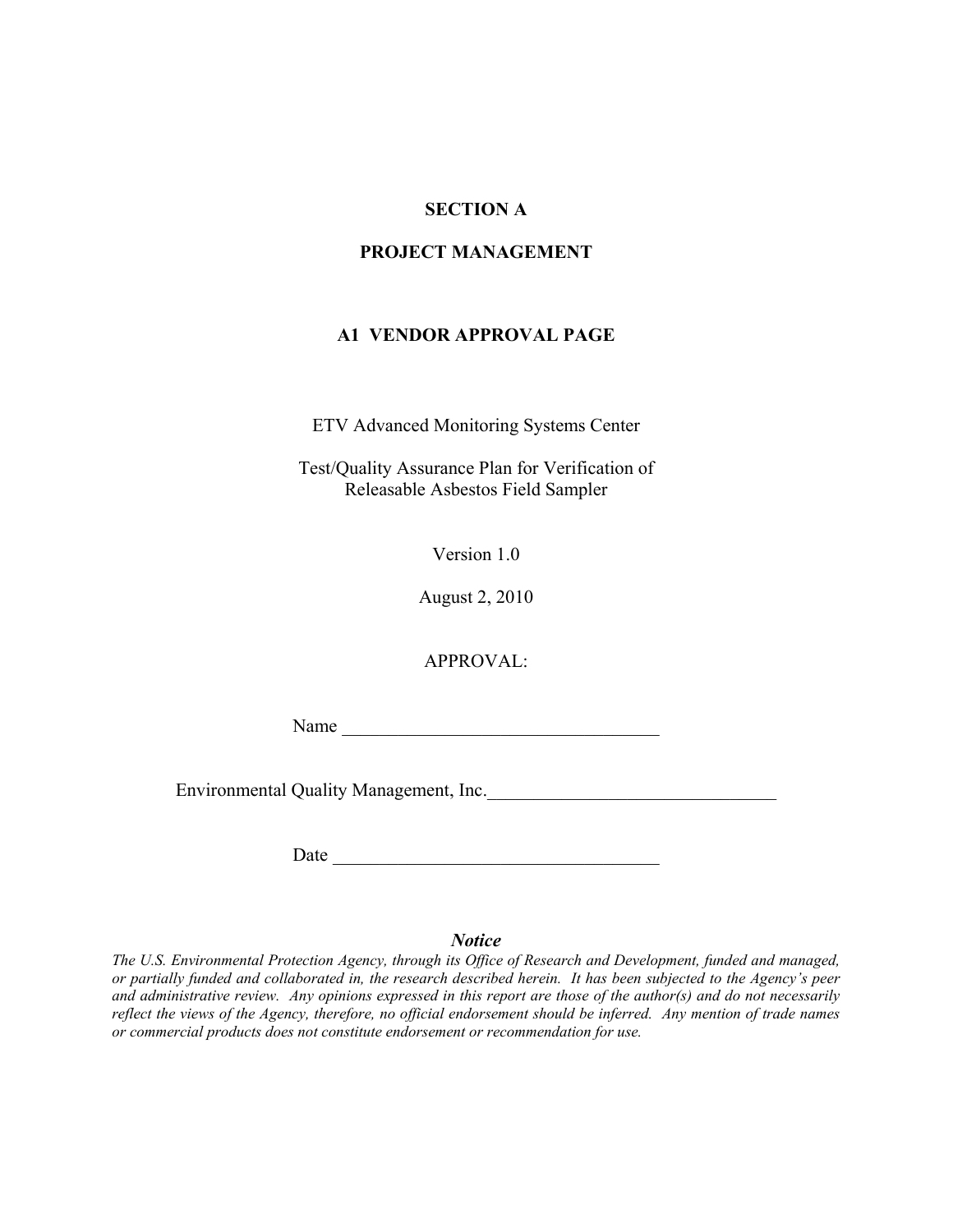# SECTION A

# PROJECT MANAGEMENT

## A1 VENDOR APPROVAL PAGE

ETV Advanced Monitoring Systems Center

Test/Quality Assurance Plan for Verification of Releasable Asbestos Field Sampler

Version 1.0

August 2, 2010

APPROVAL:

Name ___________________________________

Environmental Quality Management, Inc.________________________________

Date ___________________________________

***Notice***

*The U.S. Environmental Protection Agency, through its Office of Research and Development, funded and managed, or partially funded and collaborated in, the research described herein. It has been subjected to the Agency's peer and administrative review. Any opinions expressed in this report are those of the author(s) and do not necessarily reflect the views of the Agency, therefore, no official endorsement should be inferred. Any mention of trade names or commercial products does not constitute endorsement or recommendation for use.*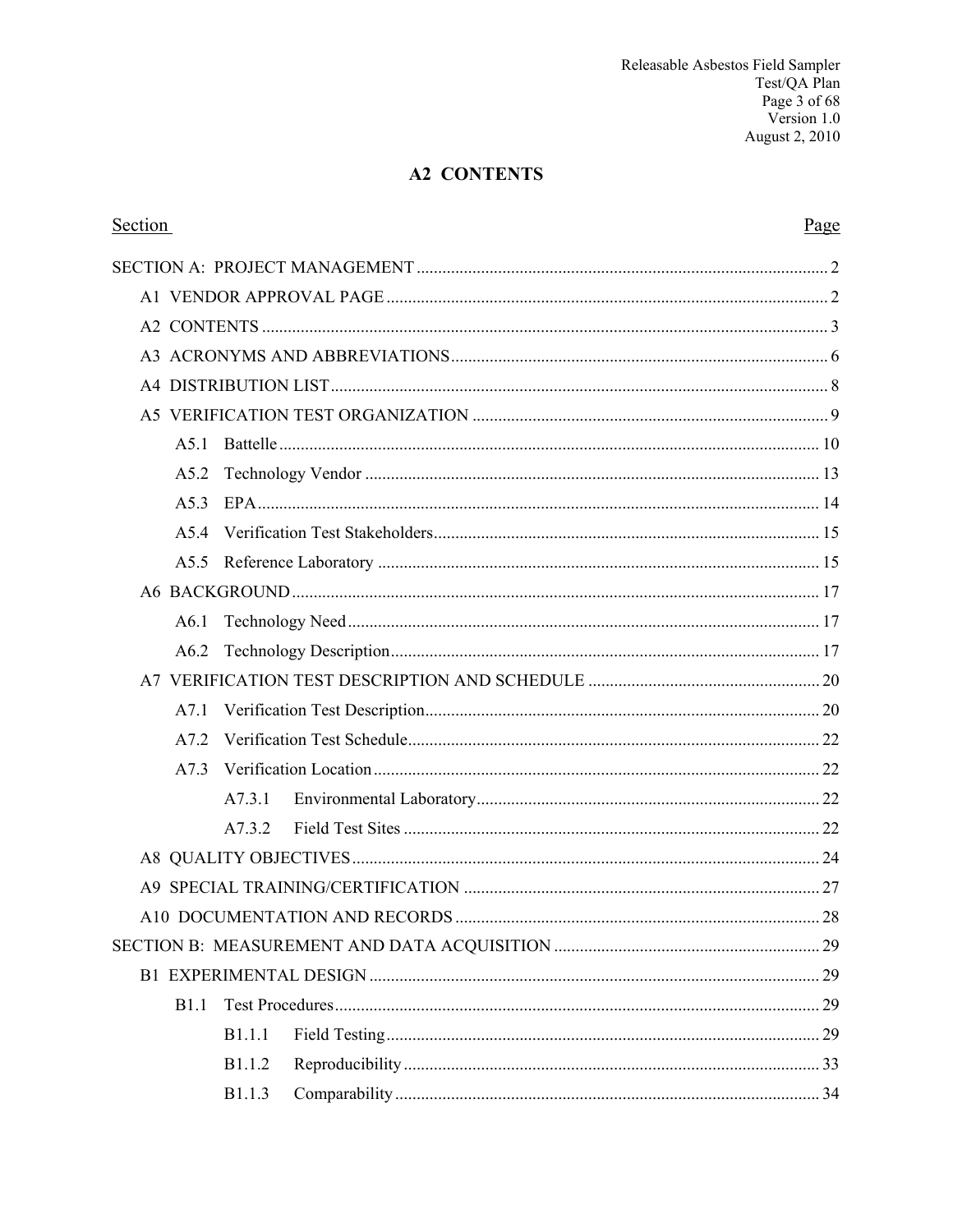## A2 CONTENTS

| Section | Page |
|---|---|
| SECTION A: PROJECT MANAGEMENT | 2 |
| A1 VENDOR APPROVAL PAGE | 2 |
| A2 CONTENTS | 3 |
| A3 ACRONYMS AND ABBREVIATIONS | 6 |
| A4 DISTRIBUTION LIST | 8 |
| A5 VERIFICATION TEST ORGANIZATION | 9 |
| A5.1 Battelle | 10 |
| A5.2 Technology Vendor | 13 |
| A5.3 EPA | 14 |
| A5.4 Verification Test Stakeholders | 15 |
| A5.5 Reference Laboratory | 15 |
| A6 BACKGROUND | 17 |
| A6.1 Technology Need | 17 |
| A6.2 Technology Description | 17 |
| A7 VERIFICATION TEST DESCRIPTION AND SCHEDULE | 20 |
| A7.1 Verification Test Description | 20 |
| A7.2 Verification Test Schedule | 22 |
| A7.3 Verification Location | 22 |
| A7.3.1 Environmental Laboratory | 22 |
| A7.3.2 Field Test Sites | 22 |
| A8 QUALITY OBJECTIVES | 24 |
| A9 SPECIAL TRAINING/CERTIFICATION | 27 |
| A10 DOCUMENTATION AND RECORDS | 28 |
| SECTION B: MEASUREMENT AND DATA ACQUISITION | 29 |
| B1 EXPERIMENTAL DESIGN | 29 |
| B1.1 Test Procedures | 29 |
| B1.1.1 Field Testing | 29 |
| B1.1.2 Reproducibility | 33 |
| B1.1.3 Comparability | 34 |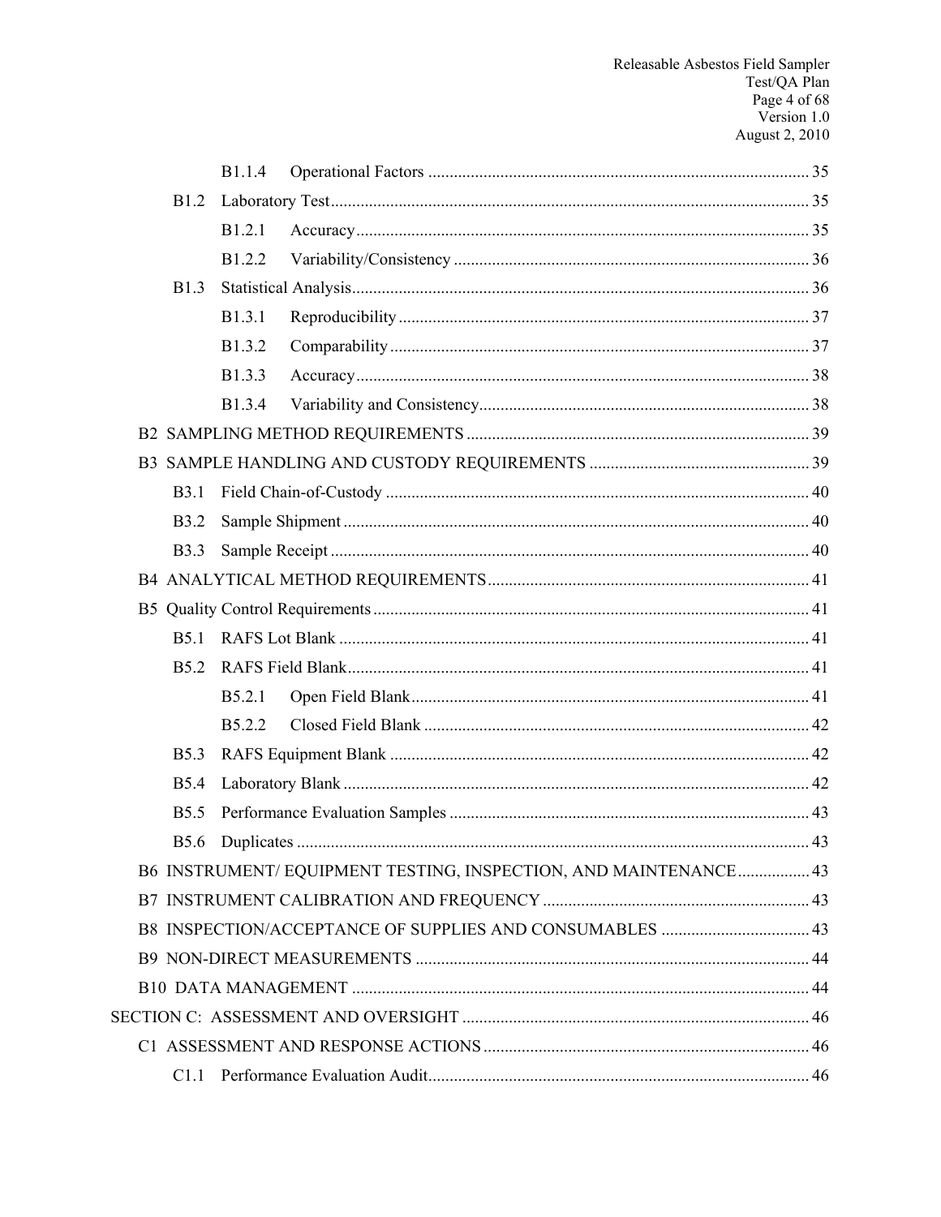B1.1.4 Operational Factors ........................................................................................ 35

B1.2 Laboratory Test ........................................................................................ 35

B1.2.1 Accuracy ........................................................................................ 35

B1.2.2 Variability/Consistency ........................................................................................ 36

B1.3 Statistical Analysis ........................................................................................ 36

B1.3.1 Reproducibility ........................................................................................ 37

B1.3.2 Comparability ........................................................................................ 37

B1.3.3 Accuracy ........................................................................................ 38

B1.3.4 Variability and Consistency ........................................................................................ 38

B2 SAMPLING METHOD REQUIREMENTS ........................................................................................ 39

B3 SAMPLE HANDLING AND CUSTODY REQUIREMENTS ........................................................................................ 39

B3.1 Field Chain-of-Custody ........................................................................................ 40

B3.2 Sample Shipment ........................................................................................ 40

B3.3 Sample Receipt ........................................................................................ 40

B4 ANALYTICAL METHOD REQUIREMENTS ........................................................................................ 41

B5 Quality Control Requirements ........................................................................................ 41

B5.1 RAFS Lot Blank ........................................................................................ 41

B5.2 RAFS Field Blank ........................................................................................ 41

B5.2.1 Open Field Blank ........................................................................................ 41

B5.2.2 Closed Field Blank ........................................................................................ 42

B5.3 RAFS Equipment Blank ........................................................................................ 42

B5.4 Laboratory Blank ........................................................................................ 42

B5.5 Performance Evaluation Samples ........................................................................................ 43

B5.6 Duplicates ........................................................................................ 43

B6 INSTRUMENT/ EQUIPMENT TESTING, INSPECTION, AND MAINTENANCE ........................................................................................ 43

B7 INSTRUMENT CALIBRATION AND FREQUENCY ........................................................................................ 43

B8 INSPECTION/ACCEPTANCE OF SUPPLIES AND CONSUMABLES ........................................................................................ 43

B9 NON-DIRECT MEASUREMENTS ........................................................................................ 44

B10 DATA MANAGEMENT ........................................................................................ 44

SECTION C: ASSESSMENT AND OVERSIGHT ........................................................................................ 46

C1 ASSESSMENT AND RESPONSE ACTIONS ........................................................................................ 46

C1.1 Performance Evaluation Audit ........................................................................................ 46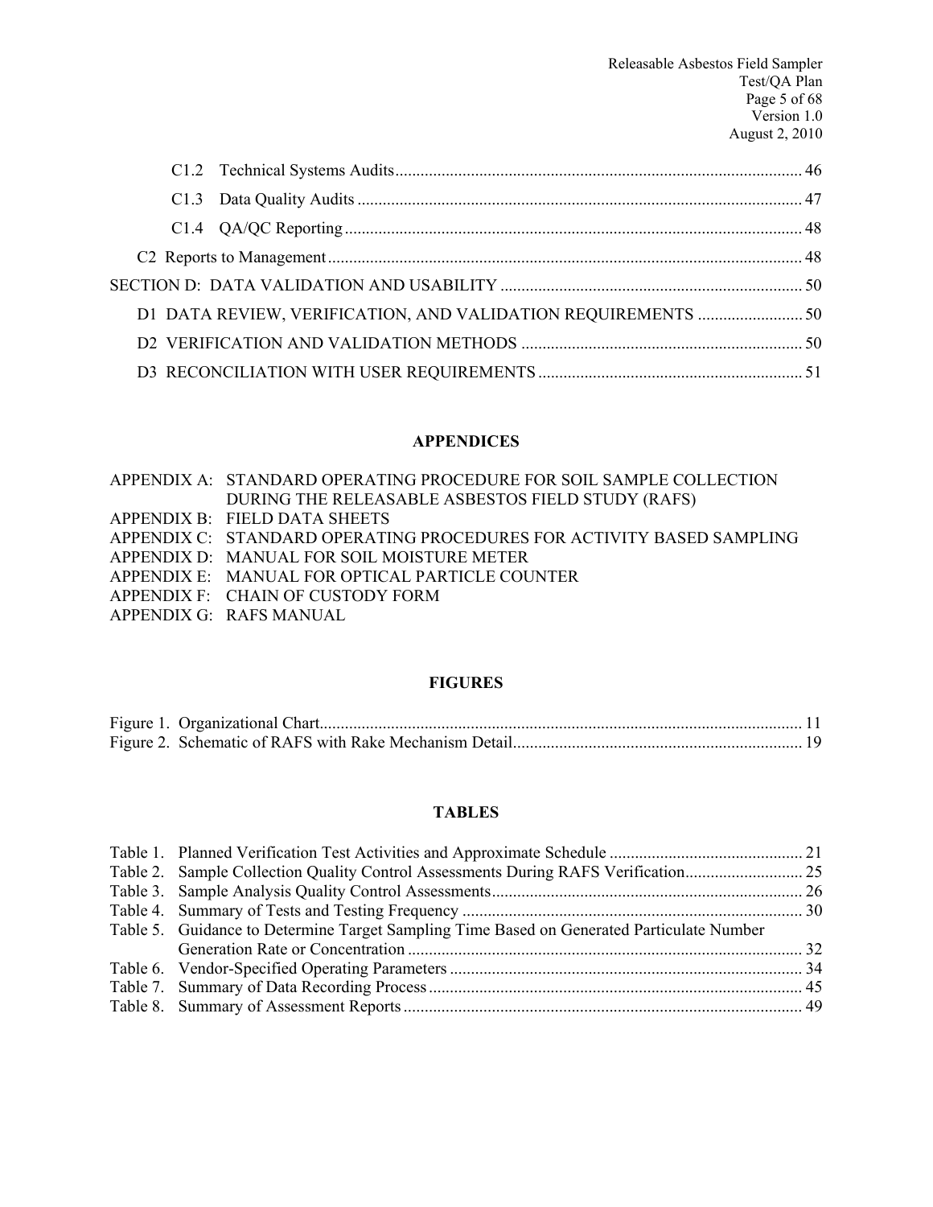C1.2 Technical Systems Audits ................................................................................................ 46

C1.3 Data Quality Audits ......................................................................................................... 47

C1.4 QA/QC Reporting ............................................................................................................ 48

C2 Reports to Management ................................................................................................................ 48

SECTION D: DATA VALIDATION AND USABILITY ........................................................................ 50

D1 DATA REVIEW, VERIFICATION, AND VALIDATION REQUIREMENTS ......................... 50

D2 VERIFICATION AND VALIDATION METHODS .................................................................. 50

D3 RECONCILIATION WITH USER REQUIREMENTS .............................................................. 51

**APPENDICES**

APPENDIX A: STANDARD OPERATING PROCEDURE FOR SOIL SAMPLE COLLECTION DURING THE RELEASABLE ASBESTOS FIELD STUDY (RAFS)
APPENDIX B: FIELD DATA SHEETS
APPENDIX C: STANDARD OPERATING PROCEDURES FOR ACTIVITY BASED SAMPLING
APPENDIX D: MANUAL FOR SOIL MOISTURE METER
APPENDIX E: MANUAL FOR OPTICAL PARTICLE COUNTER
APPENDIX F: CHAIN OF CUSTODY FORM
APPENDIX G: RAFS MANUAL

**FIGURES**

Figure 1. Organizational Chart.................................................................................................................. 11
Figure 2. Schematic of RAFS with Rake Mechanism Detail.................................................................... 19

**TABLES**

Table 1. Planned Verification Test Activities and Approximate Schedule .............................................. 21
Table 2. Sample Collection Quality Control Assessments During RAFS Verification............................ 25
Table 3. Sample Analysis Quality Control Assessments.......................................................................... 26
Table 4. Summary of Tests and Testing Frequency ................................................................................. 30
Table 5. Guidance to Determine Target Sampling Time Based on Generated Particulate Number Generation Rate or Concentration ............................................................................................. 32
Table 6. Vendor-Specified Operating Parameters .................................................................................... 34
Table 7. Summary of Data Recording Process......................................................................................... 45
Table 8. Summary of Assessment Reports............................................................................................... 49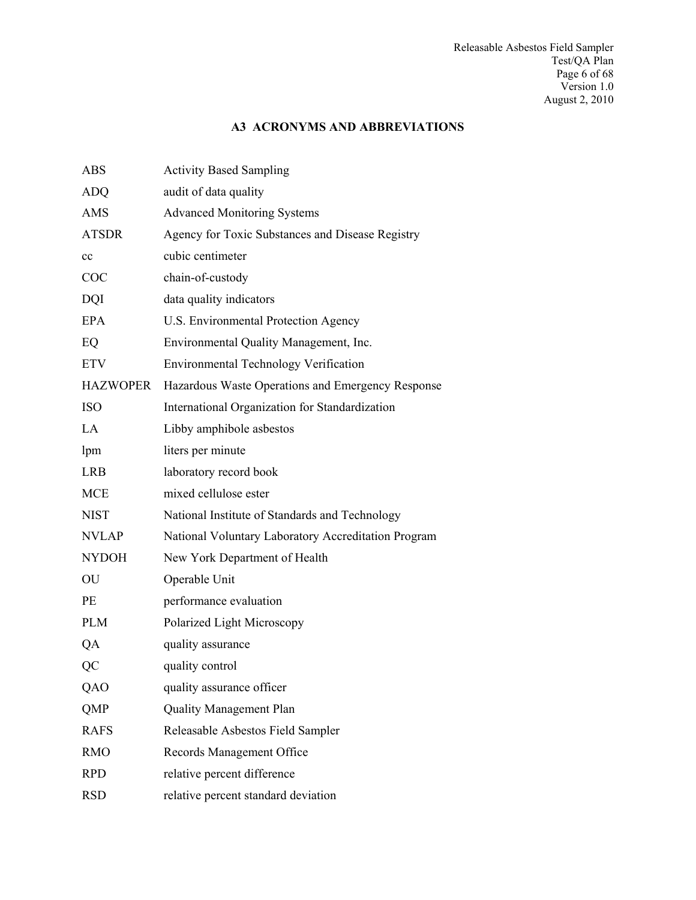## A3 ACRONYMS AND ABBREVIATIONS

| | |
|---|---|
| ABS | Activity Based Sampling |
| ADQ | audit of data quality |
| AMS | Advanced Monitoring Systems |
| ATSDR | Agency for Toxic Substances and Disease Registry |
| cc | cubic centimeter |
| COC | chain-of-custody |
| DQI | data quality indicators |
| EPA | U.S. Environmental Protection Agency |
| EQ | Environmental Quality Management, Inc. |
| ETV | Environmental Technology Verification |
| HAZWOPER | Hazardous Waste Operations and Emergency Response |
| ISO | International Organization for Standardization |
| LA | Libby amphibole asbestos |
| lpm | liters per minute |
| LRB | laboratory record book |
| MCE | mixed cellulose ester |
| NIST | National Institute of Standards and Technology |
| NVLAP | National Voluntary Laboratory Accreditation Program |
| NYDOH | New York Department of Health |
| OU | Operable Unit |
| PE | performance evaluation |
| PLM | Polarized Light Microscopy |
| QA | quality assurance |
| QC | quality control |
| QAO | quality assurance officer |
| QMP | Quality Management Plan |
| RAFS | Releasable Asbestos Field Sampler |
| RMO | Records Management Office |
| RPD | relative percent difference |
| RSD | relative percent standard deviation |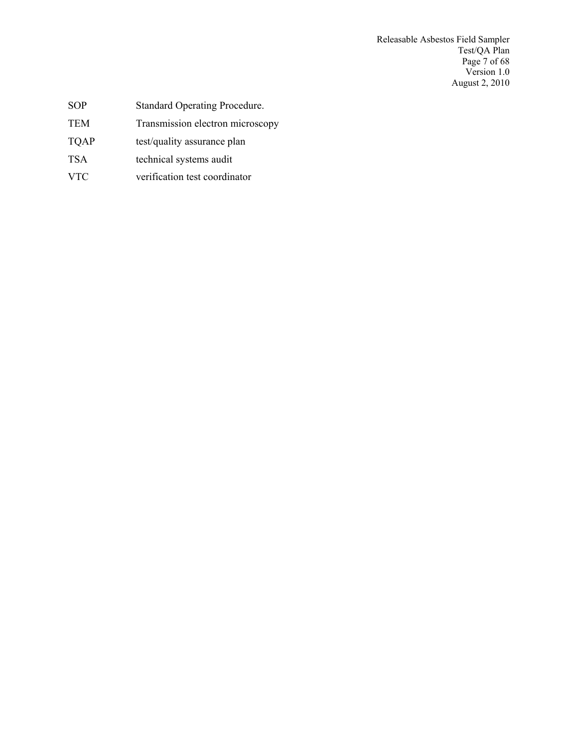| | |
|---|---|
| SOP | Standard Operating Procedure. |
| TEM | Transmission electron microscopy |
| TQAP | test/quality assurance plan |
| TSA | technical systems audit |
| VTC | verification test coordinator |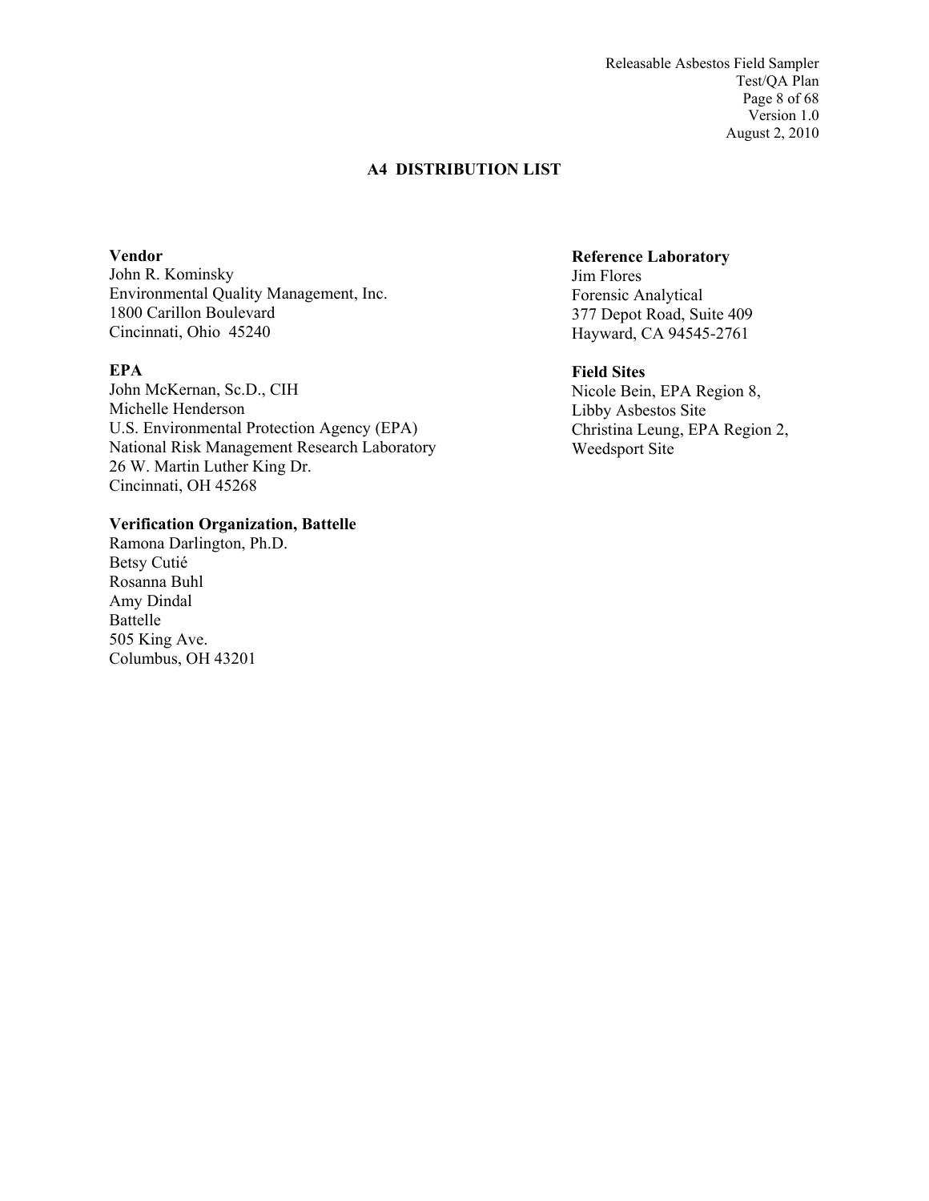## A4 DISTRIBUTION LIST

**Vendor**
John R. Kominsky
Environmental Quality Management, Inc.
1800 Carillon Boulevard
Cincinnati, Ohio 45240

**EPA**
John McKernan, Sc.D., CIH
Michelle Henderson
U.S. Environmental Protection Agency (EPA)
National Risk Management Research Laboratory
26 W. Martin Luther King Dr.
Cincinnati, OH 45268

**Verification Organization, Battelle**
Ramona Darlington, Ph.D.
Betsy Cutié
Rosanna Buhl
Amy Dindal
Battelle
505 King Ave.
Columbus, OH 43201

**Reference Laboratory**
Jim Flores
Forensic Analytical
377 Depot Road, Suite 409
Hayward, CA 94545-2761

**Field Sites**
Nicole Bein, EPA Region 8,
Libby Asbestos Site
Christina Leung, EPA Region 2,
Weedsport Site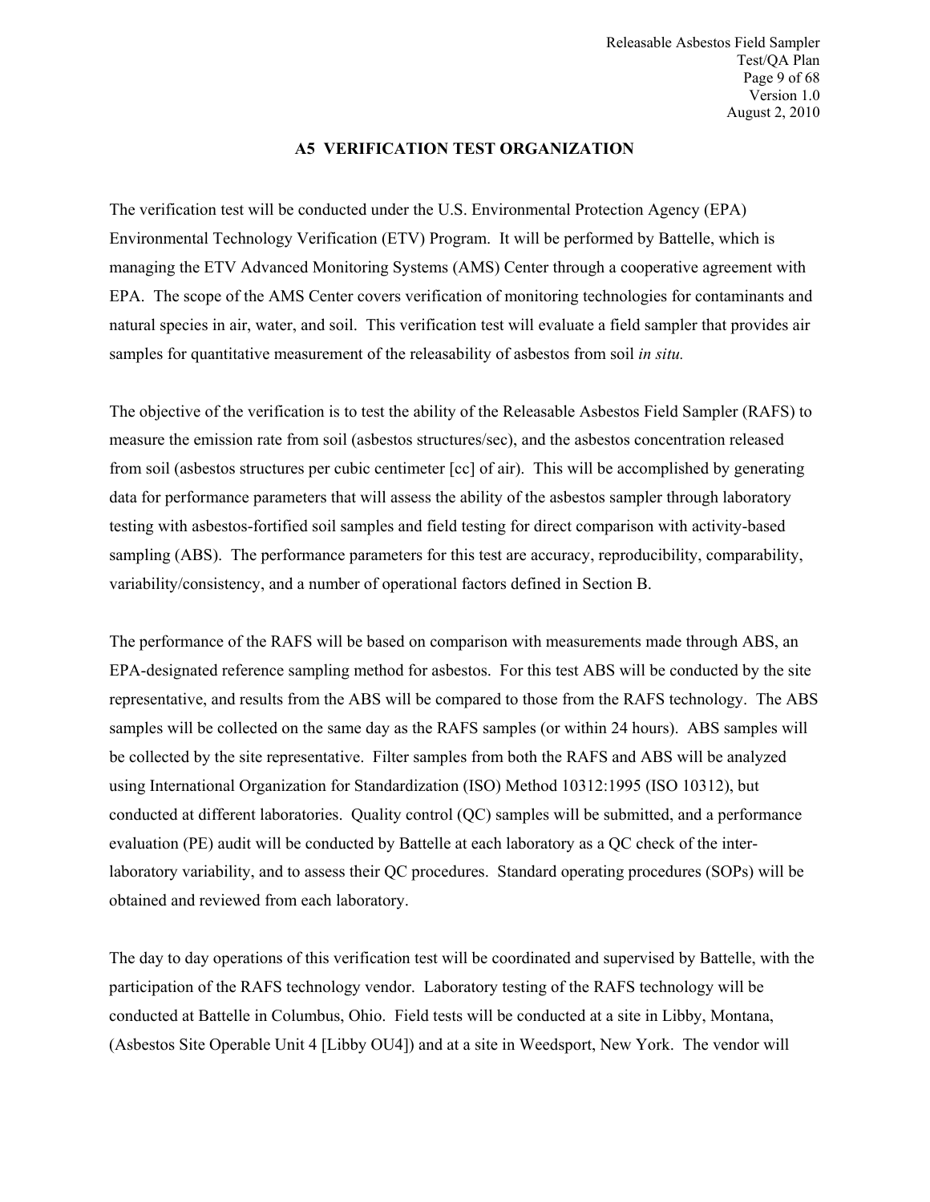## A5 VERIFICATION TEST ORGANIZATION

The verification test will be conducted under the U.S. Environmental Protection Agency (EPA) Environmental Technology Verification (ETV) Program. It will be performed by Battelle, which is managing the ETV Advanced Monitoring Systems (AMS) Center through a cooperative agreement with EPA. The scope of the AMS Center covers verification of monitoring technologies for contaminants and natural species in air, water, and soil. This verification test will evaluate a field sampler that provides air samples for quantitative measurement of the releasability of asbestos from soil *in situ.*

The objective of the verification is to test the ability of the Releasable Asbestos Field Sampler (RAFS) to measure the emission rate from soil (asbestos structures/sec), and the asbestos concentration released from soil (asbestos structures per cubic centimeter [cc] of air). This will be accomplished by generating data for performance parameters that will assess the ability of the asbestos sampler through laboratory testing with asbestos-fortified soil samples and field testing for direct comparison with activity-based sampling (ABS). The performance parameters for this test are accuracy, reproducibility, comparability, variability/consistency, and a number of operational factors defined in Section B.

The performance of the RAFS will be based on comparison with measurements made through ABS, an EPA-designated reference sampling method for asbestos. For this test ABS will be conducted by the site representative, and results from the ABS will be compared to those from the RAFS technology. The ABS samples will be collected on the same day as the RAFS samples (or within 24 hours). ABS samples will be collected by the site representative. Filter samples from both the RAFS and ABS will be analyzed using International Organization for Standardization (ISO) Method 10312:1995 (ISO 10312), but conducted at different laboratories. Quality control (QC) samples will be submitted, and a performance evaluation (PE) audit will be conducted by Battelle at each laboratory as a QC check of the inter-laboratory variability, and to assess their QC procedures. Standard operating procedures (SOPs) will be obtained and reviewed from each laboratory.

The day to day operations of this verification test will be coordinated and supervised by Battelle, with the participation of the RAFS technology vendor. Laboratory testing of the RAFS technology will be conducted at Battelle in Columbus, Ohio. Field tests will be conducted at a site in Libby, Montana, (Asbestos Site Operable Unit 4 [Libby OU4]) and at a site in Weedsport, New York. The vendor will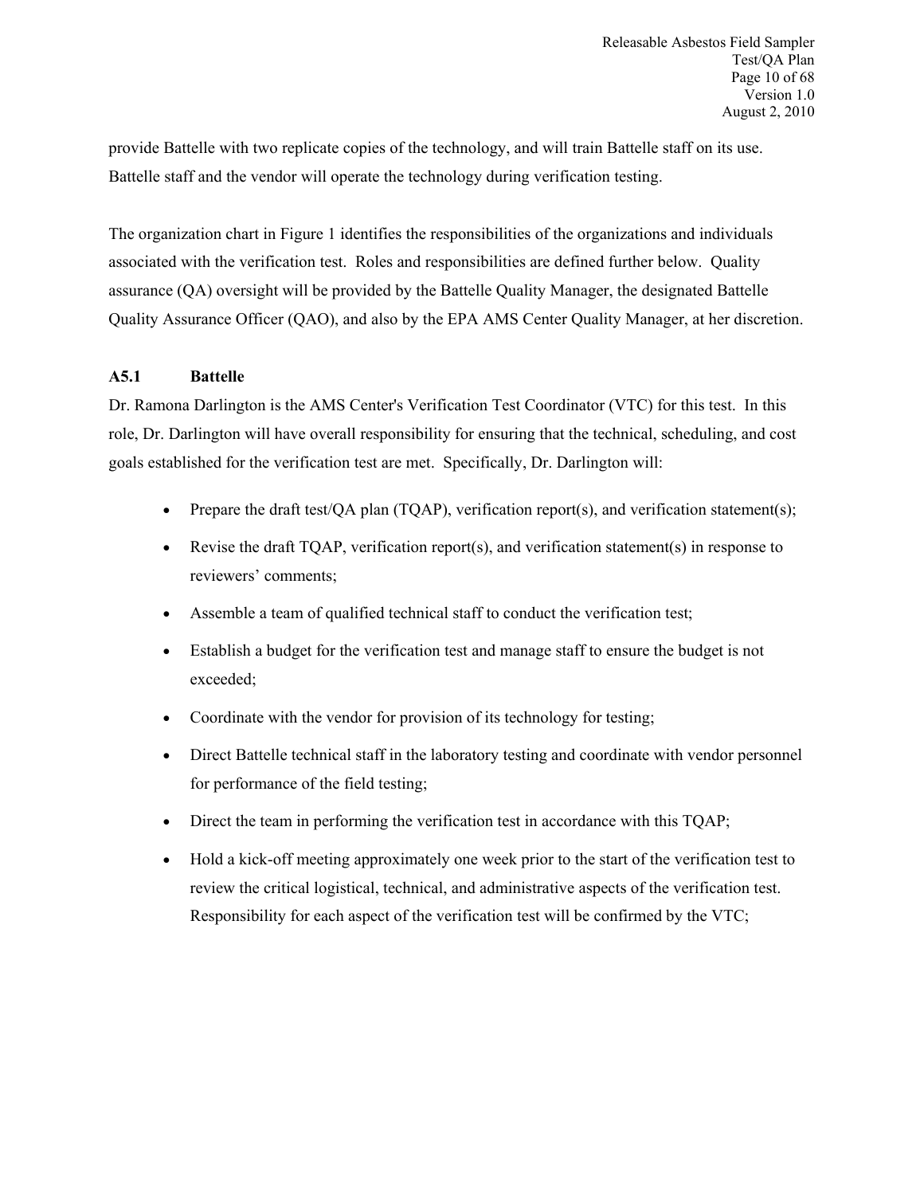provide Battelle with two replicate copies of the technology, and will train Battelle staff on its use. Battelle staff and the vendor will operate the technology during verification testing.

The organization chart in Figure 1 identifies the responsibilities of the organizations and individuals associated with the verification test. Roles and responsibilities are defined further below. Quality assurance (QA) oversight will be provided by the Battelle Quality Manager, the designated Battelle Quality Assurance Officer (QAO), and also by the EPA AMS Center Quality Manager, at her discretion.

### A5.1 Battelle

Dr. Ramona Darlington is the AMS Center's Verification Test Coordinator (VTC) for this test. In this role, Dr. Darlington will have overall responsibility for ensuring that the technical, scheduling, and cost goals established for the verification test are met. Specifically, Dr. Darlington will:

- Prepare the draft test/QA plan (TQAP), verification report(s), and verification statement(s);
- Revise the draft TQAP, verification report(s), and verification statement(s) in response to reviewers' comments;
- Assemble a team of qualified technical staff to conduct the verification test;
- Establish a budget for the verification test and manage staff to ensure the budget is not exceeded;
- Coordinate with the vendor for provision of its technology for testing;
- Direct Battelle technical staff in the laboratory testing and coordinate with vendor personnel for performance of the field testing;
- Direct the team in performing the verification test in accordance with this TQAP;
- Hold a kick-off meeting approximately one week prior to the start of the verification test to review the critical logistical, technical, and administrative aspects of the verification test. Responsibility for each aspect of the verification test will be confirmed by the VTC;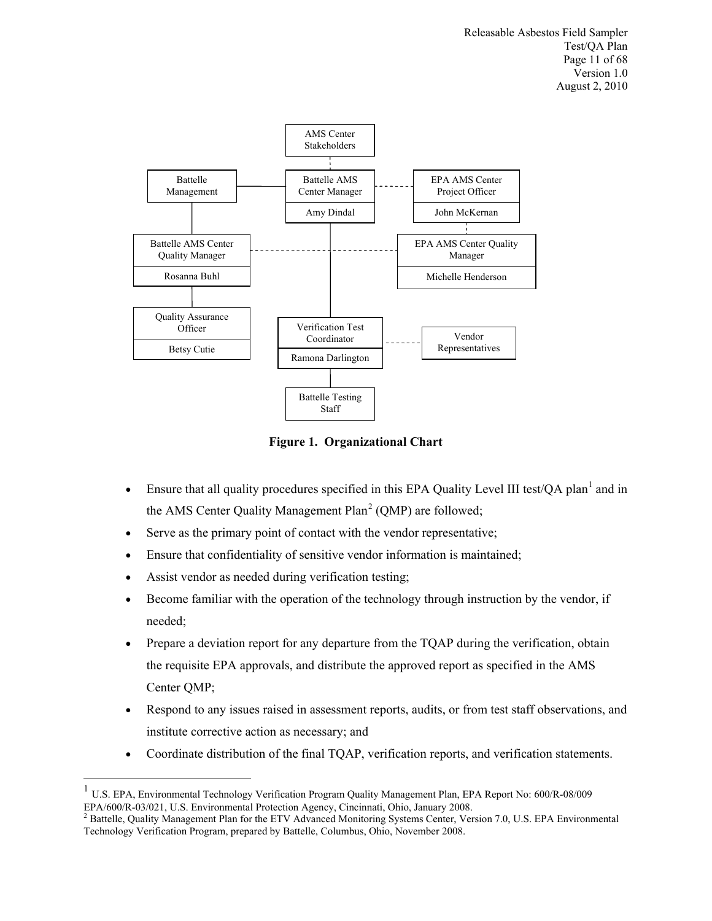Figure 1. Organizational Chart

- Ensure that all quality procedures specified in this EPA Quality Level III test/QA plan[1] and in the AMS Center Quality Management Plan[2] (QMP) are followed;
- Serve as the primary point of contact with the vendor representative;
- Ensure that confidentiality of sensitive vendor information is maintained;
- Assist vendor as needed during verification testing;
- Become familiar with the operation of the technology through instruction by the vendor, if needed;
- Prepare a deviation report for any departure from the TQAP during the verification, obtain the requisite EPA approvals, and distribute the approved report as specified in the AMS Center QMP;
- Respond to any issues raised in assessment reports, audits, or from test staff observations, and institute corrective action as necessary; and
- Coordinate distribution of the final TQAP, verification reports, and verification statements.

---

[1] U.S. EPA, Environmental Technology Verification Program Quality Management Plan, EPA Report No: 600/R-08/009 EPA/600/R-03/021, U.S. Environmental Protection Agency, Cincinnati, Ohio, January 2008.

[2] Battelle, Quality Management Plan for the ETV Advanced Monitoring Systems Center, Version 7.0, U.S. EPA Environmental Technology Verification Program, prepared by Battelle, Columbus, Ohio, November 2008.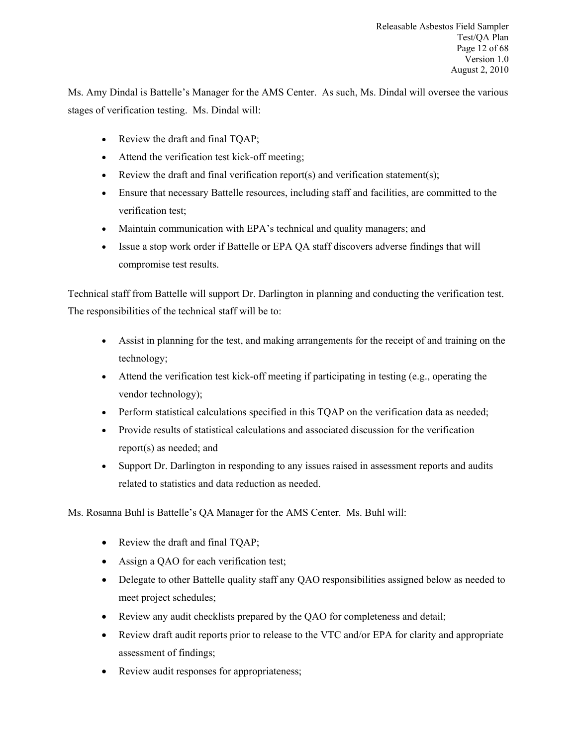Ms. Amy Dindal is Battelle's Manager for the AMS Center. As such, Ms. Dindal will oversee the various stages of verification testing. Ms. Dindal will:

- Review the draft and final TQAP;
- Attend the verification test kick-off meeting;
- Review the draft and final verification report(s) and verification statement(s);
- Ensure that necessary Battelle resources, including staff and facilities, are committed to the verification test;
- Maintain communication with EPA's technical and quality managers; and
- Issue a stop work order if Battelle or EPA QA staff discovers adverse findings that will compromise test results.

Technical staff from Battelle will support Dr. Darlington in planning and conducting the verification test. The responsibilities of the technical staff will be to:

- Assist in planning for the test, and making arrangements for the receipt of and training on the technology;
- Attend the verification test kick-off meeting if participating in testing (e.g., operating the vendor technology);
- Perform statistical calculations specified in this TQAP on the verification data as needed;
- Provide results of statistical calculations and associated discussion for the verification report(s) as needed; and
- Support Dr. Darlington in responding to any issues raised in assessment reports and audits related to statistics and data reduction as needed.

Ms. Rosanna Buhl is Battelle's QA Manager for the AMS Center. Ms. Buhl will:

- Review the draft and final TQAP;
- Assign a QAO for each verification test;
- Delegate to other Battelle quality staff any QAO responsibilities assigned below as needed to meet project schedules;
- Review any audit checklists prepared by the QAO for completeness and detail;
- Review draft audit reports prior to release to the VTC and/or EPA for clarity and appropriate assessment of findings;
- Review audit responses for appropriateness;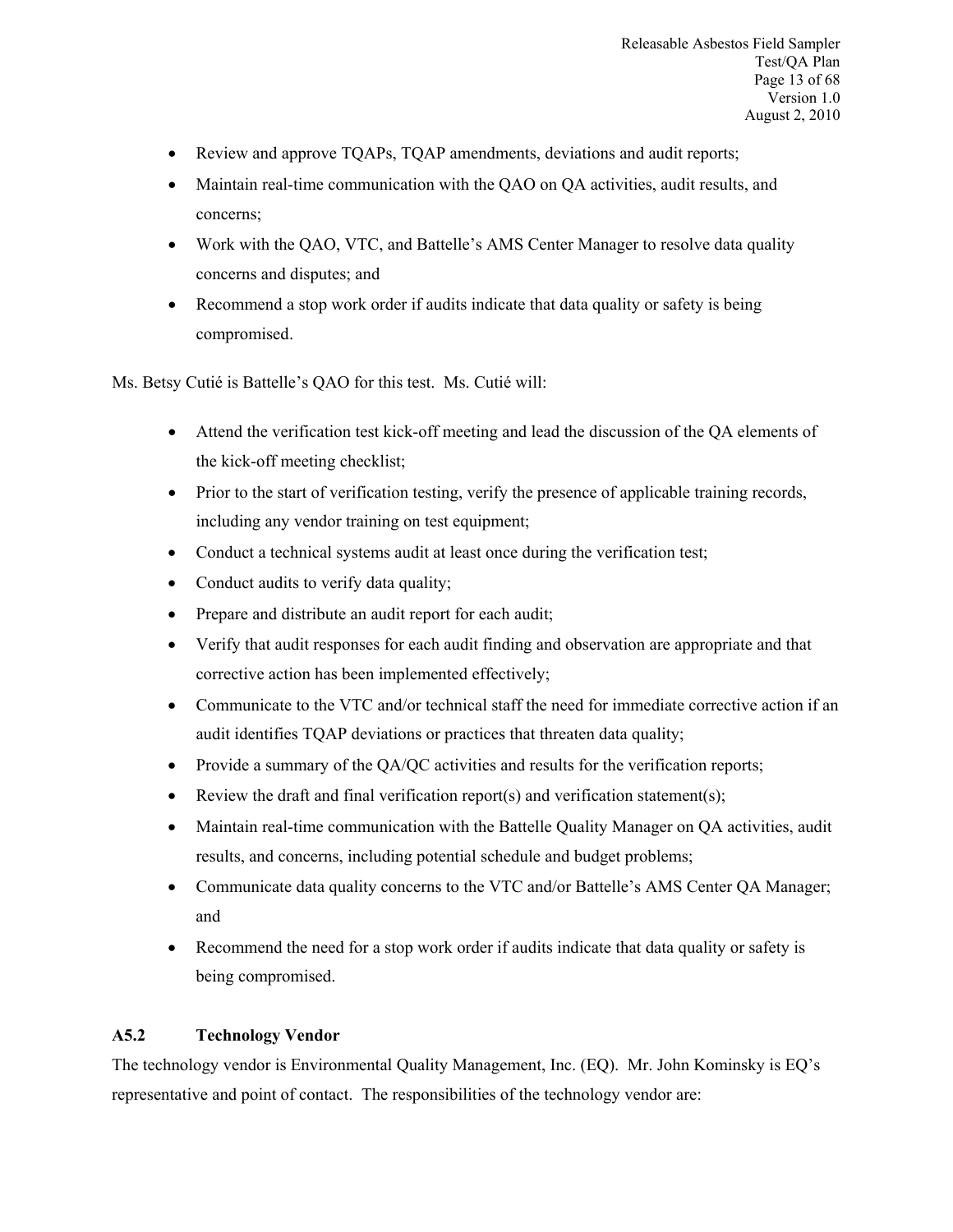- Review and approve TQAPs, TQAP amendments, deviations and audit reports;
- Maintain real-time communication with the QAO on QA activities, audit results, and concerns;
- Work with the QAO, VTC, and Battelle's AMS Center Manager to resolve data quality concerns and disputes; and
- Recommend a stop work order if audits indicate that data quality or safety is being compromised.

Ms. Betsy Cutié is Battelle's QAO for this test. Ms. Cutié will:

- Attend the verification test kick-off meeting and lead the discussion of the QA elements of the kick-off meeting checklist;
- Prior to the start of verification testing, verify the presence of applicable training records, including any vendor training on test equipment;
- Conduct a technical systems audit at least once during the verification test;
- Conduct audits to verify data quality;
- Prepare and distribute an audit report for each audit;
- Verify that audit responses for each audit finding and observation are appropriate and that corrective action has been implemented effectively;
- Communicate to the VTC and/or technical staff the need for immediate corrective action if an audit identifies TQAP deviations or practices that threaten data quality;
- Provide a summary of the QA/QC activities and results for the verification reports;
- Review the draft and final verification report(s) and verification statement(s);
- Maintain real-time communication with the Battelle Quality Manager on QA activities, audit results, and concerns, including potential schedule and budget problems;
- Communicate data quality concerns to the VTC and/or Battelle's AMS Center QA Manager; and
- Recommend the need for a stop work order if audits indicate that data quality or safety is being compromised.

### A5.2 Technology Vendor

The technology vendor is Environmental Quality Management, Inc. (EQ). Mr. John Kominsky is EQ's representative and point of contact. The responsibilities of the technology vendor are: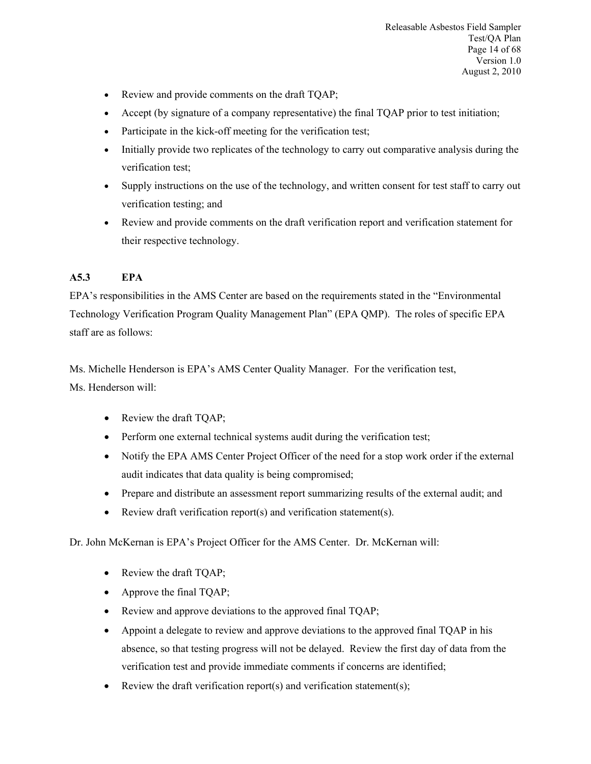- Review and provide comments on the draft TQAP;
- Accept (by signature of a company representative) the final TQAP prior to test initiation;
- Participate in the kick-off meeting for the verification test;
- Initially provide two replicates of the technology to carry out comparative analysis during the verification test;
- Supply instructions on the use of the technology, and written consent for test staff to carry out verification testing; and
- Review and provide comments on the draft verification report and verification statement for their respective technology.

### A5.3 EPA

EPA's responsibilities in the AMS Center are based on the requirements stated in the "Environmental Technology Verification Program Quality Management Plan" (EPA QMP). The roles of specific EPA staff are as follows:

Ms. Michelle Henderson is EPA's AMS Center Quality Manager. For the verification test, Ms. Henderson will:

- Review the draft TQAP;
- Perform one external technical systems audit during the verification test;
- Notify the EPA AMS Center Project Officer of the need for a stop work order if the external audit indicates that data quality is being compromised;
- Prepare and distribute an assessment report summarizing results of the external audit; and
- Review draft verification report(s) and verification statement(s).

Dr. John McKernan is EPA's Project Officer for the AMS Center. Dr. McKernan will:

- Review the draft TQAP;
- Approve the final TQAP;
- Review and approve deviations to the approved final TQAP;
- Appoint a delegate to review and approve deviations to the approved final TQAP in his absence, so that testing progress will not be delayed. Review the first day of data from the verification test and provide immediate comments if concerns are identified;
- Review the draft verification report(s) and verification statement(s);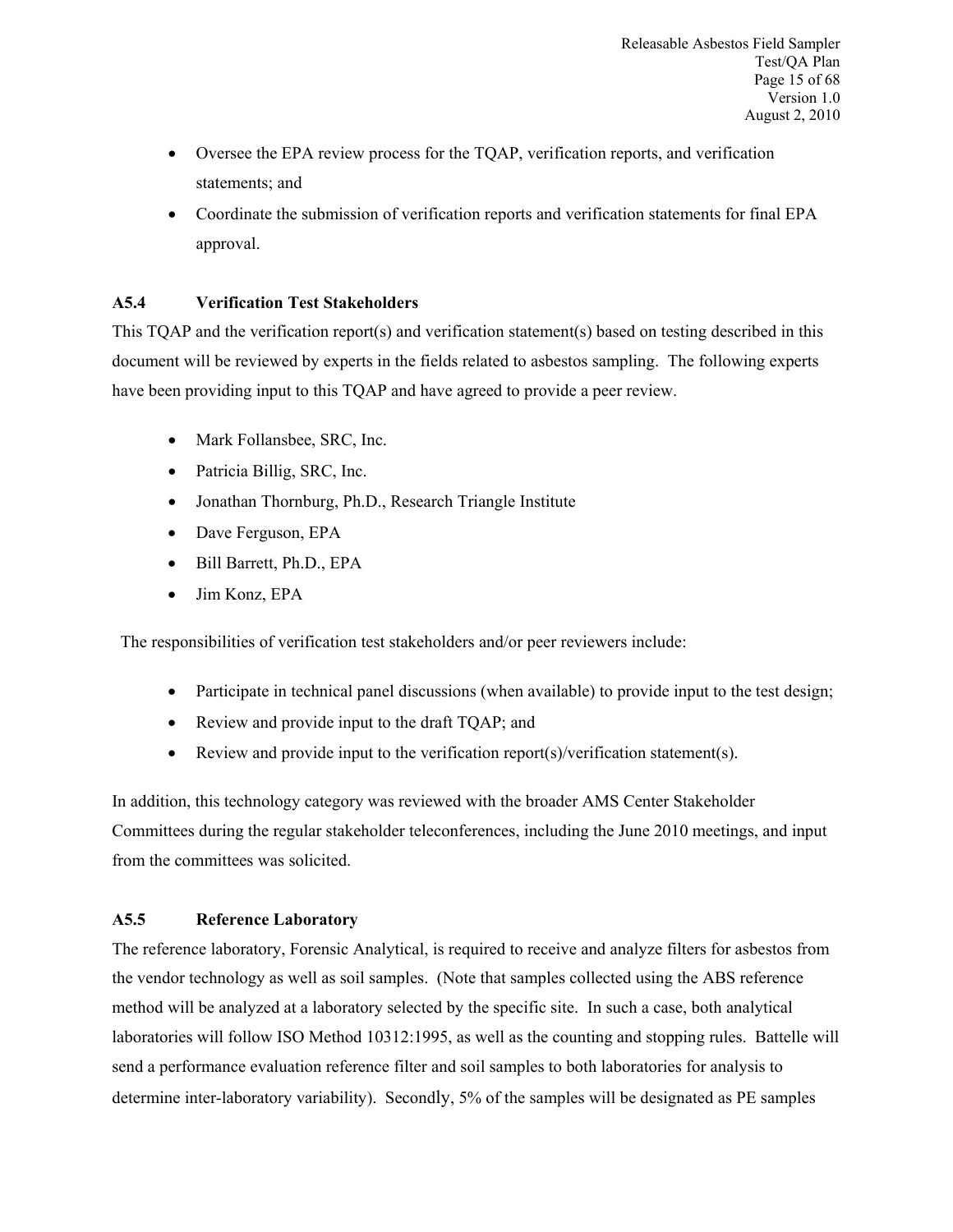- Oversee the EPA review process for the TQAP, verification reports, and verification statements; and
- Coordinate the submission of verification reports and verification statements for final EPA approval.

### A5.4 Verification Test Stakeholders

This TQAP and the verification report(s) and verification statement(s) based on testing described in this document will be reviewed by experts in the fields related to asbestos sampling. The following experts have been providing input to this TQAP and have agreed to provide a peer review.

- Mark Follansbee, SRC, Inc.
- Patricia Billig, SRC, Inc.
- Jonathan Thornburg, Ph.D., Research Triangle Institute
- Dave Ferguson, EPA
- Bill Barrett, Ph.D., EPA
- Jim Konz, EPA

The responsibilities of verification test stakeholders and/or peer reviewers include:

- Participate in technical panel discussions (when available) to provide input to the test design;
- Review and provide input to the draft TQAP; and
- Review and provide input to the verification report(s)/verification statement(s).

In addition, this technology category was reviewed with the broader AMS Center Stakeholder Committees during the regular stakeholder teleconferences, including the June 2010 meetings, and input from the committees was solicited.

### A5.5 Reference Laboratory

The reference laboratory, Forensic Analytical, is required to receive and analyze filters for asbestos from the vendor technology as well as soil samples. (Note that samples collected using the ABS reference method will be analyzed at a laboratory selected by the specific site. In such a case, both analytical laboratories will follow ISO Method 10312:1995, as well as the counting and stopping rules. Battelle will send a performance evaluation reference filter and soil samples to both laboratories for analysis to determine inter-laboratory variability). Secondly, 5% of the samples will be designated as PE samples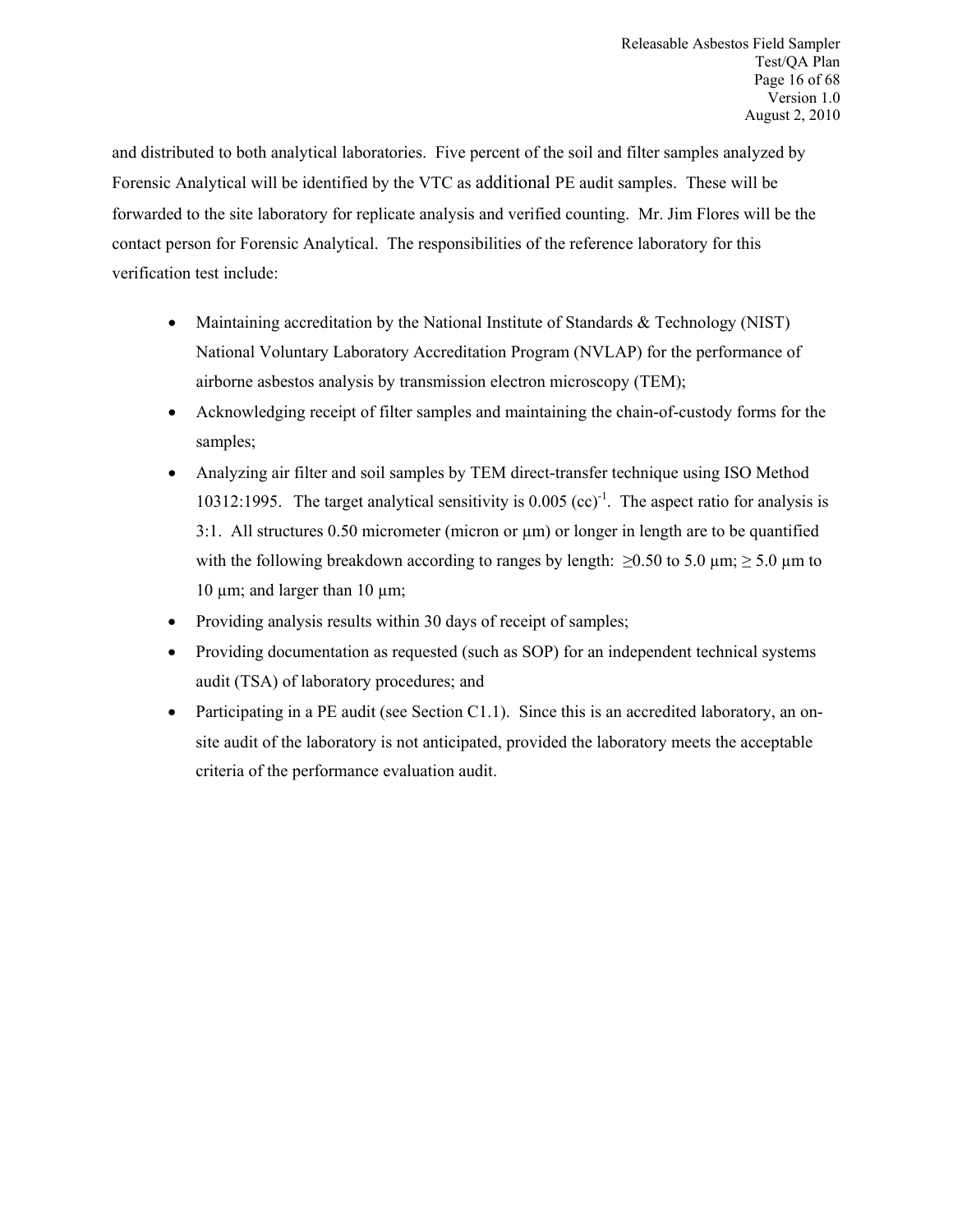and distributed to both analytical laboratories. Five percent of the soil and filter samples analyzed by Forensic Analytical will be identified by the VTC as additional PE audit samples. These will be forwarded to the site laboratory for replicate analysis and verified counting. Mr. Jim Flores will be the contact person for Forensic Analytical. The responsibilities of the reference laboratory for this verification test include:

- Maintaining accreditation by the National Institute of Standards & Technology (NIST) National Voluntary Laboratory Accreditation Program (NVLAP) for the performance of airborne asbestos analysis by transmission electron microscopy (TEM);
- Acknowledging receipt of filter samples and maintaining the chain-of-custody forms for the samples;
- Analyzing air filter and soil samples by TEM direct-transfer technique using ISO Method 10312:1995. The target analytical sensitivity is 0.005 $(cc)^{-1}$. The aspect ratio for analysis is 3:1. All structures 0.50 micrometer (micron or μm) or longer in length are to be quantified with the following breakdown according to ranges by length: ≥0.50 to 5.0 μm; ≥ 5.0 μm to 10 μm; and larger than 10 μm;
- Providing analysis results within 30 days of receipt of samples;
- Providing documentation as requested (such as SOP) for an independent technical systems audit (TSA) of laboratory procedures; and
- Participating in a PE audit (see Section C1.1). Since this is an accredited laboratory, an on-site audit of the laboratory is not anticipated, provided the laboratory meets the acceptable criteria of the performance evaluation audit.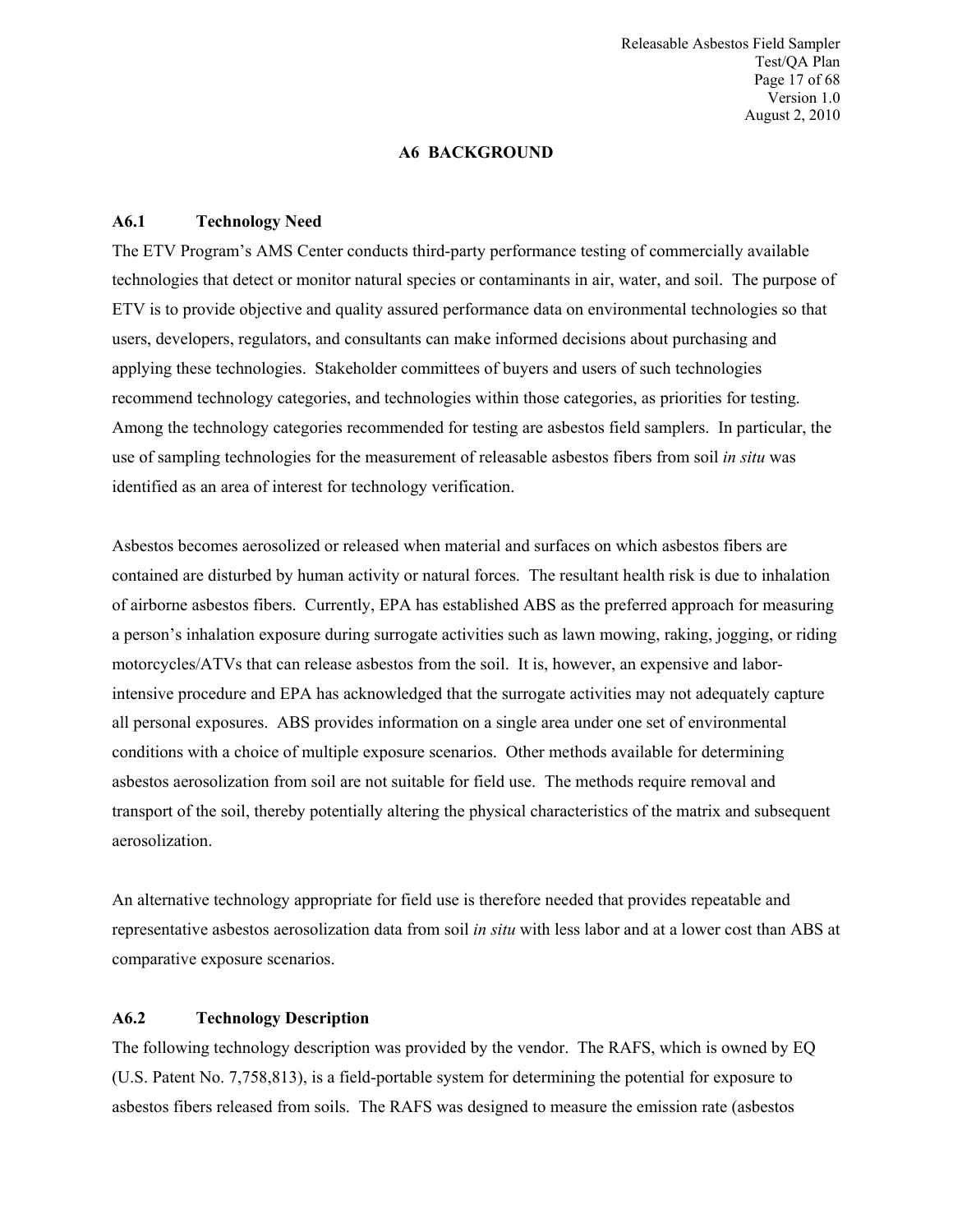## A6 BACKGROUND

### A6.1 Technology Need

The ETV Program's AMS Center conducts third-party performance testing of commercially available technologies that detect or monitor natural species or contaminants in air, water, and soil. The purpose of ETV is to provide objective and quality assured performance data on environmental technologies so that users, developers, regulators, and consultants can make informed decisions about purchasing and applying these technologies. Stakeholder committees of buyers and users of such technologies recommend technology categories, and technologies within those categories, as priorities for testing. Among the technology categories recommended for testing are asbestos field samplers. In particular, the use of sampling technologies for the measurement of releasable asbestos fibers from soil *in situ* was identified as an area of interest for technology verification.

Asbestos becomes aerosolized or released when material and surfaces on which asbestos fibers are contained are disturbed by human activity or natural forces. The resultant health risk is due to inhalation of airborne asbestos fibers. Currently, EPA has established ABS as the preferred approach for measuring a person's inhalation exposure during surrogate activities such as lawn mowing, raking, jogging, or riding motorcycles/ATVs that can release asbestos from the soil. It is, however, an expensive and labor-intensive procedure and EPA has acknowledged that the surrogate activities may not adequately capture all personal exposures. ABS provides information on a single area under one set of environmental conditions with a choice of multiple exposure scenarios. Other methods available for determining asbestos aerosolization from soil are not suitable for field use. The methods require removal and transport of the soil, thereby potentially altering the physical characteristics of the matrix and subsequent aerosolization.

An alternative technology appropriate for field use is therefore needed that provides repeatable and representative asbestos aerosolization data from soil *in situ* with less labor and at a lower cost than ABS at comparative exposure scenarios.

### A6.2 Technology Description

The following technology description was provided by the vendor. The RAFS, which is owned by EQ (U.S. Patent No. 7,758,813), is a field-portable system for determining the potential for exposure to asbestos fibers released from soils. The RAFS was designed to measure the emission rate (asbestos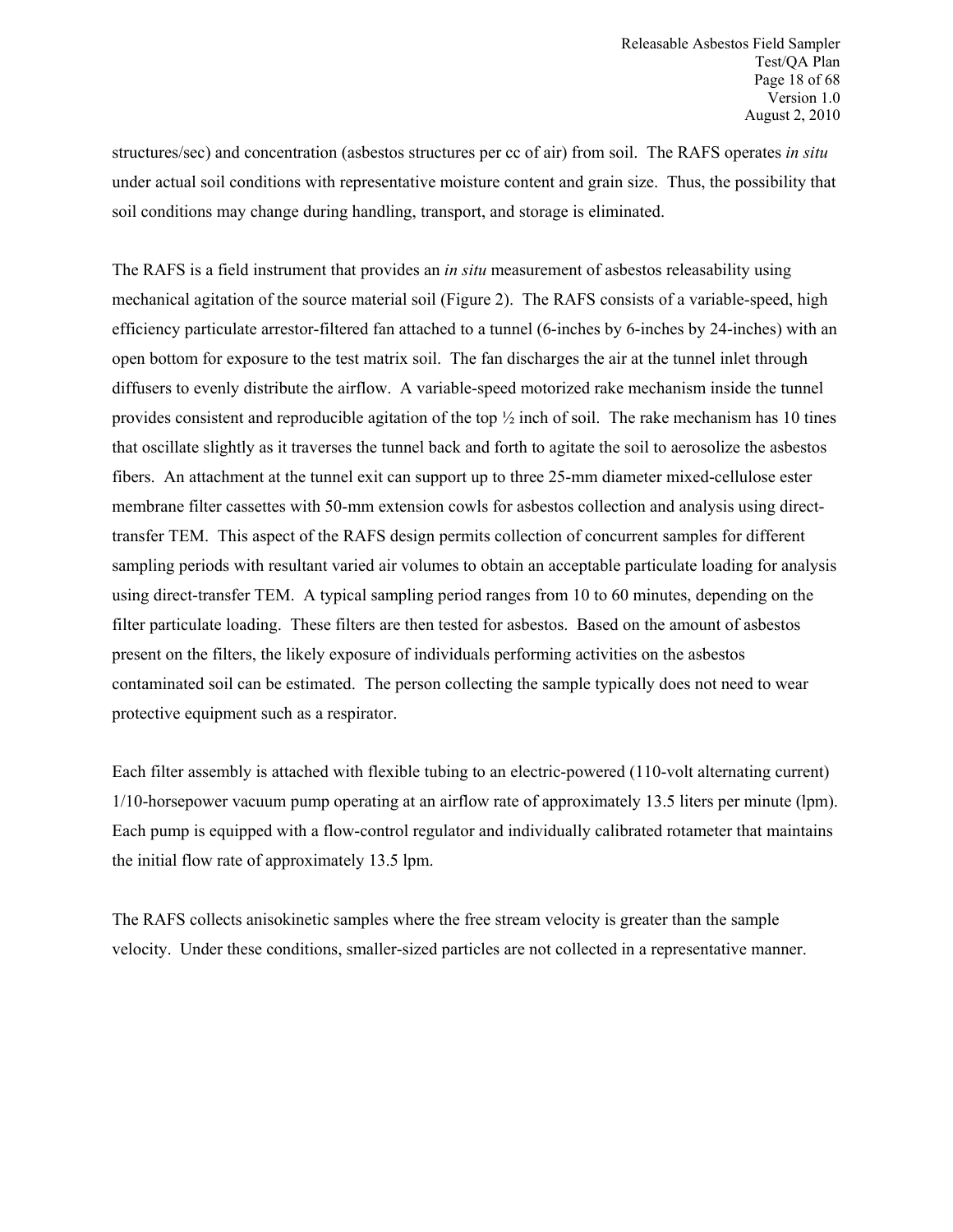structures/sec) and concentration (asbestos structures per cc of air) from soil. The RAFS operates *in situ* under actual soil conditions with representative moisture content and grain size. Thus, the possibility that soil conditions may change during handling, transport, and storage is eliminated.

The RAFS is a field instrument that provides an *in situ* measurement of asbestos releasability using mechanical agitation of the source material soil (Figure 2). The RAFS consists of a variable-speed, high efficiency particulate arrestor-filtered fan attached to a tunnel (6-inches by 6-inches by 24-inches) with an open bottom for exposure to the test matrix soil. The fan discharges the air at the tunnel inlet through diffusers to evenly distribute the airflow. A variable-speed motorized rake mechanism inside the tunnel provides consistent and reproducible agitation of the top ½ inch of soil. The rake mechanism has 10 tines that oscillate slightly as it traverses the tunnel back and forth to agitate the soil to aerosolize the asbestos fibers. An attachment at the tunnel exit can support up to three 25-mm diameter mixed-cellulose ester membrane filter cassettes with 50-mm extension cowls for asbestos collection and analysis using direct-transfer TEM. This aspect of the RAFS design permits collection of concurrent samples for different sampling periods with resultant varied air volumes to obtain an acceptable particulate loading for analysis using direct-transfer TEM. A typical sampling period ranges from 10 to 60 minutes, depending on the filter particulate loading. These filters are then tested for asbestos. Based on the amount of asbestos present on the filters, the likely exposure of individuals performing activities on the asbestos contaminated soil can be estimated. The person collecting the sample typically does not need to wear protective equipment such as a respirator.

Each filter assembly is attached with flexible tubing to an electric-powered (110-volt alternating current) 1/10-horsepower vacuum pump operating at an airflow rate of approximately 13.5 liters per minute (lpm). Each pump is equipped with a flow-control regulator and individually calibrated rotameter that maintains the initial flow rate of approximately 13.5 lpm.

The RAFS collects anisokinetic samples where the free stream velocity is greater than the sample velocity. Under these conditions, smaller-sized particles are not collected in a representative manner.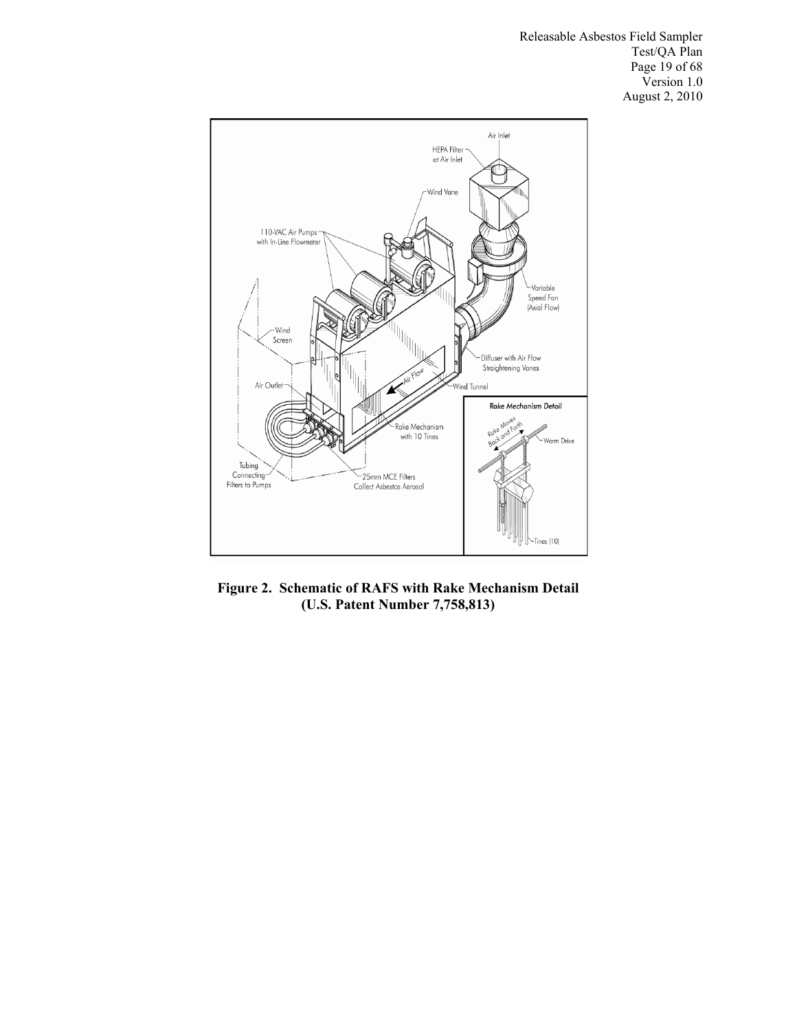**Figure 2. Schematic of RAFS with Rake Mechanism Detail (U.S. Patent Number 7,758,813)**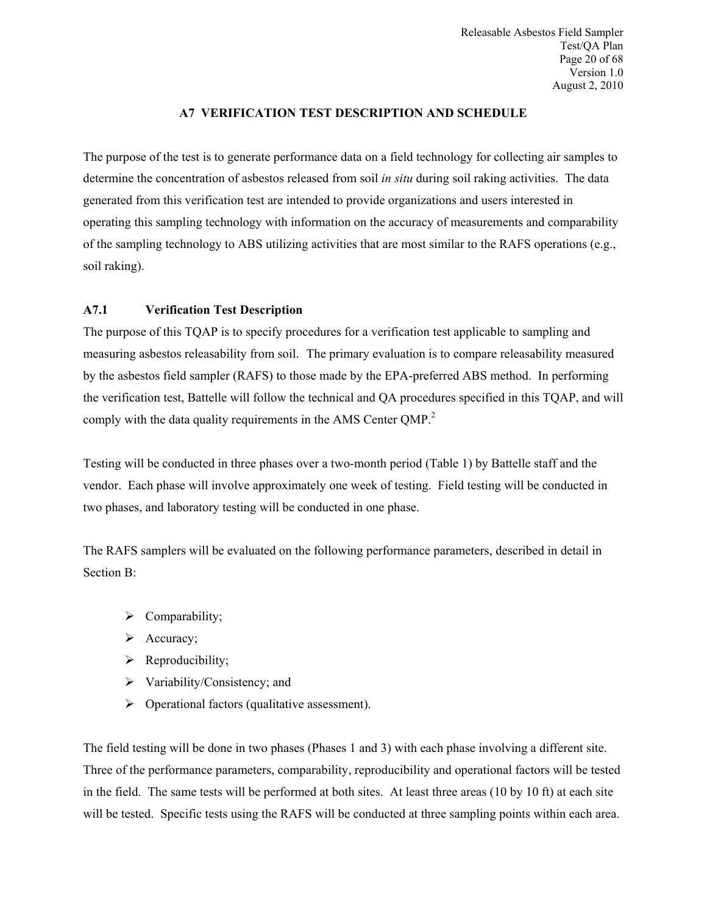## A7 VERIFICATION TEST DESCRIPTION AND SCHEDULE

The purpose of the test is to generate performance data on a field technology for collecting air samples to determine the concentration of asbestos released from soil *in situ* during soil raking activities. The data generated from this verification test are intended to provide organizations and users interested in operating this sampling technology with information on the accuracy of measurements and comparability of the sampling technology to ABS utilizing activities that are most similar to the RAFS operations (e.g., soil raking).

### A7.1 Verification Test Description

The purpose of this TQAP is to specify procedures for a verification test applicable to sampling and measuring asbestos releasability from soil. The primary evaluation is to compare releasability measured by the asbestos field sampler (RAFS) to those made by the EPA-preferred ABS method. In performing the verification test, Battelle will follow the technical and QA procedures specified in this TQAP, and will comply with the data quality requirements in the AMS Center QMP.[2]

Testing will be conducted in three phases over a two-month period (Table 1) by Battelle staff and the vendor. Each phase will involve approximately one week of testing. Field testing will be conducted in two phases, and laboratory testing will be conducted in one phase.

The RAFS samplers will be evaluated on the following performance parameters, described in detail in Section B:

- Comparability;
- Accuracy;
- Reproducibility;
- Variability/Consistency; and
- Operational factors (qualitative assessment).

The field testing will be done in two phases (Phases 1 and 3) with each phase involving a different site. Three of the performance parameters, comparability, reproducibility and operational factors will be tested in the field. The same tests will be performed at both sites. At least three areas (10 by 10 ft) at each site will be tested. Specific tests using the RAFS will be conducted at three sampling points within each area.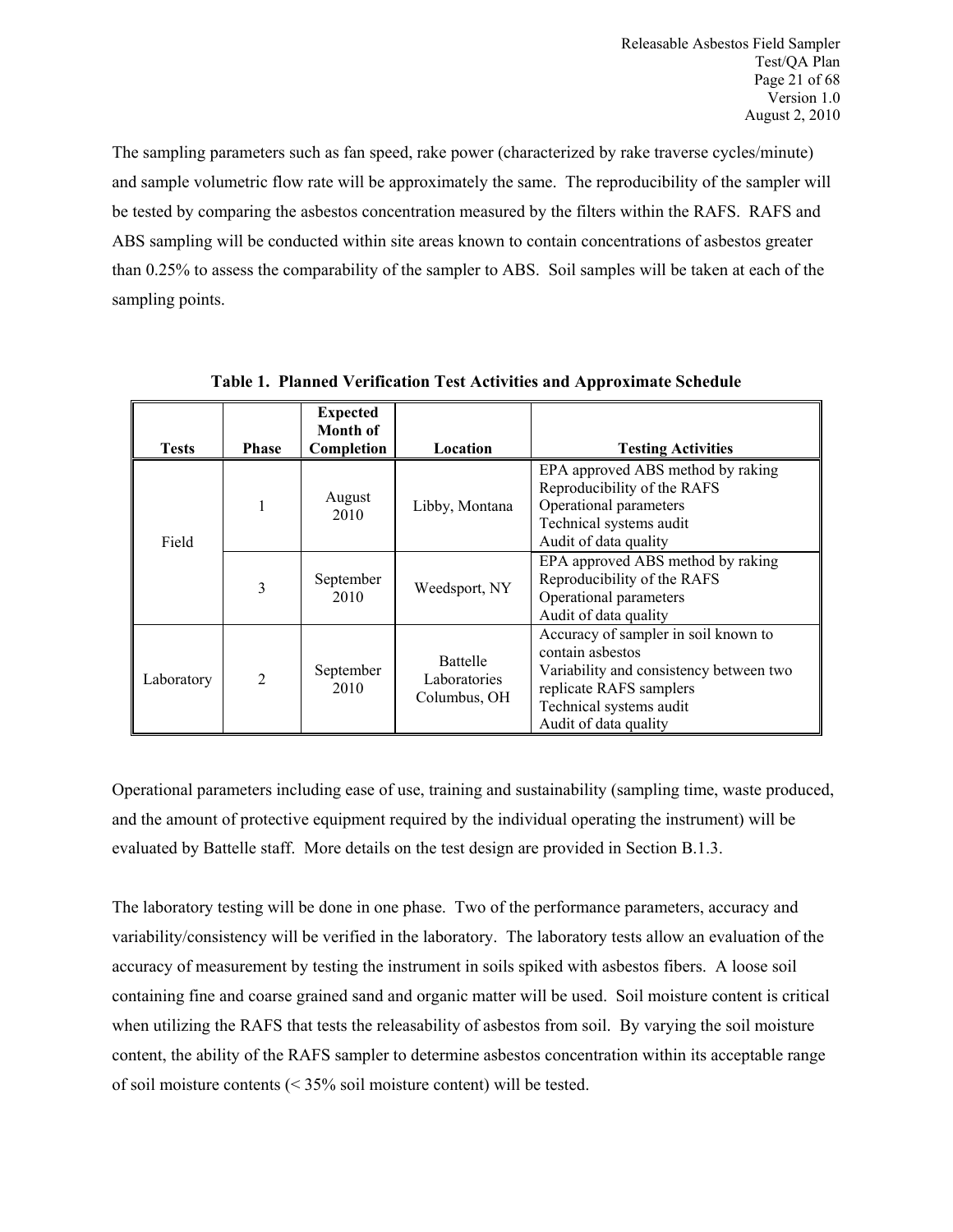The sampling parameters such as fan speed, rake power (characterized by rake traverse cycles/minute) and sample volumetric flow rate will be approximately the same. The reproducibility of the sampler will be tested by comparing the asbestos concentration measured by the filters within the RAFS. RAFS and ABS sampling will be conducted within site areas known to contain concentrations of asbestos greater than 0.25% to assess the comparability of the sampler to ABS. Soil samples will be taken at each of the sampling points.

**Table 1. Planned Verification Test Activities and Approximate Schedule**

| Tests | Phase | Expected Month of Completion | Location | Testing Activities |
|---|---|---|---|---|
| Field | 1 | August 2010 | Libby, Montana | EPA approved ABS method by raking<br>Reproducibility of the RAFS<br>Operational parameters<br>Technical systems audit<br>Audit of data quality |
| | 3 | September 2010 | Weedsport, NY | EPA approved ABS method by raking<br>Reproducibility of the RAFS<br>Operational parameters<br>Audit of data quality |
| Laboratory | 2 | September 2010 | Battelle Laboratories Columbus, OH | Accuracy of sampler in soil known to contain asbestos<br>Variability and consistency between two replicate RAFS samplers<br>Technical systems audit<br>Audit of data quality |

Operational parameters including ease of use, training and sustainability (sampling time, waste produced, and the amount of protective equipment required by the individual operating the instrument) will be evaluated by Battelle staff. More details on the test design are provided in Section B.1.3.

The laboratory testing will be done in one phase. Two of the performance parameters, accuracy and variability/consistency will be verified in the laboratory. The laboratory tests allow an evaluation of the accuracy of measurement by testing the instrument in soils spiked with asbestos fibers. A loose soil containing fine and coarse grained sand and organic matter will be used. Soil moisture content is critical when utilizing the RAFS that tests the releasability of asbestos from soil. By varying the soil moisture content, the ability of the RAFS sampler to determine asbestos concentration within its acceptable range of soil moisture contents (< 35% soil moisture content) will be tested.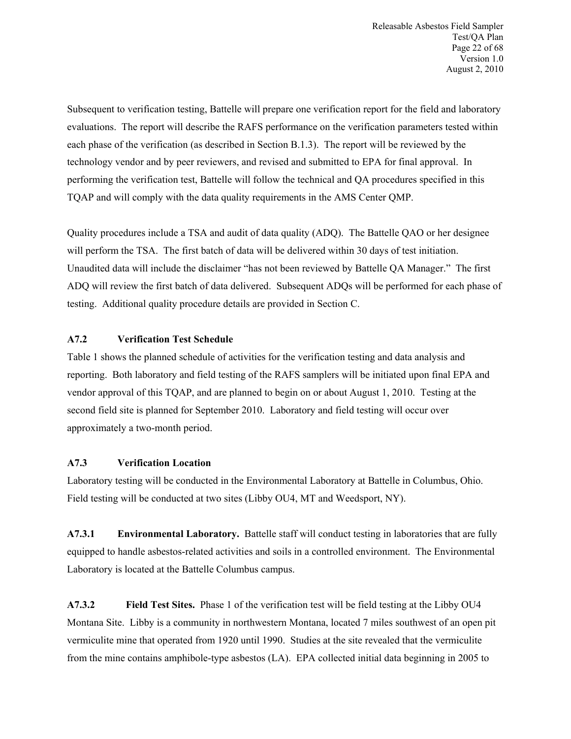Subsequent to verification testing, Battelle will prepare one verification report for the field and laboratory evaluations. The report will describe the RAFS performance on the verification parameters tested within each phase of the verification (as described in Section B.1.3). The report will be reviewed by the technology vendor and by peer reviewers, and revised and submitted to EPA for final approval. In performing the verification test, Battelle will follow the technical and QA procedures specified in this TQAP and will comply with the data quality requirements in the AMS Center QMP.

Quality procedures include a TSA and audit of data quality (ADQ). The Battelle QAO or her designee will perform the TSA. The first batch of data will be delivered within 30 days of test initiation. Unaudited data will include the disclaimer "has not been reviewed by Battelle QA Manager." The first ADQ will review the first batch of data delivered. Subsequent ADQs will be performed for each phase of testing. Additional quality procedure details are provided in Section C.

### A7.2 Verification Test Schedule

Table 1 shows the planned schedule of activities for the verification testing and data analysis and reporting. Both laboratory and field testing of the RAFS samplers will be initiated upon final EPA and vendor approval of this TQAP, and are planned to begin on or about August 1, 2010. Testing at the second field site is planned for September 2010. Laboratory and field testing will occur over approximately a two-month period.

### A7.3 Verification Location

Laboratory testing will be conducted in the Environmental Laboratory at Battelle in Columbus, Ohio. Field testing will be conducted at two sites (Libby OU4, MT and Weedsport, NY).

**A7.3.1 Environmental Laboratory.** Battelle staff will conduct testing in laboratories that are fully equipped to handle asbestos-related activities and soils in a controlled environment. The Environmental Laboratory is located at the Battelle Columbus campus.

**A7.3.2 Field Test Sites.** Phase 1 of the verification test will be field testing at the Libby OU4 Montana Site. Libby is a community in northwestern Montana, located 7 miles southwest of an open pit vermiculite mine that operated from 1920 until 1990. Studies at the site revealed that the vermiculite from the mine contains amphibole-type asbestos (LA). EPA collected initial data beginning in 2005 to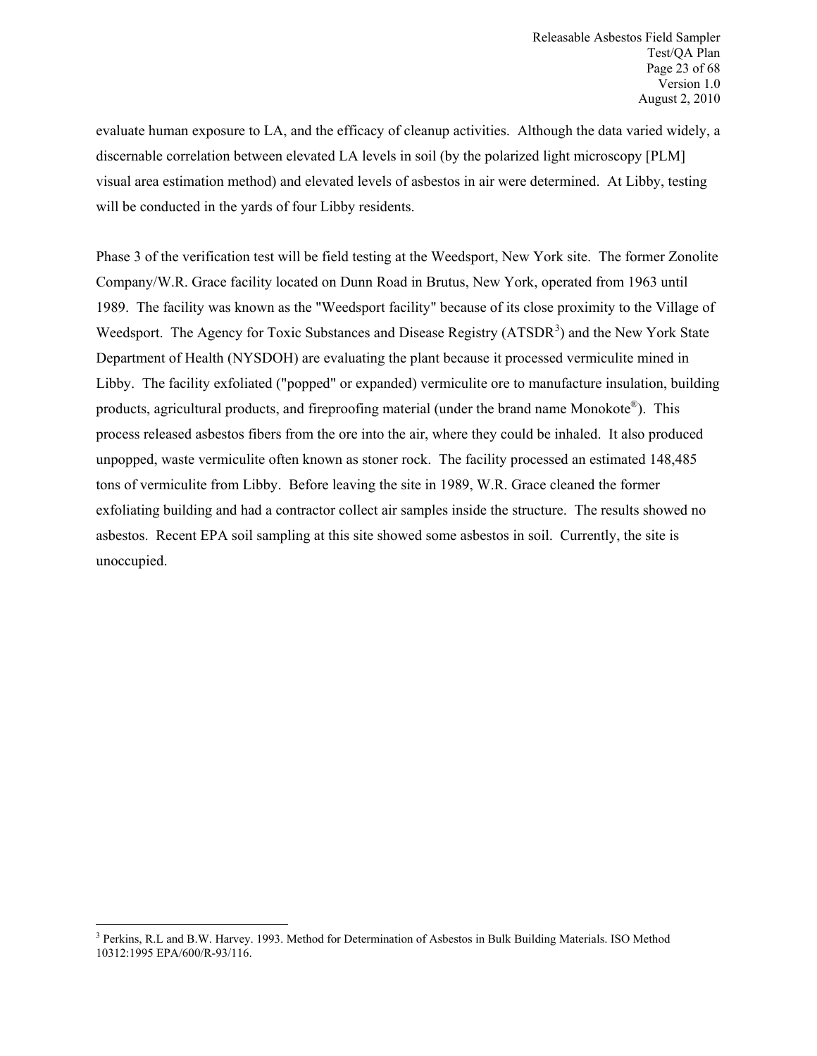evaluate human exposure to LA, and the efficacy of cleanup activities. Although the data varied widely, a discernable correlation between elevated LA levels in soil (by the polarized light microscopy [PLM] visual area estimation method) and elevated levels of asbestos in air were determined. At Libby, testing will be conducted in the yards of four Libby residents.

Phase 3 of the verification test will be field testing at the Weedsport, New York site. The former Zonolite Company/W.R. Grace facility located on Dunn Road in Brutus, New York, operated from 1963 until 1989. The facility was known as the "Weedsport facility" because of its close proximity to the Village of Weedsport. The Agency for Toxic Substances and Disease Registry (ATSDR[3]) and the New York State Department of Health (NYSDOH) are evaluating the plant because it processed vermiculite mined in Libby. The facility exfoliated ("popped" or expanded) vermiculite ore to manufacture insulation, building products, agricultural products, and fireproofing material (under the brand name Monokote®). This process released asbestos fibers from the ore into the air, where they could be inhaled. It also produced unpopped, waste vermiculite often known as stoner rock. The facility processed an estimated 148,485 tons of vermiculite from Libby. Before leaving the site in 1989, W.R. Grace cleaned the former exfoliating building and had a contractor collect air samples inside the structure. The results showed no asbestos. Recent EPA soil sampling at this site showed some asbestos in soil. Currently, the site is unoccupied.

---

[3] Perkins, R.L and B.W. Harvey. 1993. Method for Determination of Asbestos in Bulk Building Materials. ISO Method 10312:1995 EPA/600/R-93/116.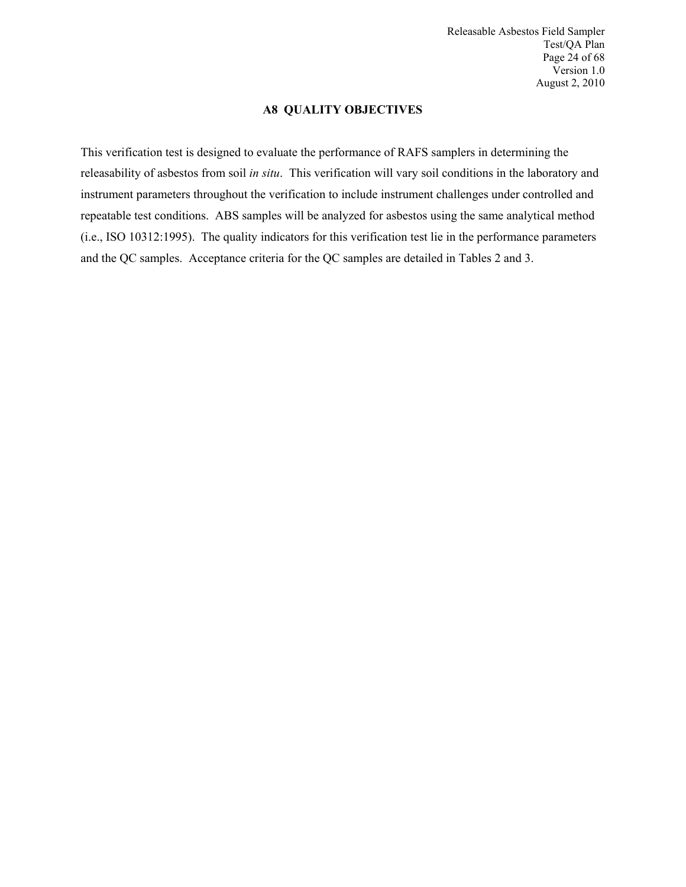## A8 QUALITY OBJECTIVES

This verification test is designed to evaluate the performance of RAFS samplers in determining the releasability of asbestos from soil *in situ*. This verification will vary soil conditions in the laboratory and instrument parameters throughout the verification to include instrument challenges under controlled and repeatable test conditions. ABS samples will be analyzed for asbestos using the same analytical method (i.e., ISO 10312:1995). The quality indicators for this verification test lie in the performance parameters and the QC samples. Acceptance criteria for the QC samples are detailed in Tables 2 and 3.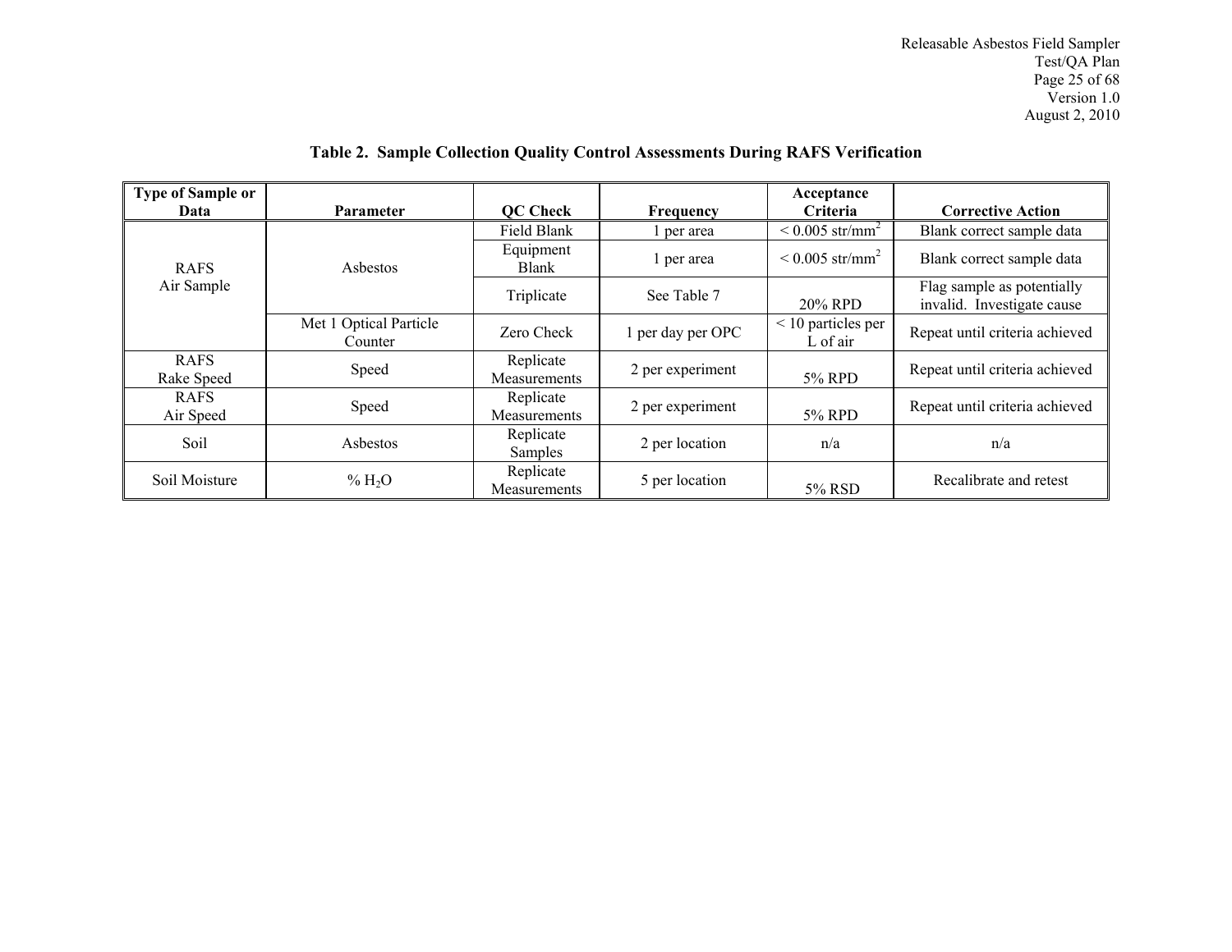**Table 2. Sample Collection Quality Control Assessments During RAFS Verification**

| Type of Sample or Data | Parameter | QC Check | Frequency | Acceptance Criteria | Corrective Action |
|---|---|---|---|---|---|
| RAFS Air Sample | Asbestos | Field Blank | 1 per area | < 0.005 str/mm$^2$ | Blank correct sample data |
| | | Equipment Blank | 1 per area | < 0.005 str/mm$^2$ | Blank correct sample data |
| | | Triplicate | See Table 7 | 20% RPD | Flag sample as potentially invalid. Investigate cause |
| | Met 1 Optical Particle Counter | Zero Check | 1 per day per OPC | < 10 particles per L of air | Repeat until criteria achieved |
| RAFS Rake Speed | Speed | Replicate Measurements | 2 per experiment | 5% RPD | Repeat until criteria achieved |
| RAFS Air Speed | Speed | Replicate Measurements | 2 per experiment | 5% RPD | Repeat until criteria achieved |
| Soil | Asbestos | Replicate Samples | 2 per location | n/a | n/a |
| Soil Moisture | % $H_2O$ | Replicate Measurements | 5 per location | 5% RSD | Recalibrate and retest |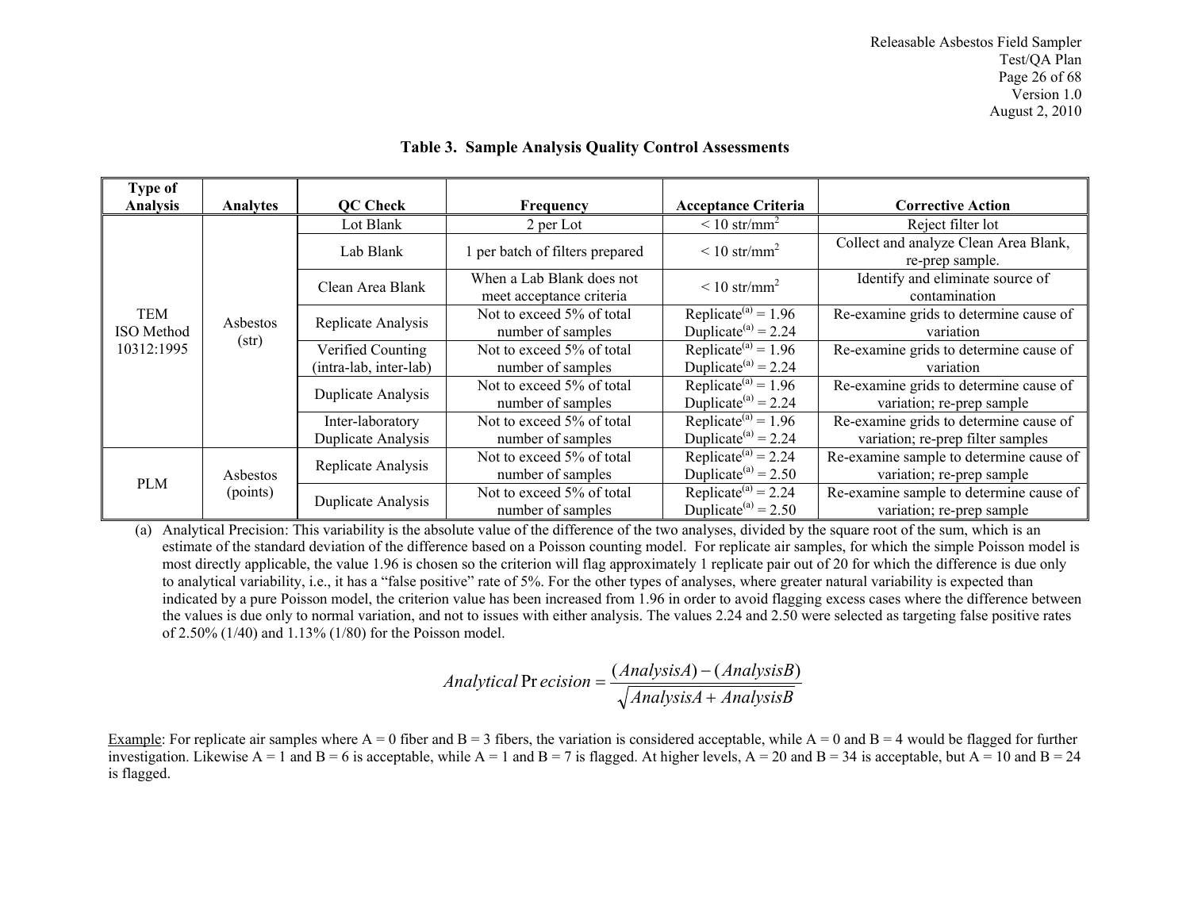**Table 3. Sample Analysis Quality Control Assessments**

| Type of Analysis | Analytes | QC Check | Frequency | Acceptance Criteria | Corrective Action |
|---|---|---|---|---|---|
| TEM ISO Method 10312:1995 | Asbestos (str) | Lot Blank | 2 per Lot | < 10 str/mm$^2$ | Reject filter lot |
| | | Lab Blank | 1 per batch of filters prepared | < 10 str/mm$^2$ | Collect and analyze Clean Area Blank, re-prep sample. |
| | | Clean Area Blank | When a Lab Blank does not meet acceptance criteria | < 10 str/mm$^2$ | Identify and eliminate source of contamination |
| | | Replicate Analysis | Not to exceed 5% of total number of samples | Replicate[a] = 1.96 Duplicate[a] = 2.24 | Re-examine grids to determine cause of variation |
| | | Verified Counting (intra-lab, inter-lab) | Not to exceed 5% of total number of samples | Replicate[a] = 1.96 Duplicate[a] = 2.24 | Re-examine grids to determine cause of variation |
| | | Duplicate Analysis | Not to exceed 5% of total number of samples | Replicate[a] = 1.96 Duplicate[a] = 2.24 | Re-examine grids to determine cause of variation; re-prep sample |
| | | Inter-laboratory Duplicate Analysis | Not to exceed 5% of total number of samples | Replicate[a] = 1.96 Duplicate[a] = 2.24 | Re-examine grids to determine cause of variation; re-prep filter samples |
| PLM | Asbestos (points) | Replicate Analysis | Not to exceed 5% of total number of samples | Replicate[a] = 2.24 Duplicate[a] = 2.50 | Re-examine sample to determine cause of variation; re-prep sample |
| | | Duplicate Analysis | Not to exceed 5% of total number of samples | Replicate[a] = 2.24 Duplicate[a] = 2.50 | Re-examine sample to determine cause of variation; re-prep sample |

(a) Analytical Precision: This variability is the absolute value of the difference of the two analyses, divided by the square root of the sum, which is an estimate of the standard deviation of the difference based on a Poisson counting model. For replicate air samples, for which the simple Poisson model is most directly applicable, the value 1.96 is chosen so the criterion will flag approximately 1 replicate pair out of 20 for which the difference is due only to analytical variability, i.e., it has a "false positive" rate of 5%. For the other types of analyses, where greater natural variability is expected than indicated by a pure Poisson model, the criterion value has been increased from 1.96 in order to avoid flagging excess cases where the difference between the values is due only to normal variation, and not to issues with either analysis. The values 2.24 and 2.50 were selected as targeting false positive rates of 2.50% (1/40) and 1.13% (1/80) for the Poisson model.

$$Analytical\ Precision = \frac{(AnalysisA) - (AnalysisB)}{\sqrt{AnalysisA + AnalysisB}}$$

Example: For replicate air samples where A = 0 fiber and B = 3 fibers, the variation is considered acceptable, while A = 0 and B = 4 would be flagged for further investigation. Likewise A = 1 and B = 6 is acceptable, while A = 1 and B = 7 is flagged. At higher levels, A = 20 and B = 34 is acceptable, but A = 10 and B = 24 is flagged.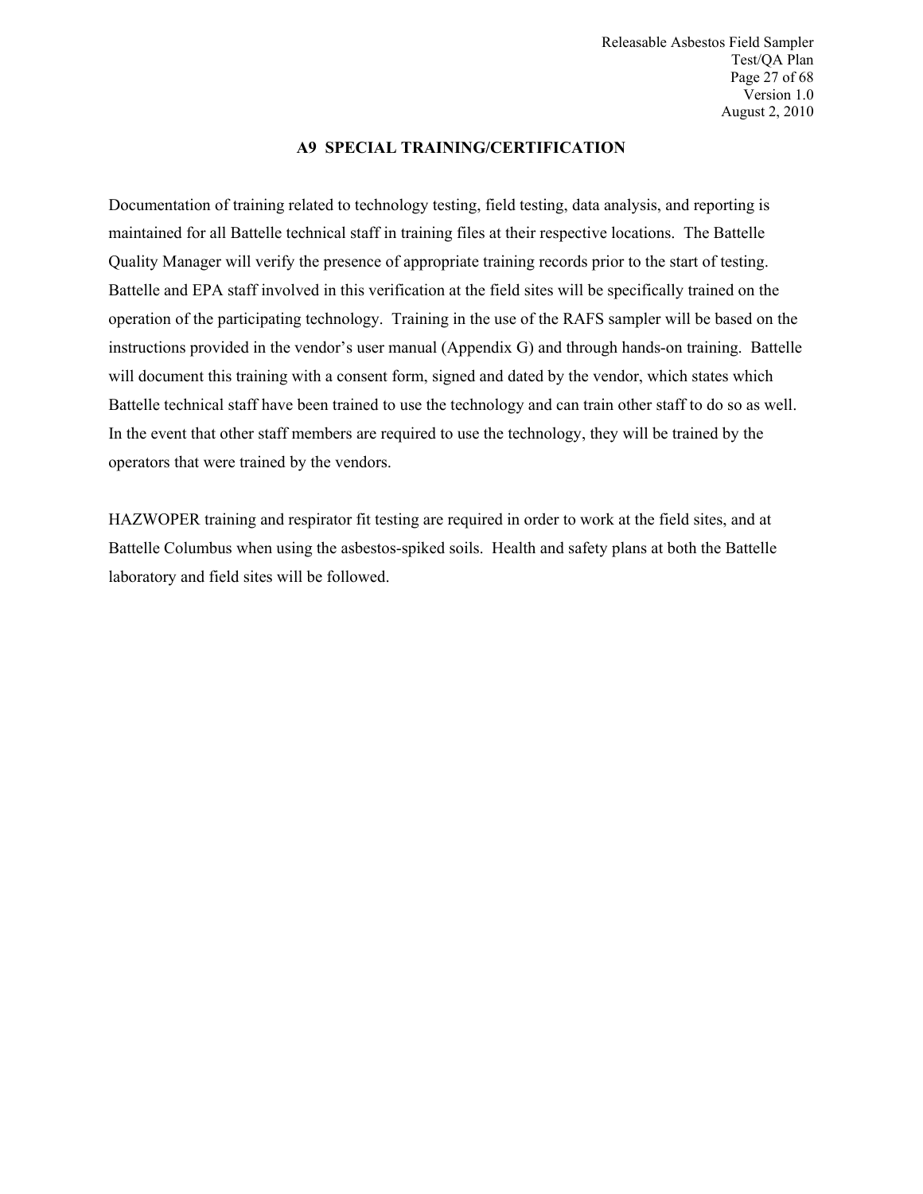## A9 SPECIAL TRAINING/CERTIFICATION

Documentation of training related to technology testing, field testing, data analysis, and reporting is maintained for all Battelle technical staff in training files at their respective locations. The Battelle Quality Manager will verify the presence of appropriate training records prior to the start of testing. Battelle and EPA staff involved in this verification at the field sites will be specifically trained on the operation of the participating technology. Training in the use of the RAFS sampler will be based on the instructions provided in the vendor's user manual (Appendix G) and through hands-on training. Battelle will document this training with a consent form, signed and dated by the vendor, which states which Battelle technical staff have been trained to use the technology and can train other staff to do so as well. In the event that other staff members are required to use the technology, they will be trained by the operators that were trained by the vendors.

HAZWOPER training and respirator fit testing are required in order to work at the field sites, and at Battelle Columbus when using the asbestos-spiked soils. Health and safety plans at both the Battelle laboratory and field sites will be followed.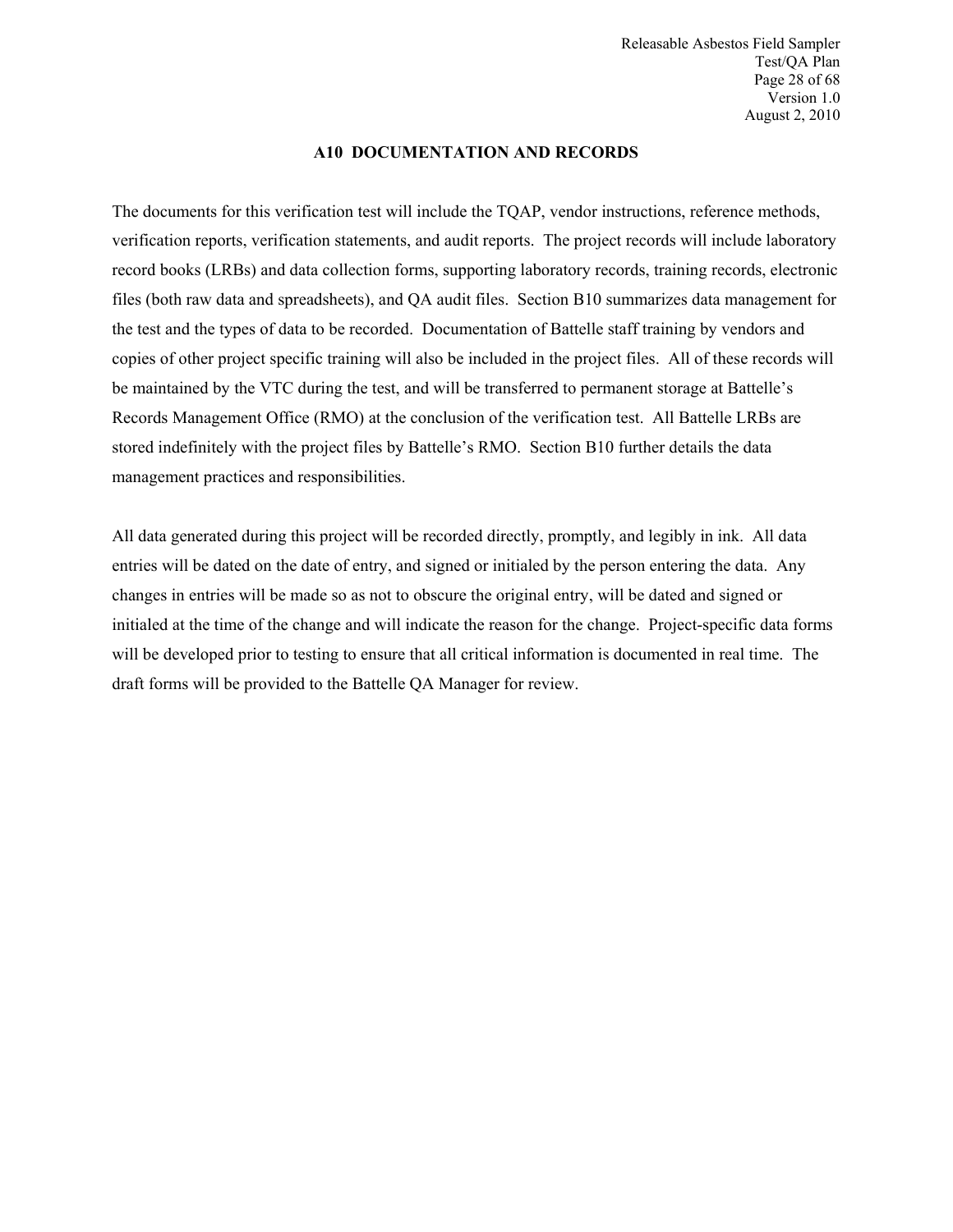## A10 DOCUMENTATION AND RECORDS

The documents for this verification test will include the TQAP, vendor instructions, reference methods, verification reports, verification statements, and audit reports. The project records will include laboratory record books (LRBs) and data collection forms, supporting laboratory records, training records, electronic files (both raw data and spreadsheets), and QA audit files. Section B10 summarizes data management for the test and the types of data to be recorded. Documentation of Battelle staff training by vendors and copies of other project specific training will also be included in the project files. All of these records will be maintained by the VTC during the test, and will be transferred to permanent storage at Battelle's Records Management Office (RMO) at the conclusion of the verification test. All Battelle LRBs are stored indefinitely with the project files by Battelle's RMO. Section B10 further details the data management practices and responsibilities.

All data generated during this project will be recorded directly, promptly, and legibly in ink. All data entries will be dated on the date of entry, and signed or initialed by the person entering the data. Any changes in entries will be made so as not to obscure the original entry, will be dated and signed or initialed at the time of the change and will indicate the reason for the change. Project-specific data forms will be developed prior to testing to ensure that all critical information is documented in real time. The draft forms will be provided to the Battelle QA Manager for review.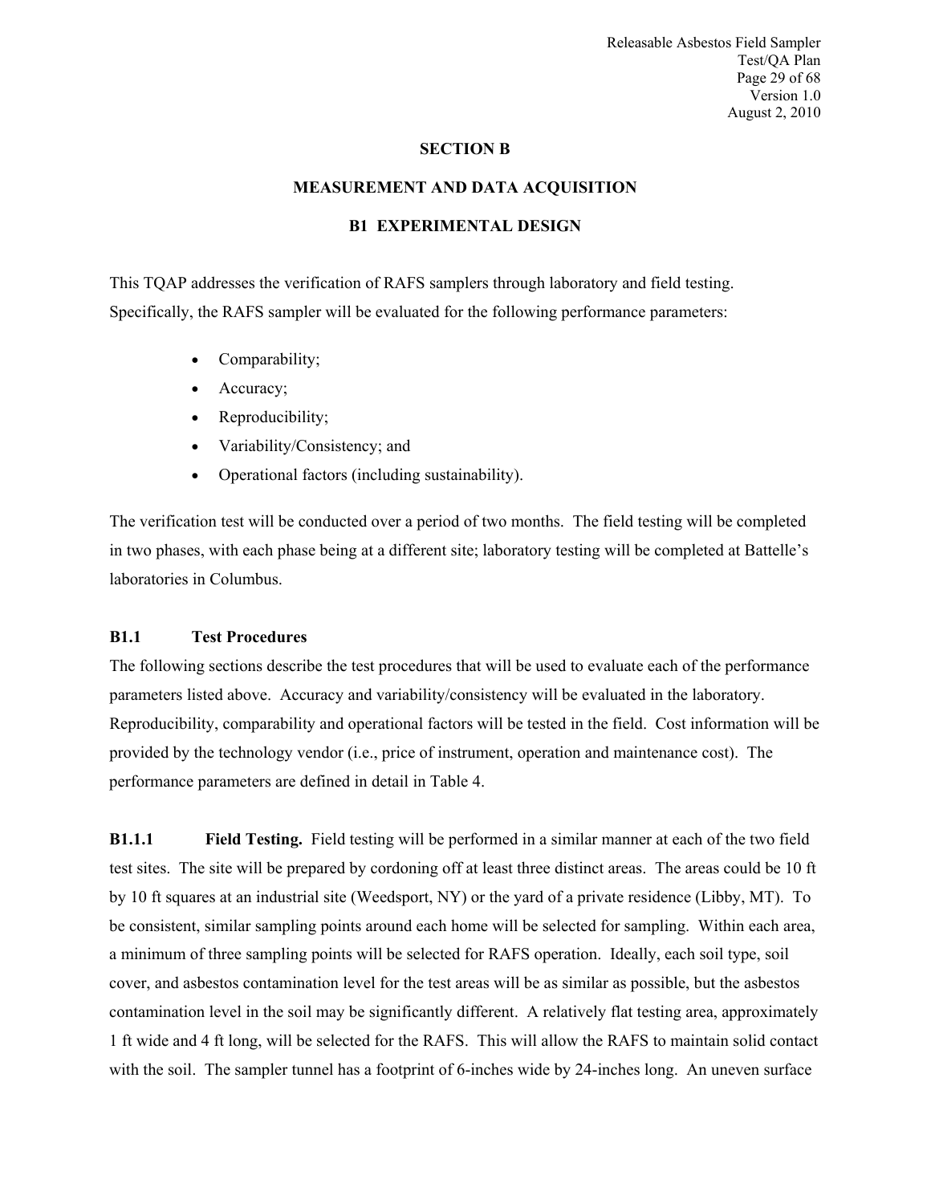# SECTION B

## MEASUREMENT AND DATA ACQUISITION

### B1 EXPERIMENTAL DESIGN

This TQAP addresses the verification of RAFS samplers through laboratory and field testing. Specifically, the RAFS sampler will be evaluated for the following performance parameters:

- Comparability;
- Accuracy;
- Reproducibility;
- Variability/Consistency; and
- Operational factors (including sustainability).

The verification test will be conducted over a period of two months. The field testing will be completed in two phases, with each phase being at a different site; laboratory testing will be completed at Battelle's laboratories in Columbus.

**B1.1 Test Procedures**

The following sections describe the test procedures that will be used to evaluate each of the performance parameters listed above. Accuracy and variability/consistency will be evaluated in the laboratory. Reproducibility, comparability and operational factors will be tested in the field. Cost information will be provided by the technology vendor (i.e., price of instrument, operation and maintenance cost). The performance parameters are defined in detail in Table 4.

**B1.1.1 Field Testing.** Field testing will be performed in a similar manner at each of the two field test sites. The site will be prepared by cordoning off at least three distinct areas. The areas could be 10 ft by 10 ft squares at an industrial site (Weedsport, NY) or the yard of a private residence (Libby, MT). To be consistent, similar sampling points around each home will be selected for sampling. Within each area, a minimum of three sampling points will be selected for RAFS operation. Ideally, each soil type, soil cover, and asbestos contamination level for the test areas will be as similar as possible, but the asbestos contamination level in the soil may be significantly different. A relatively flat testing area, approximately 1 ft wide and 4 ft long, will be selected for the RAFS. This will allow the RAFS to maintain solid contact with the soil. The sampler tunnel has a footprint of 6-inches wide by 24-inches long. An uneven surface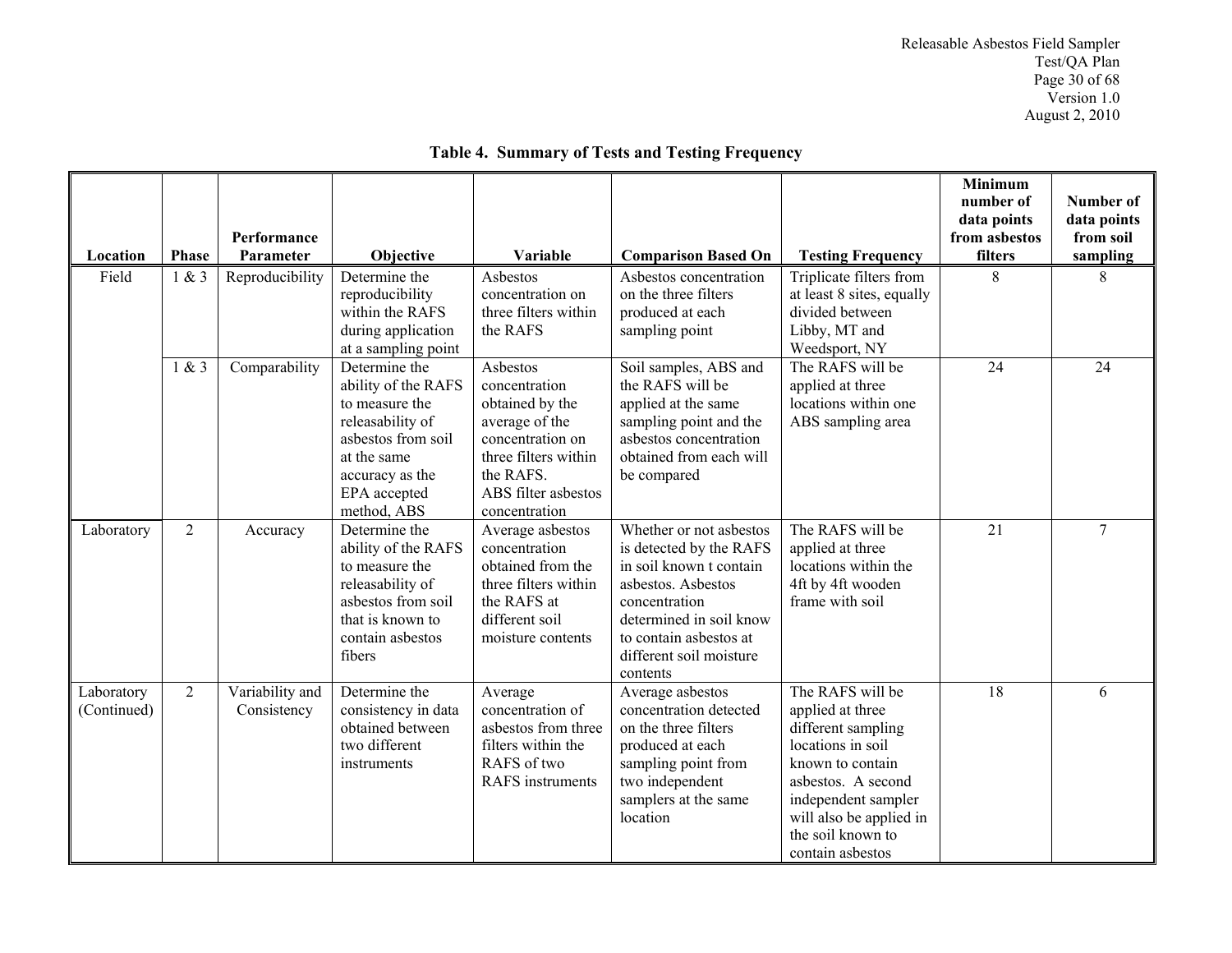**Table 4. Summary of Tests and Testing Frequency**

| Location | Phase | Performance Parameter | Objective | Variable | Comparison Based On | Testing Frequency | Minimum number of data points from asbestos filters | Number of data points from soil sampling |
|---|---|---|---|---|---|---|---|---|
| Field | 1 & 3 | Reproducibility | Determine the reproducibility within the RAFS during application at a sampling point | Asbestos concentration on three filters within the RAFS | Asbestos concentration on the three filters produced at each sampling point | Triplicate filters from at least 8 sites, equally divided between Libby, MT and Weedsport, NY | 8 | 8 |
| | 1 & 3 | Comparability | Determine the ability of the RAFS to measure the releasability of asbestos from soil at the same accuracy as the EPA accepted method, ABS | Asbestos concentration obtained by the average of the concentration on three filters within the RAFS. ABS filter asbestos concentration | Soil samples, ABS and the RAFS will be applied at the same sampling point and the asbestos concentration obtained from each will be compared | The RAFS will be applied at three locations within one ABS sampling area | 24 | 24 |
| Laboratory | 2 | Accuracy | Determine the ability of the RAFS to measure the releasability of asbestos from soil that is known to contain asbestos fibers | Average asbestos concentration obtained from the three filters within the RAFS at different soil moisture contents | Whether or not asbestos is detected by the RAFS in soil known t contain asbestos. Asbestos concentration determined in soil know to contain asbestos at different soil moisture contents | The RAFS will be applied at three locations within the 4ft by 4ft wooden frame with soil | 21 | 7 |
| Laboratory (Continued) | 2 | Variability and Consistency | Determine the consistency in data obtained between two different instruments | Average concentration of asbestos from three filters within the RAFS of two RAFS instruments | Average asbestos concentration detected on the three filters produced at each sampling point from two independent samplers at the same location | The RAFS will be applied at three different sampling locations in soil known to contain asbestos. A second independent sampler will also be applied in the soil known to contain asbestos | 18 | 6 |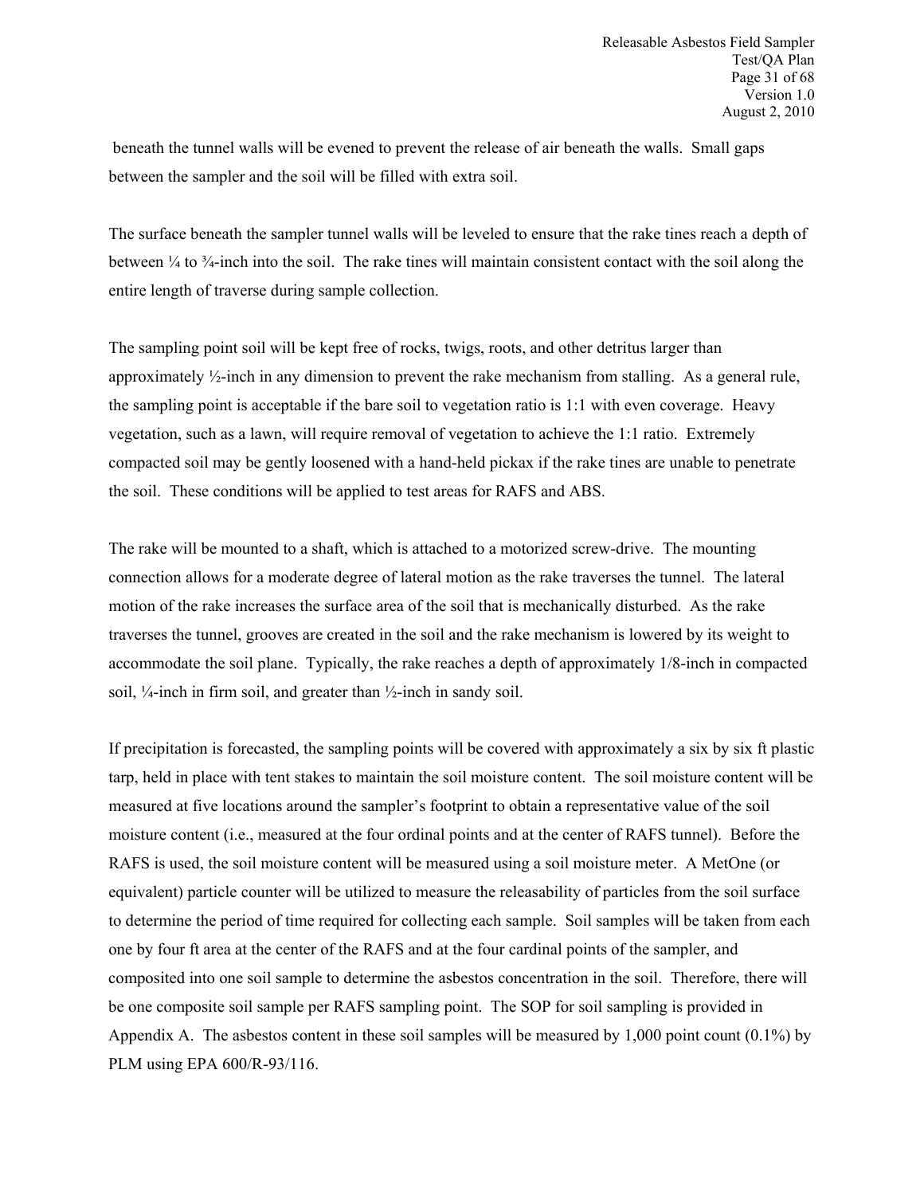beneath the tunnel walls will be evened to prevent the release of air beneath the walls. Small gaps between the sampler and the soil will be filled with extra soil.

The surface beneath the sampler tunnel walls will be leveled to ensure that the rake tines reach a depth of between ¼ to ¾-inch into the soil. The rake tines will maintain consistent contact with the soil along the entire length of traverse during sample collection.

The sampling point soil will be kept free of rocks, twigs, roots, and other detritus larger than approximately ½-inch in any dimension to prevent the rake mechanism from stalling. As a general rule, the sampling point is acceptable if the bare soil to vegetation ratio is 1:1 with even coverage. Heavy vegetation, such as a lawn, will require removal of vegetation to achieve the 1:1 ratio. Extremely compacted soil may be gently loosened with a hand-held pickax if the rake tines are unable to penetrate the soil. These conditions will be applied to test areas for RAFS and ABS.

The rake will be mounted to a shaft, which is attached to a motorized screw-drive. The mounting connection allows for a moderate degree of lateral motion as the rake traverses the tunnel. The lateral motion of the rake increases the surface area of the soil that is mechanically disturbed. As the rake traverses the tunnel, grooves are created in the soil and the rake mechanism is lowered by its weight to accommodate the soil plane. Typically, the rake reaches a depth of approximately 1/8-inch in compacted soil, ¼-inch in firm soil, and greater than ½-inch in sandy soil.

If precipitation is forecasted, the sampling points will be covered with approximately a six by six ft plastic tarp, held in place with tent stakes to maintain the soil moisture content. The soil moisture content will be measured at five locations around the sampler's footprint to obtain a representative value of the soil moisture content (i.e., measured at the four ordinal points and at the center of RAFS tunnel). Before the RAFS is used, the soil moisture content will be measured using a soil moisture meter. A MetOne (or equivalent) particle counter will be utilized to measure the releasability of particles from the soil surface to determine the period of time required for collecting each sample. Soil samples will be taken from each one by four ft area at the center of the RAFS and at the four cardinal points of the sampler, and composited into one soil sample to determine the asbestos concentration in the soil. Therefore, there will be one composite soil sample per RAFS sampling point. The SOP for soil sampling is provided in Appendix A. The asbestos content in these soil samples will be measured by 1,000 point count (0.1%) by PLM using EPA 600/R-93/116.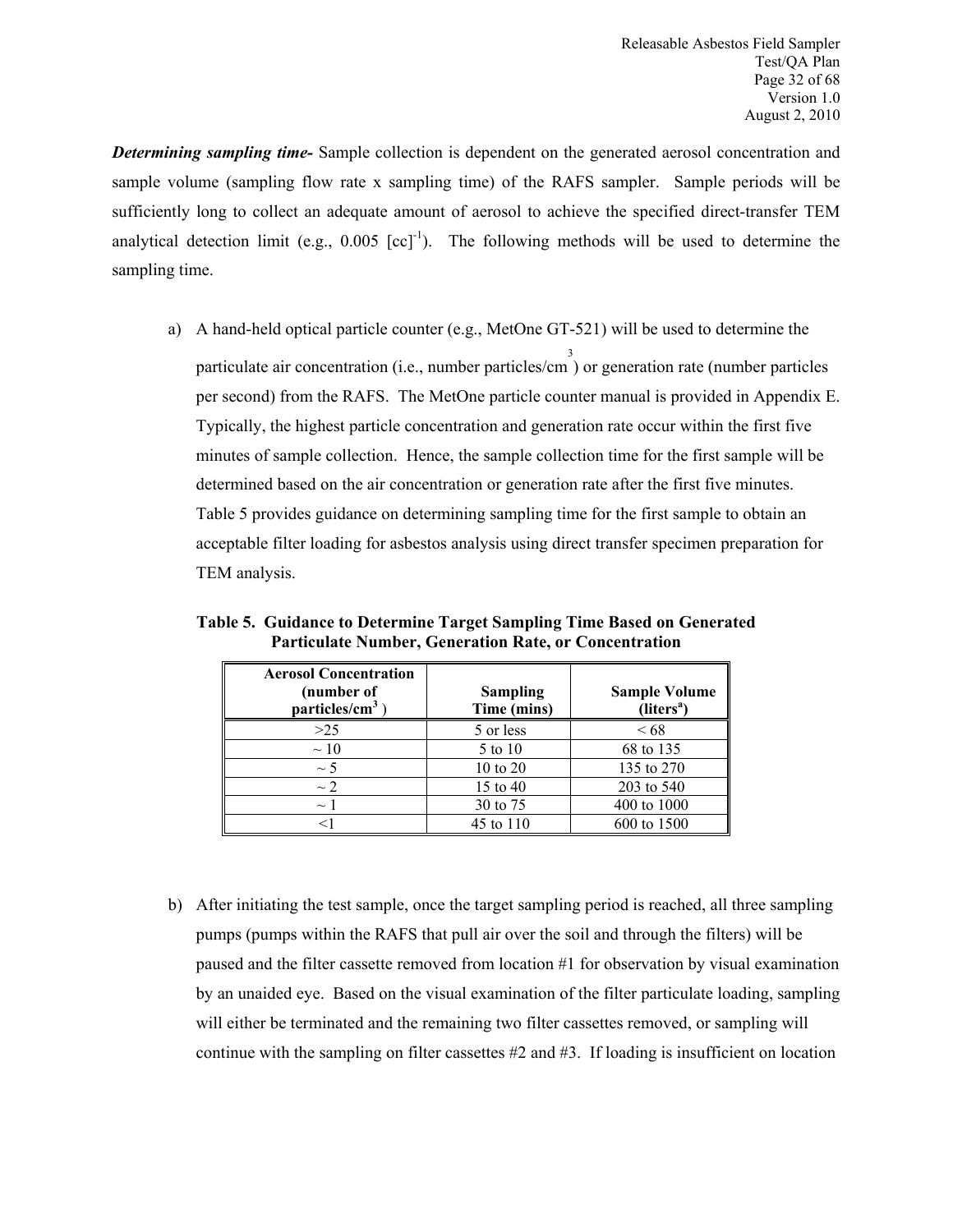***Determining sampling time-*** Sample collection is dependent on the generated aerosol concentration and sample volume (sampling flow rate x sampling time) of the RAFS sampler. Sample periods will be sufficiently long to collect an adequate amount of aerosol to achieve the specified direct-transfer TEM analytical detection limit (e.g., 0.005 $[cc]^{-1}$). The following methods will be used to determine the sampling time.

a) A hand-held optical particle counter (e.g., MetOne GT-521) will be used to determine the particulate air concentration (i.e., number particles/$cm^3$) or generation rate (number particles per second) from the RAFS. The MetOne particle counter manual is provided in Appendix E. Typically, the highest particle concentration and generation rate occur within the first five minutes of sample collection. Hence, the sample collection time for the first sample will be determined based on the air concentration or generation rate after the first five minutes. Table 5 provides guidance on determining sampling time for the first sample to obtain an acceptable filter loading for asbestos analysis using direct transfer specimen preparation for TEM analysis.

**Table 5. Guidance to Determine Target Sampling Time Based on Generated Particulate Number, Generation Rate, or Concentration**

| Aerosol Concentration (number of particles/$cm^3$) | Sampling Time (mins) | Sample Volume (liters[a]) |
|---|---|---|
| >25 | 5 or less | < 68 |
| ~ 10 | 5 to 10 | 68 to 135 |
| ~ 5 | 10 to 20 | 135 to 270 |
| ~ 2 | 15 to 40 | 203 to 540 |
| ~ 1 | 30 to 75 | 400 to 1000 |
| <1 | 45 to 110 | 600 to 1500 |

b) After initiating the test sample, once the target sampling period is reached, all three sampling pumps (pumps within the RAFS that pull air over the soil and through the filters) will be paused and the filter cassette removed from location #1 for observation by visual examination by an unaided eye. Based on the visual examination of the filter particulate loading, sampling will either be terminated and the remaining two filter cassettes removed, or sampling will continue with the sampling on filter cassettes #2 and #3. If loading is insufficient on location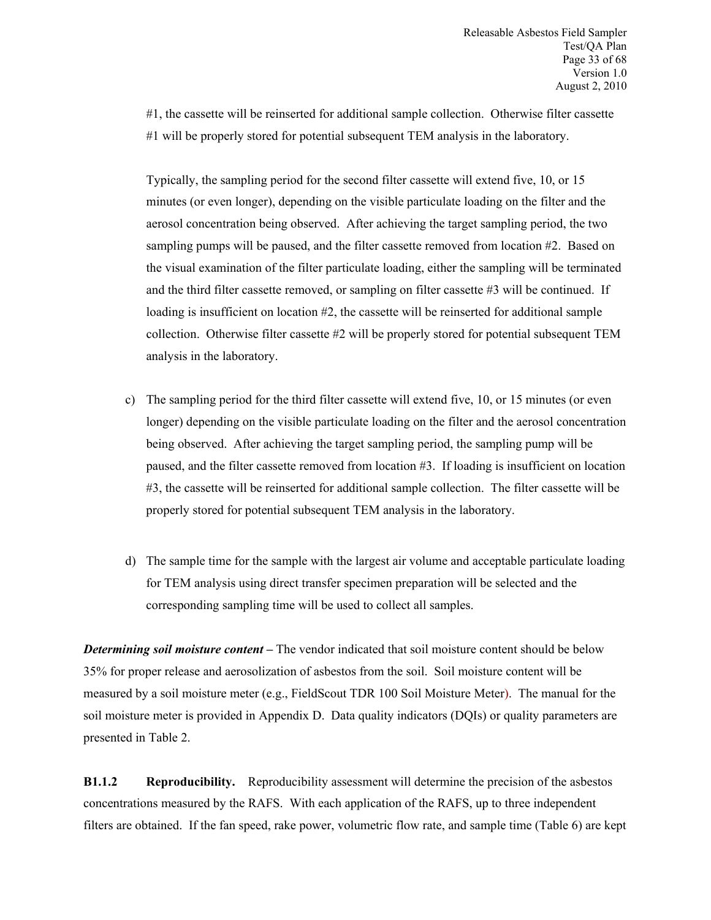#1, the cassette will be reinserted for additional sample collection. Otherwise filter cassette #1 will be properly stored for potential subsequent TEM analysis in the laboratory.

Typically, the sampling period for the second filter cassette will extend five, 10, or 15 minutes (or even longer), depending on the visible particulate loading on the filter and the aerosol concentration being observed. After achieving the target sampling period, the two sampling pumps will be paused, and the filter cassette removed from location #2. Based on the visual examination of the filter particulate loading, either the sampling will be terminated and the third filter cassette removed, or sampling on filter cassette #3 will be continued. If loading is insufficient on location #2, the cassette will be reinserted for additional sample collection. Otherwise filter cassette #2 will be properly stored for potential subsequent TEM analysis in the laboratory.

c) The sampling period for the third filter cassette will extend five, 10, or 15 minutes (or even longer) depending on the visible particulate loading on the filter and the aerosol concentration being observed. After achieving the target sampling period, the sampling pump will be paused, and the filter cassette removed from location #3. If loading is insufficient on location #3, the cassette will be reinserted for additional sample collection. The filter cassette will be properly stored for potential subsequent TEM analysis in the laboratory.

d) The sample time for the sample with the largest air volume and acceptable particulate loading for TEM analysis using direct transfer specimen preparation will be selected and the corresponding sampling time will be used to collect all samples.

***Determining soil moisture content*** **–** The vendor indicated that soil moisture content should be below 35% for proper release and aerosolization of asbestos from the soil. Soil moisture content will be measured by a soil moisture meter (e.g., FieldScout TDR 100 Soil Moisture Meter). The manual for the soil moisture meter is provided in Appendix D. Data quality indicators (DQIs) or quality parameters are presented in Table 2.

**B1.1.2 Reproducibility.** Reproducibility assessment will determine the precision of the asbestos concentrations measured by the RAFS. With each application of the RAFS, up to three independent filters are obtained. If the fan speed, rake power, volumetric flow rate, and sample time (Table 6) are kept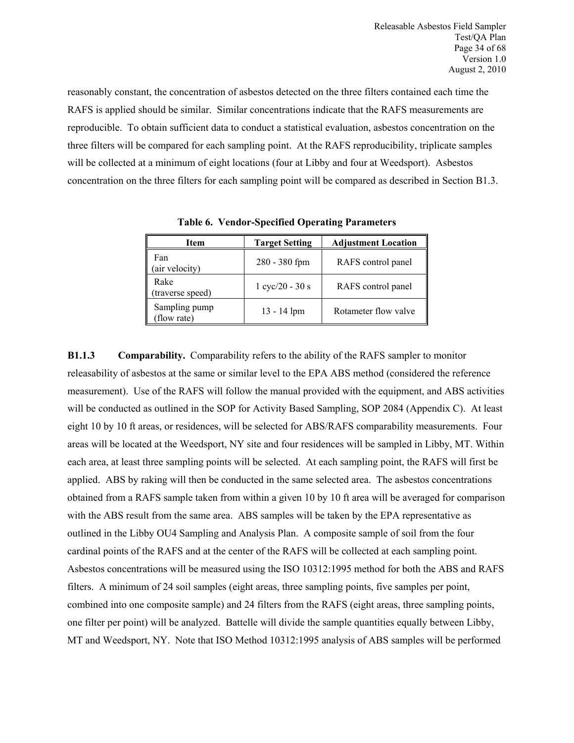reasonably constant, the concentration of asbestos detected on the three filters contained each time the RAFS is applied should be similar. Similar concentrations indicate that the RAFS measurements are reproducible. To obtain sufficient data to conduct a statistical evaluation, asbestos concentration on the three filters will be compared for each sampling point. At the RAFS reproducibility, triplicate samples will be collected at a minimum of eight locations (four at Libby and four at Weedsport). Asbestos concentration on the three filters for each sampling point will be compared as described in Section B1.3.

**Table 6. Vendor-Specified Operating Parameters**

| Item | Target Setting | Adjustment Location |
|---|---|---|
| Fan (air velocity) | 280 - 380 fpm | RAFS control panel |
| Rake (traverse speed) | 1 cyc/20 - 30 s | RAFS control panel |
| Sampling pump (flow rate) | 13 - 14 lpm | Rotameter flow valve |

**B1.1.3 Comparability.** Comparability refers to the ability of the RAFS sampler to monitor releasability of asbestos at the same or similar level to the EPA ABS method (considered the reference measurement). Use of the RAFS will follow the manual provided with the equipment, and ABS activities will be conducted as outlined in the SOP for Activity Based Sampling, SOP 2084 (Appendix C). At least eight 10 by 10 ft areas, or residences, will be selected for ABS/RAFS comparability measurements. Four areas will be located at the Weedsport, NY site and four residences will be sampled in Libby, MT. Within each area, at least three sampling points will be selected. At each sampling point, the RAFS will first be applied. ABS by raking will then be conducted in the same selected area. The asbestos concentrations obtained from a RAFS sample taken from within a given 10 by 10 ft area will be averaged for comparison with the ABS result from the same area. ABS samples will be taken by the EPA representative as outlined in the Libby OU4 Sampling and Analysis Plan. A composite sample of soil from the four cardinal points of the RAFS and at the center of the RAFS will be collected at each sampling point. Asbestos concentrations will be measured using the ISO 10312:1995 method for both the ABS and RAFS filters. A minimum of 24 soil samples (eight areas, three sampling points, five samples per point, combined into one composite sample) and 24 filters from the RAFS (eight areas, three sampling points, one filter per point) will be analyzed. Battelle will divide the sample quantities equally between Libby, MT and Weedsport, NY. Note that ISO Method 10312:1995 analysis of ABS samples will be performed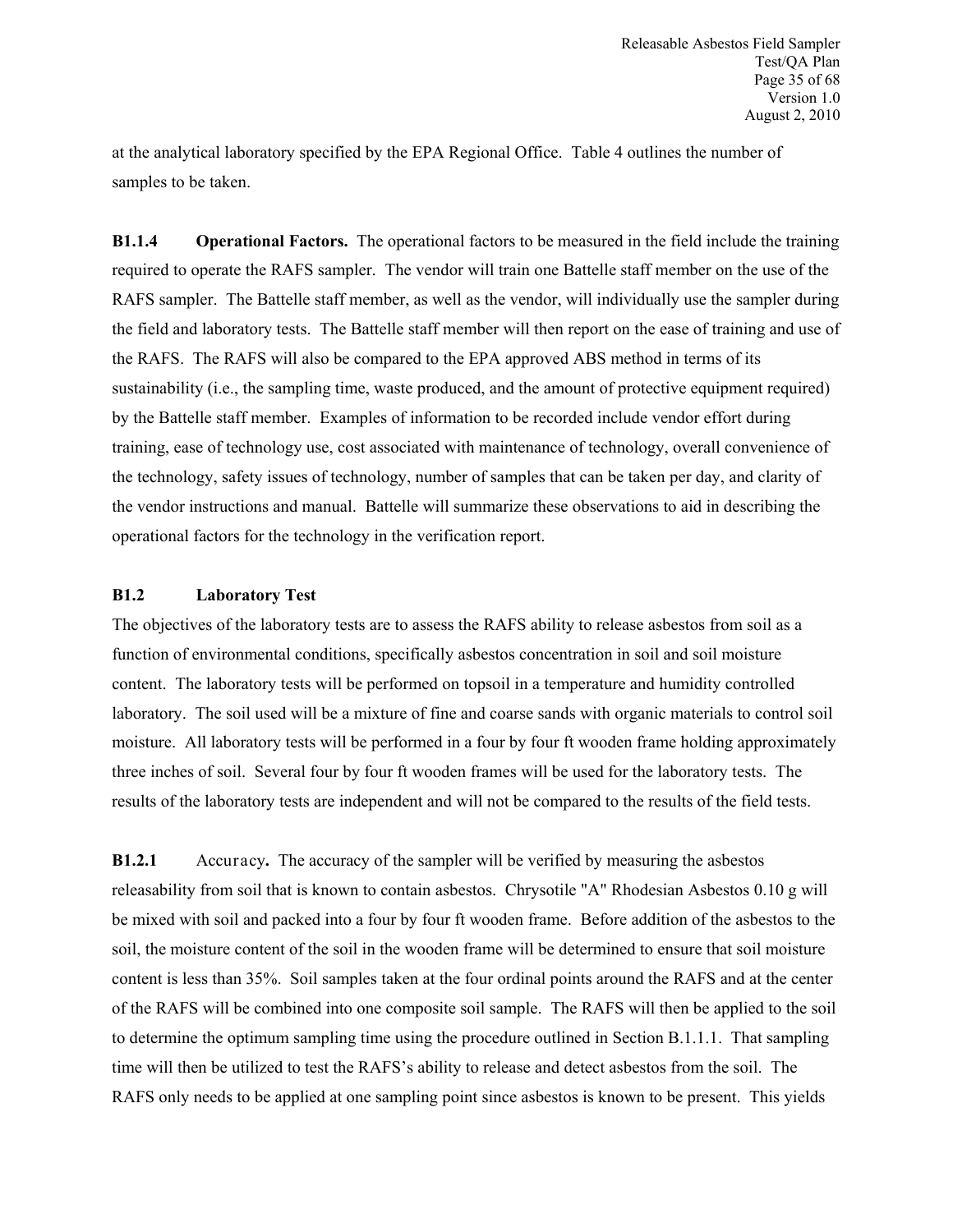at the analytical laboratory specified by the EPA Regional Office. Table 4 outlines the number of samples to be taken.

**B1.1.4 Operational Factors.** The operational factors to be measured in the field include the training required to operate the RAFS sampler. The vendor will train one Battelle staff member on the use of the RAFS sampler. The Battelle staff member, as well as the vendor, will individually use the sampler during the field and laboratory tests. The Battelle staff member will then report on the ease of training and use of the RAFS. The RAFS will also be compared to the EPA approved ABS method in terms of its sustainability (i.e., the sampling time, waste produced, and the amount of protective equipment required) by the Battelle staff member. Examples of information to be recorded include vendor effort during training, ease of technology use, cost associated with maintenance of technology, overall convenience of the technology, safety issues of technology, number of samples that can be taken per day, and clarity of the vendor instructions and manual. Battelle will summarize these observations to aid in describing the operational factors for the technology in the verification report.

### B1.2 Laboratory Test

The objectives of the laboratory tests are to assess the RAFS ability to release asbestos from soil as a function of environmental conditions, specifically asbestos concentration in soil and soil moisture content. The laboratory tests will be performed on topsoil in a temperature and humidity controlled laboratory. The soil used will be a mixture of fine and coarse sands with organic materials to control soil moisture. All laboratory tests will be performed in a four by four ft wooden frame holding approximately three inches of soil. Several four by four ft wooden frames will be used for the laboratory tests. The results of the laboratory tests are independent and will not be compared to the results of the field tests.

**B1.2.1** Accuracy**.** The accuracy of the sampler will be verified by measuring the asbestos releasability from soil that is known to contain asbestos. Chrysotile "A" Rhodesian Asbestos 0.10 g will be mixed with soil and packed into a four by four ft wooden frame. Before addition of the asbestos to the soil, the moisture content of the soil in the wooden frame will be determined to ensure that soil moisture content is less than 35%. Soil samples taken at the four ordinal points around the RAFS and at the center of the RAFS will be combined into one composite soil sample. The RAFS will then be applied to the soil to determine the optimum sampling time using the procedure outlined in Section B.1.1.1. That sampling time will then be utilized to test the RAFS's ability to release and detect asbestos from the soil. The RAFS only needs to be applied at one sampling point since asbestos is known to be present. This yields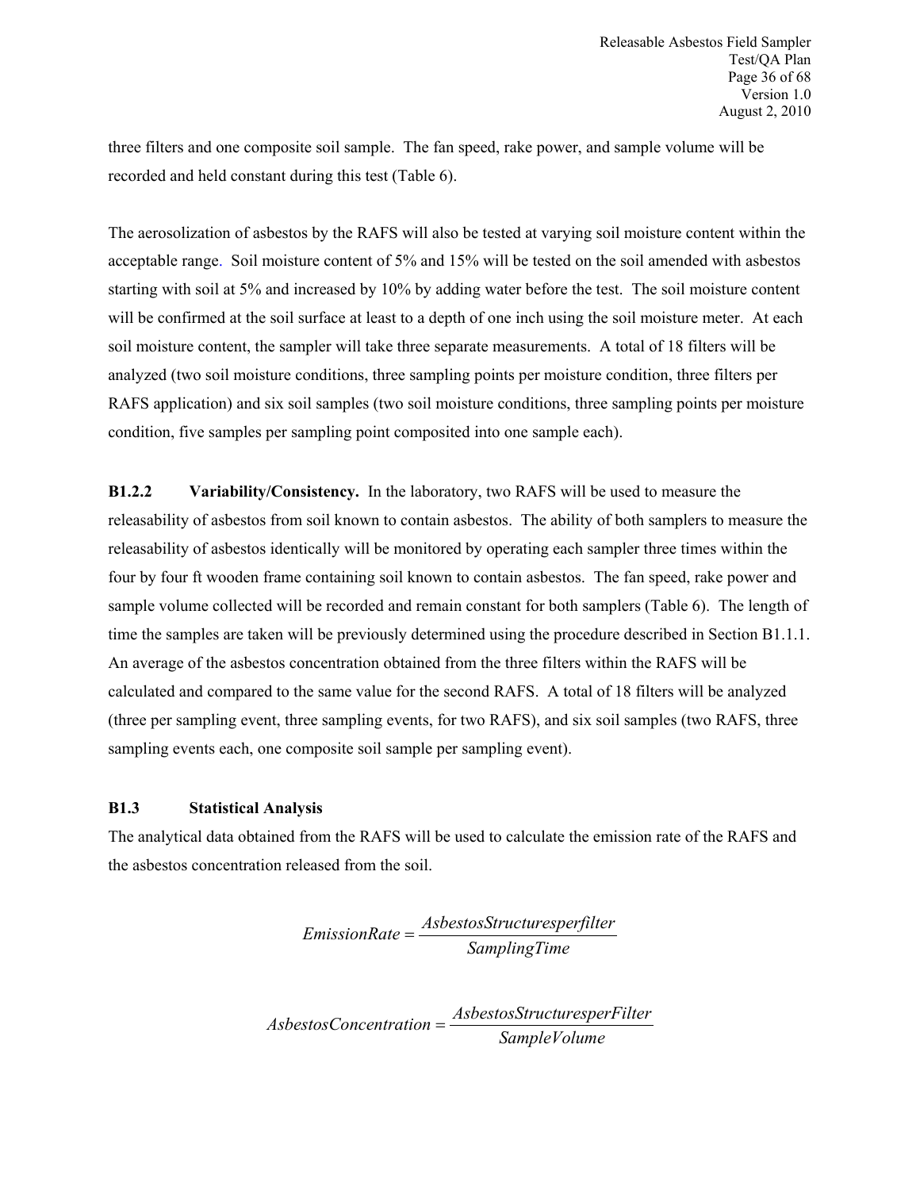three filters and one composite soil sample. The fan speed, rake power, and sample volume will be recorded and held constant during this test (Table 6).

The aerosolization of asbestos by the RAFS will also be tested at varying soil moisture content within the acceptable range. Soil moisture content of 5% and 15% will be tested on the soil amended with asbestos starting with soil at 5% and increased by 10% by adding water before the test. The soil moisture content will be confirmed at the soil surface at least to a depth of one inch using the soil moisture meter. At each soil moisture content, the sampler will take three separate measurements. A total of 18 filters will be analyzed (two soil moisture conditions, three sampling points per moisture condition, three filters per RAFS application) and six soil samples (two soil moisture conditions, three sampling points per moisture condition, five samples per sampling point composited into one sample each).

**B1.2.2 Variability/Consistency.** In the laboratory, two RAFS will be used to measure the releasability of asbestos from soil known to contain asbestos. The ability of both samplers to measure the releasability of asbestos identically will be monitored by operating each sampler three times within the four by four ft wooden frame containing soil known to contain asbestos. The fan speed, rake power and sample volume collected will be recorded and remain constant for both samplers (Table 6). The length of time the samples are taken will be previously determined using the procedure described in Section B1.1.1. An average of the asbestos concentration obtained from the three filters within the RAFS will be calculated and compared to the same value for the second RAFS. A total of 18 filters will be analyzed (three per sampling event, three sampling events, for two RAFS), and six soil samples (two RAFS, three sampling events each, one composite soil sample per sampling event).

### B1.3 Statistical Analysis

The analytical data obtained from the RAFS will be used to calculate the emission rate of the RAFS and the asbestos concentration released from the soil.

$$EmissionRate = \frac{AsbestosStructuresperfilter}{SamplingTime}$$

$$AsbestosConcentration = \frac{AsbestosStructuresperFilter}{SampleVolume}$$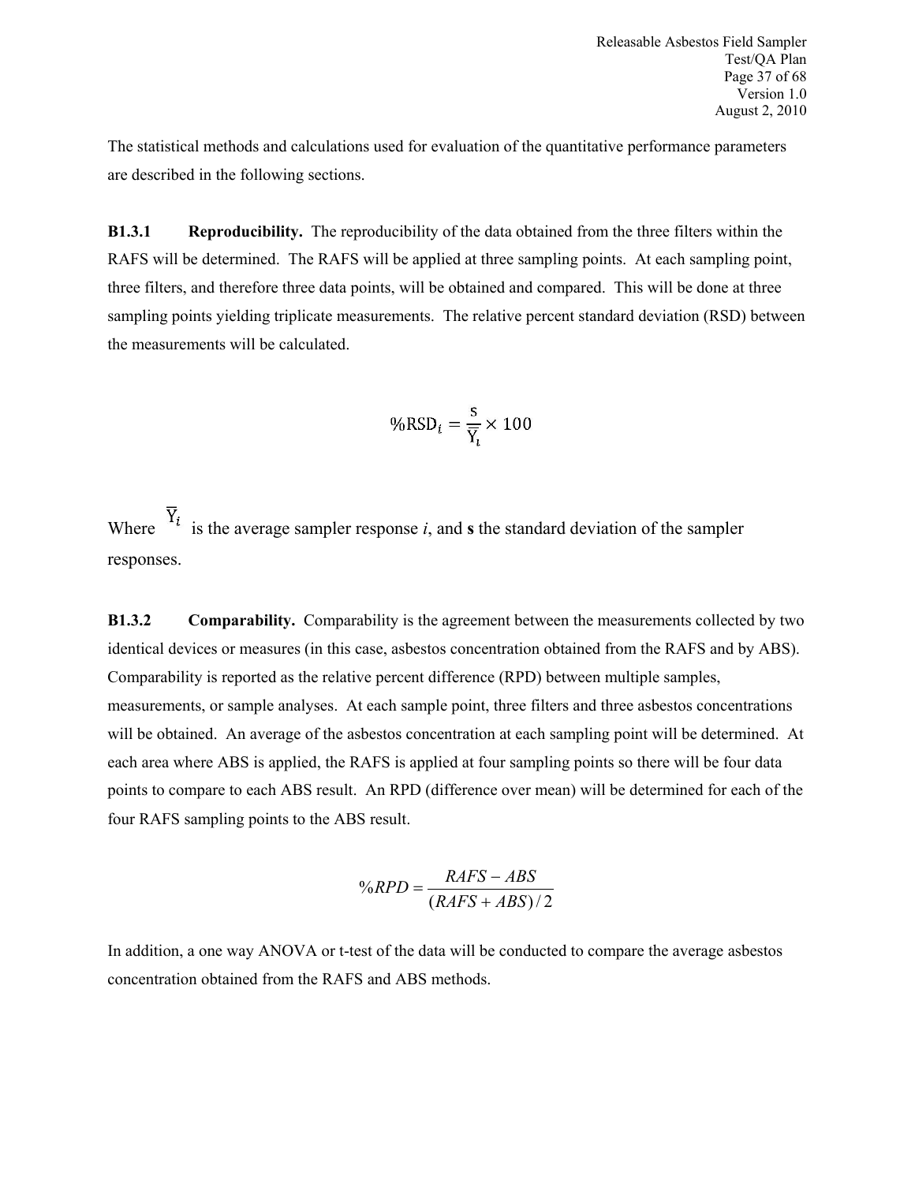The statistical methods and calculations used for evaluation of the quantitative performance parameters are described in the following sections.

**B1.3.1 Reproducibility.** The reproducibility of the data obtained from the three filters within the RAFS will be determined. The RAFS will be applied at three sampling points. At each sampling point, three filters, and therefore three data points, will be obtained and compared. This will be done at three sampling points yielding triplicate measurements. The relative percent standard deviation (RSD) between the measurements will be calculated.

$$\%\text{RSD}_i = \frac{\text{s}}{\overline{\text{Y}}_i} \times 100$$

Where $\overline{\text{Y}}_i$ is the average sampler response *i*, and **s** the standard deviation of the sampler responses.

**B1.3.2 Comparability.** Comparability is the agreement between the measurements collected by two identical devices or measures (in this case, asbestos concentration obtained from the RAFS and by ABS). Comparability is reported as the relative percent difference (RPD) between multiple samples, measurements, or sample analyses. At each sample point, three filters and three asbestos concentrations will be obtained. An average of the asbestos concentration at each sampling point will be determined. At each area where ABS is applied, the RAFS is applied at four sampling points so there will be four data points to compare to each ABS result. An RPD (difference over mean) will be determined for each of the four RAFS sampling points to the ABS result.

$$\%RPD = \frac{RAFS - ABS}{(RAFS + ABS)/2}$$

In addition, a one way ANOVA or t-test of the data will be conducted to compare the average asbestos concentration obtained from the RAFS and ABS methods.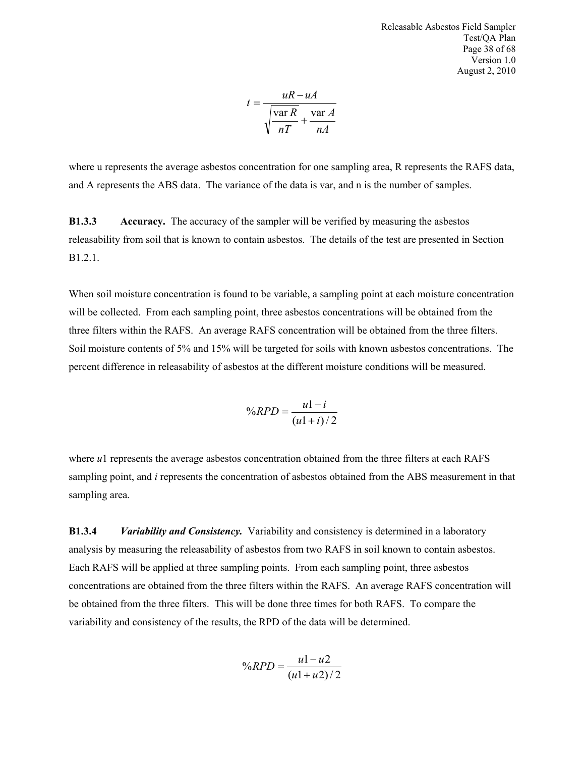$$t = \frac{uR - uA}{\sqrt{\frac{\text{var } R}{nT} + \frac{\text{var } A}{nA}}}$$

where u represents the average asbestos concentration for one sampling area, R represents the RAFS data, and A represents the ABS data. The variance of the data is var, and n is the number of samples.

**B1.3.3 Accuracy.** The accuracy of the sampler will be verified by measuring the asbestos releasability from soil that is known to contain asbestos. The details of the test are presented in Section B1.2.1.

When soil moisture concentration is found to be variable, a sampling point at each moisture concentration will be collected. From each sampling point, three asbestos concentrations will be obtained from the three filters within the RAFS. An average RAFS concentration will be obtained from the three filters. Soil moisture contents of 5% and 15% will be targeted for soils with known asbestos concentrations. The percent difference in releasability of asbestos at the different moisture conditions will be measured.

$$\%RPD = \frac{u1 - i}{(u1 + i)/2}$$

where $u1$ represents the average asbestos concentration obtained from the three filters at each RAFS sampling point, and $i$ represents the concentration of asbestos obtained from the ABS measurement in that sampling area.

**B1.3.4 *Variability and Consistency.*** Variability and consistency is determined in a laboratory analysis by measuring the releasability of asbestos from two RAFS in soil known to contain asbestos. Each RAFS will be applied at three sampling points. From each sampling point, three asbestos concentrations are obtained from the three filters within the RAFS. An average RAFS concentration will be obtained from the three filters. This will be done three times for both RAFS. To compare the variability and consistency of the results, the RPD of the data will be determined.

$$\%RPD = \frac{u1 - u2}{(u1 + u2)/2}$$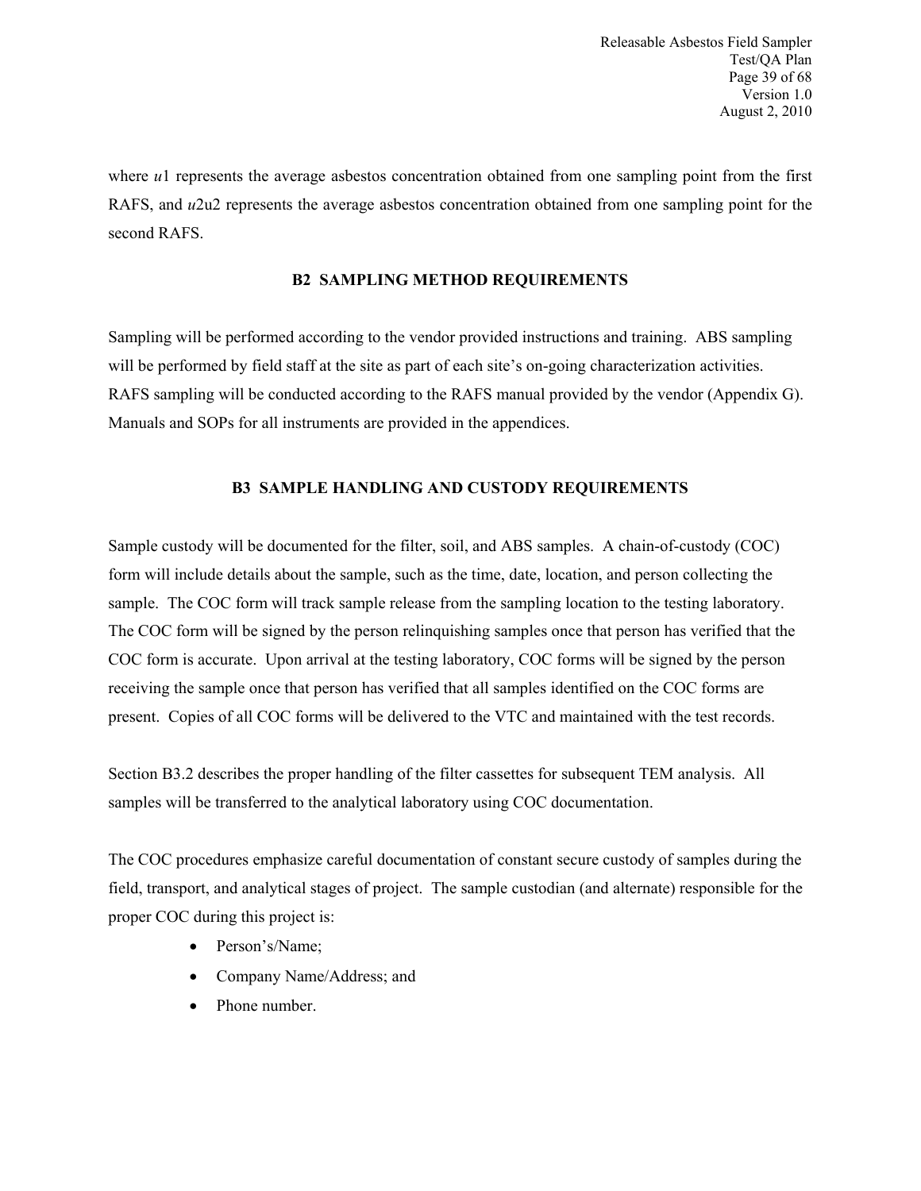where $u1$ represents the average asbestos concentration obtained from one sampling point from the first RAFS, and $u2$u2 represents the average asbestos concentration obtained from one sampling point for the second RAFS.

## B2 SAMPLING METHOD REQUIREMENTS

Sampling will be performed according to the vendor provided instructions and training. ABS sampling will be performed by field staff at the site as part of each site's on-going characterization activities. RAFS sampling will be conducted according to the RAFS manual provided by the vendor (Appendix G). Manuals and SOPs for all instruments are provided in the appendices.

## B3 SAMPLE HANDLING AND CUSTODY REQUIREMENTS

Sample custody will be documented for the filter, soil, and ABS samples. A chain-of-custody (COC) form will include details about the sample, such as the time, date, location, and person collecting the sample. The COC form will track sample release from the sampling location to the testing laboratory. The COC form will be signed by the person relinquishing samples once that person has verified that the COC form is accurate. Upon arrival at the testing laboratory, COC forms will be signed by the person receiving the sample once that person has verified that all samples identified on the COC forms are present. Copies of all COC forms will be delivered to the VTC and maintained with the test records.

Section B3.2 describes the proper handling of the filter cassettes for subsequent TEM analysis. All samples will be transferred to the analytical laboratory using COC documentation.

The COC procedures emphasize careful documentation of constant secure custody of samples during the field, transport, and analytical stages of project. The sample custodian (and alternate) responsible for the proper COC during this project is:

- Person's/Name;
- Company Name/Address; and
- Phone number.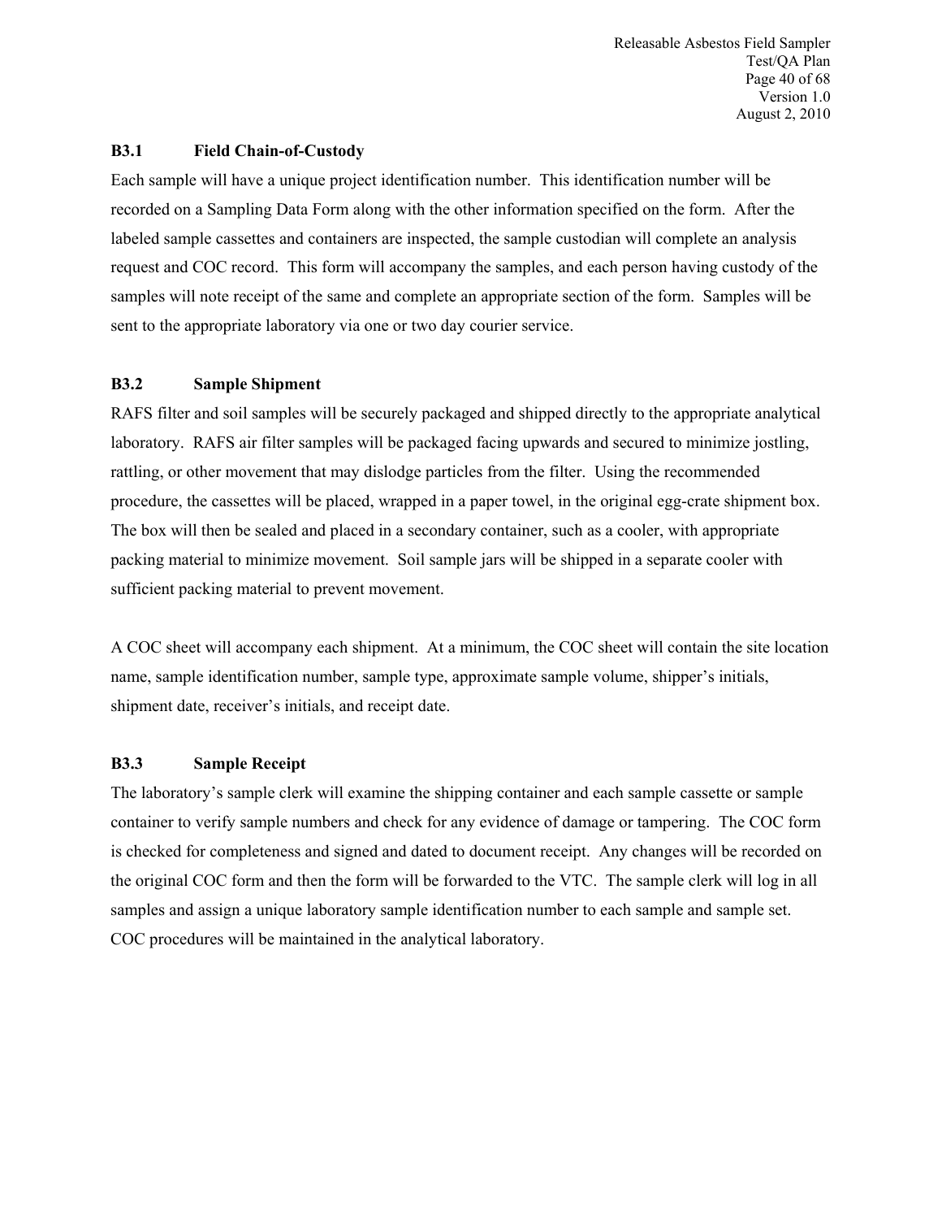### B3.1 Field Chain-of-Custody

Each sample will have a unique project identification number. This identification number will be recorded on a Sampling Data Form along with the other information specified on the form. After the labeled sample cassettes and containers are inspected, the sample custodian will complete an analysis request and COC record. This form will accompany the samples, and each person having custody of the samples will note receipt of the same and complete an appropriate section of the form. Samples will be sent to the appropriate laboratory via one or two day courier service.

### B3.2 Sample Shipment

RAFS filter and soil samples will be securely packaged and shipped directly to the appropriate analytical laboratory. RAFS air filter samples will be packaged facing upwards and secured to minimize jostling, rattling, or other movement that may dislodge particles from the filter. Using the recommended procedure, the cassettes will be placed, wrapped in a paper towel, in the original egg-crate shipment box. The box will then be sealed and placed in a secondary container, such as a cooler, with appropriate packing material to minimize movement. Soil sample jars will be shipped in a separate cooler with sufficient packing material to prevent movement.

A COC sheet will accompany each shipment. At a minimum, the COC sheet will contain the site location name, sample identification number, sample type, approximate sample volume, shipper's initials, shipment date, receiver's initials, and receipt date.

### B3.3 Sample Receipt

The laboratory's sample clerk will examine the shipping container and each sample cassette or sample container to verify sample numbers and check for any evidence of damage or tampering. The COC form is checked for completeness and signed and dated to document receipt. Any changes will be recorded on the original COC form and then the form will be forwarded to the VTC. The sample clerk will log in all samples and assign a unique laboratory sample identification number to each sample and sample set. COC procedures will be maintained in the analytical laboratory.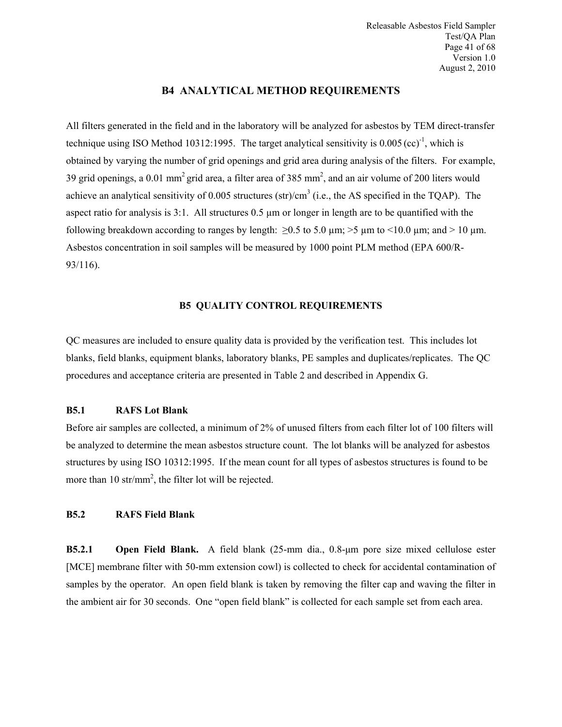## B4 ANALYTICAL METHOD REQUIREMENTS

All filters generated in the field and in the laboratory will be analyzed for asbestos by TEM direct-transfer technique using ISO Method 10312:1995. The target analytical sensitivity is $0.005\,(cc)^{-1}$, which is obtained by varying the number of grid openings and grid area during analysis of the filters. For example, 39 grid openings, a 0.01 $mm^2$ grid area, a filter area of 385 $mm^2$, and an air volume of 200 liters would achieve an analytical sensitivity of 0.005 structures (str)/$cm^3$ (i.e., the AS specified in the TQAP). The aspect ratio for analysis is 3:1. All structures 0.5 µm or longer in length are to be quantified with the following breakdown according to ranges by length: ≥0.5 to 5.0 µm; >5 µm to <10.0 µm; and > 10 µm. Asbestos concentration in soil samples will be measured by 1000 point PLM method (EPA 600/R-93/116).

## B5 QUALITY CONTROL REQUIREMENTS

QC measures are included to ensure quality data is provided by the verification test. This includes lot blanks, field blanks, equipment blanks, laboratory blanks, PE samples and duplicates/replicates. The QC procedures and acceptance criteria are presented in Table 2 and described in Appendix G.

### B5.1 RAFS Lot Blank

Before air samples are collected, a minimum of 2% of unused filters from each filter lot of 100 filters will be analyzed to determine the mean asbestos structure count. The lot blanks will be analyzed for asbestos structures by using ISO 10312:1995. If the mean count for all types of asbestos structures is found to be more than 10 str/$mm^2$, the filter lot will be rejected.

### B5.2 RAFS Field Blank

**B5.2.1 Open Field Blank.** A field blank (25-mm dia., 0.8-µm pore size mixed cellulose ester [MCE] membrane filter with 50-mm extension cowl) is collected to check for accidental contamination of samples by the operator. An open field blank is taken by removing the filter cap and waving the filter in the ambient air for 30 seconds. One "open field blank" is collected for each sample set from each area.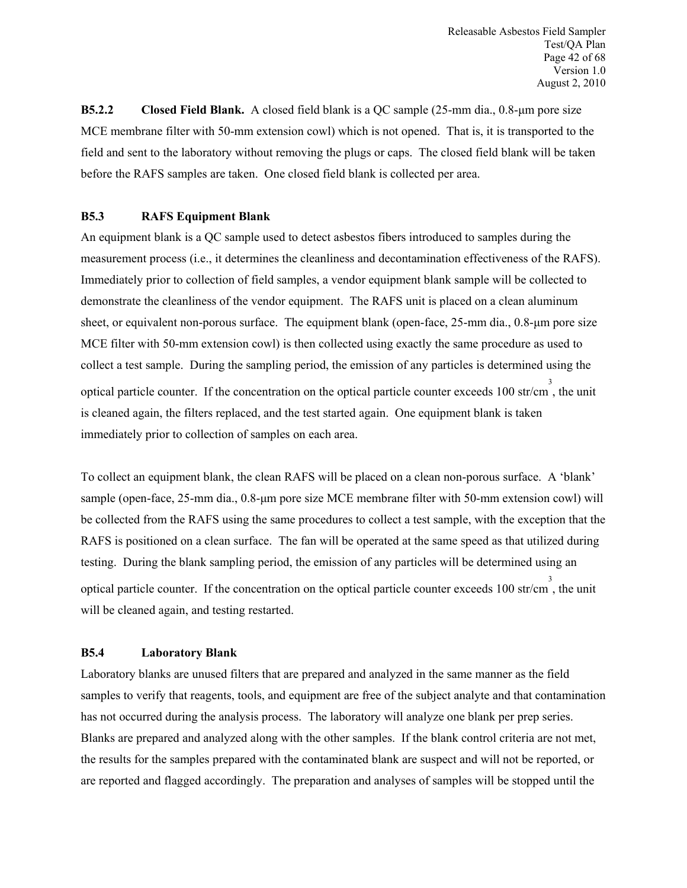**B5.2.2 Closed Field Blank.** A closed field blank is a QC sample (25-mm dia., 0.8-μm pore size MCE membrane filter with 50-mm extension cowl) which is not opened. That is, it is transported to the field and sent to the laboratory without removing the plugs or caps. The closed field blank will be taken before the RAFS samples are taken. One closed field blank is collected per area.

### B5.3 RAFS Equipment Blank

An equipment blank is a QC sample used to detect asbestos fibers introduced to samples during the measurement process (i.e., it determines the cleanliness and decontamination effectiveness of the RAFS). Immediately prior to collection of field samples, a vendor equipment blank sample will be collected to demonstrate the cleanliness of the vendor equipment. The RAFS unit is placed on a clean aluminum sheet, or equivalent non-porous surface. The equipment blank (open-face, 25-mm dia., 0.8-μm pore size MCE filter with 50-mm extension cowl) is then collected using exactly the same procedure as used to collect a test sample. During the sampling period, the emission of any particles is determined using the optical particle counter. If the concentration on the optical particle counter exceeds 100 str/cm$^3$, the unit is cleaned again, the filters replaced, and the test started again. One equipment blank is taken immediately prior to collection of samples on each area.

To collect an equipment blank, the clean RAFS will be placed on a clean non-porous surface. A 'blank' sample (open-face, 25-mm dia., 0.8-μm pore size MCE membrane filter with 50-mm extension cowl) will be collected from the RAFS using the same procedures to collect a test sample, with the exception that the RAFS is positioned on a clean surface. The fan will be operated at the same speed as that utilized during testing. During the blank sampling period, the emission of any particles will be determined using an optical particle counter. If the concentration on the optical particle counter exceeds 100 str/cm$^3$, the unit will be cleaned again, and testing restarted.

### B5.4 Laboratory Blank

Laboratory blanks are unused filters that are prepared and analyzed in the same manner as the field samples to verify that reagents, tools, and equipment are free of the subject analyte and that contamination has not occurred during the analysis process. The laboratory will analyze one blank per prep series. Blanks are prepared and analyzed along with the other samples. If the blank control criteria are not met, the results for the samples prepared with the contaminated blank are suspect and will not be reported, or are reported and flagged accordingly. The preparation and analyses of samples will be stopped until the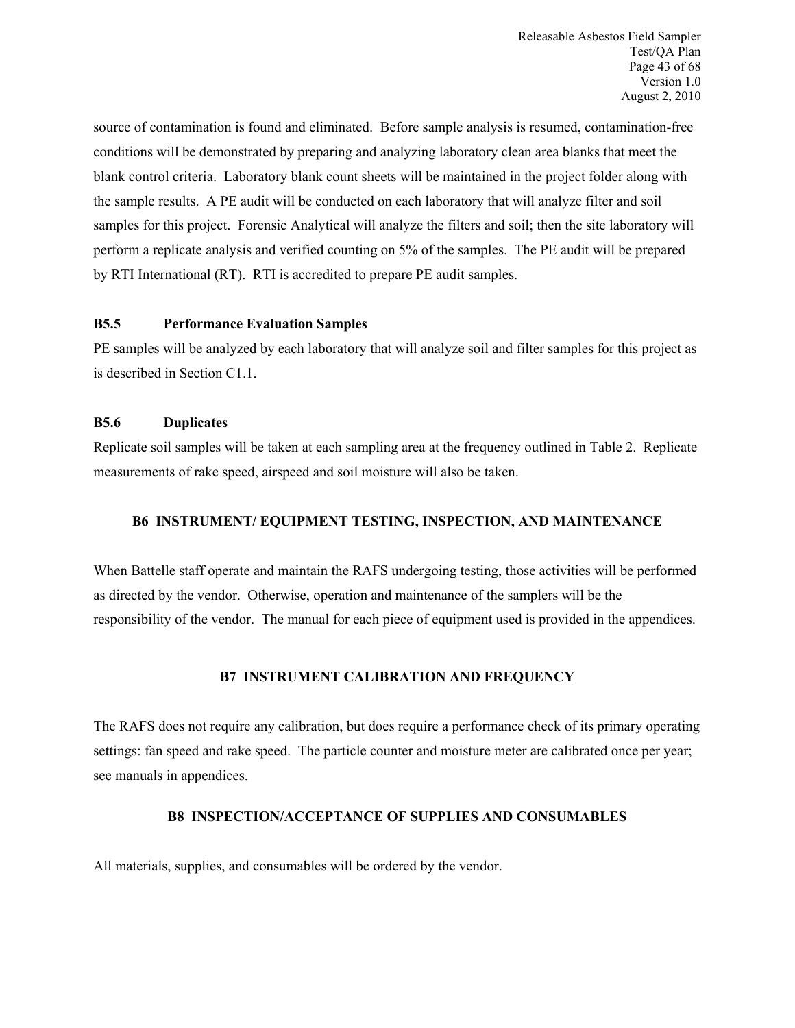source of contamination is found and eliminated. Before sample analysis is resumed, contamination-free conditions will be demonstrated by preparing and analyzing laboratory clean area blanks that meet the blank control criteria. Laboratory blank count sheets will be maintained in the project folder along with the sample results. A PE audit will be conducted on each laboratory that will analyze filter and soil samples for this project. Forensic Analytical will analyze the filters and soil; then the site laboratory will perform a replicate analysis and verified counting on 5% of the samples. The PE audit will be prepared by RTI International (RT). RTI is accredited to prepare PE audit samples.

### B5.5 Performance Evaluation Samples

PE samples will be analyzed by each laboratory that will analyze soil and filter samples for this project as is described in Section C1.1.

### B5.6 Duplicates

Replicate soil samples will be taken at each sampling area at the frequency outlined in Table 2. Replicate measurements of rake speed, airspeed and soil moisture will also be taken.

## B6 INSTRUMENT/ EQUIPMENT TESTING, INSPECTION, AND MAINTENANCE

When Battelle staff operate and maintain the RAFS undergoing testing, those activities will be performed as directed by the vendor. Otherwise, operation and maintenance of the samplers will be the responsibility of the vendor. The manual for each piece of equipment used is provided in the appendices.

## B7 INSTRUMENT CALIBRATION AND FREQUENCY

The RAFS does not require any calibration, but does require a performance check of its primary operating settings: fan speed and rake speed. The particle counter and moisture meter are calibrated once per year; see manuals in appendices.

## B8 INSPECTION/ACCEPTANCE OF SUPPLIES AND CONSUMABLES

All materials, supplies, and consumables will be ordered by the vendor.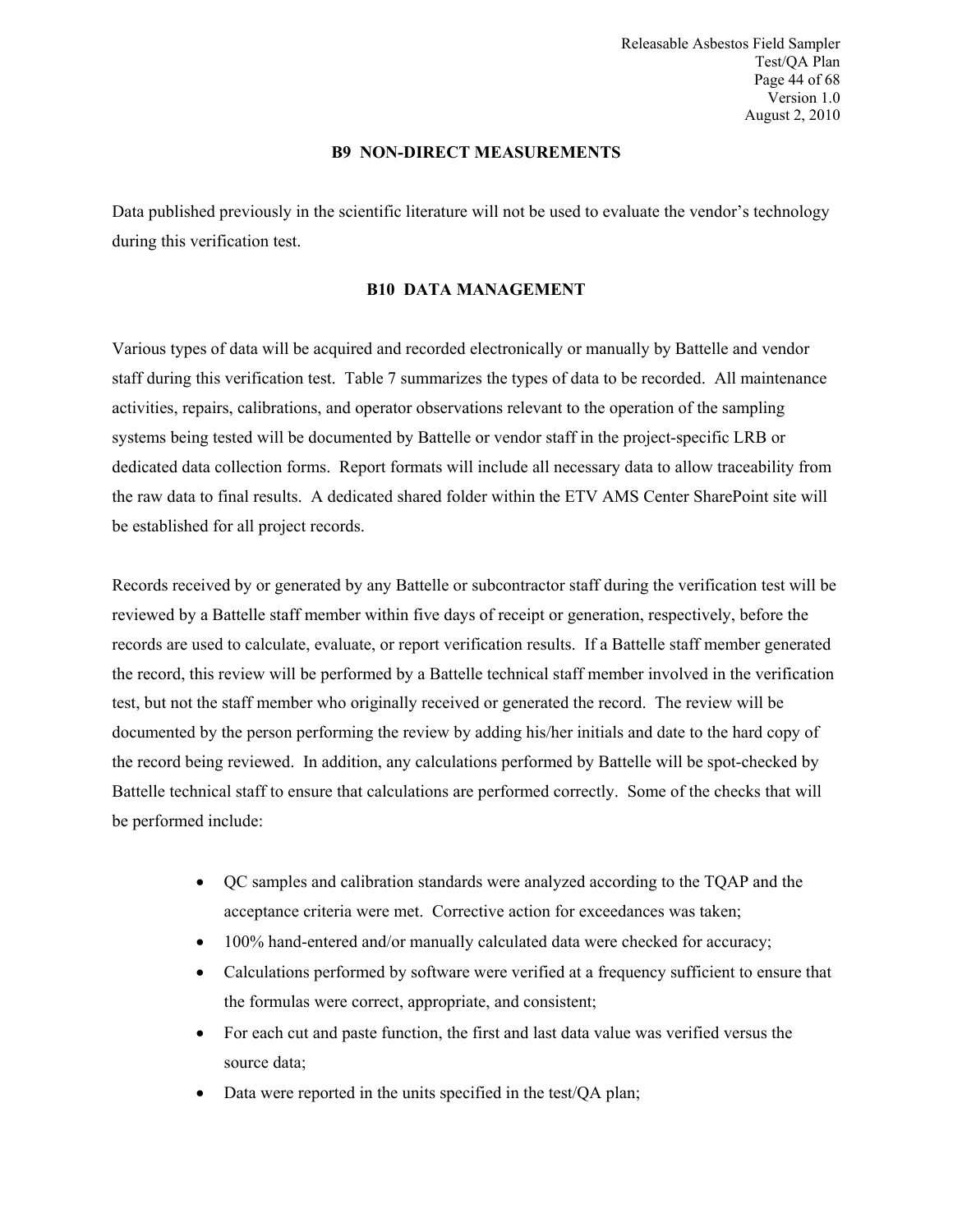## B9 NON-DIRECT MEASUREMENTS

Data published previously in the scientific literature will not be used to evaluate the vendor's technology during this verification test.

## B10 DATA MANAGEMENT

Various types of data will be acquired and recorded electronically or manually by Battelle and vendor staff during this verification test. Table 7 summarizes the types of data to be recorded. All maintenance activities, repairs, calibrations, and operator observations relevant to the operation of the sampling systems being tested will be documented by Battelle or vendor staff in the project-specific LRB or dedicated data collection forms. Report formats will include all necessary data to allow traceability from the raw data to final results. A dedicated shared folder within the ETV AMS Center SharePoint site will be established for all project records.

Records received by or generated by any Battelle or subcontractor staff during the verification test will be reviewed by a Battelle staff member within five days of receipt or generation, respectively, before the records are used to calculate, evaluate, or report verification results. If a Battelle staff member generated the record, this review will be performed by a Battelle technical staff member involved in the verification test, but not the staff member who originally received or generated the record. The review will be documented by the person performing the review by adding his/her initials and date to the hard copy of the record being reviewed. In addition, any calculations performed by Battelle will be spot-checked by Battelle technical staff to ensure that calculations are performed correctly. Some of the checks that will be performed include:

- QC samples and calibration standards were analyzed according to the TQAP and the acceptance criteria were met. Corrective action for exceedances was taken;
- 100% hand-entered and/or manually calculated data were checked for accuracy;
- Calculations performed by software were verified at a frequency sufficient to ensure that the formulas were correct, appropriate, and consistent;
- For each cut and paste function, the first and last data value was verified versus the source data;
- Data were reported in the units specified in the test/QA plan;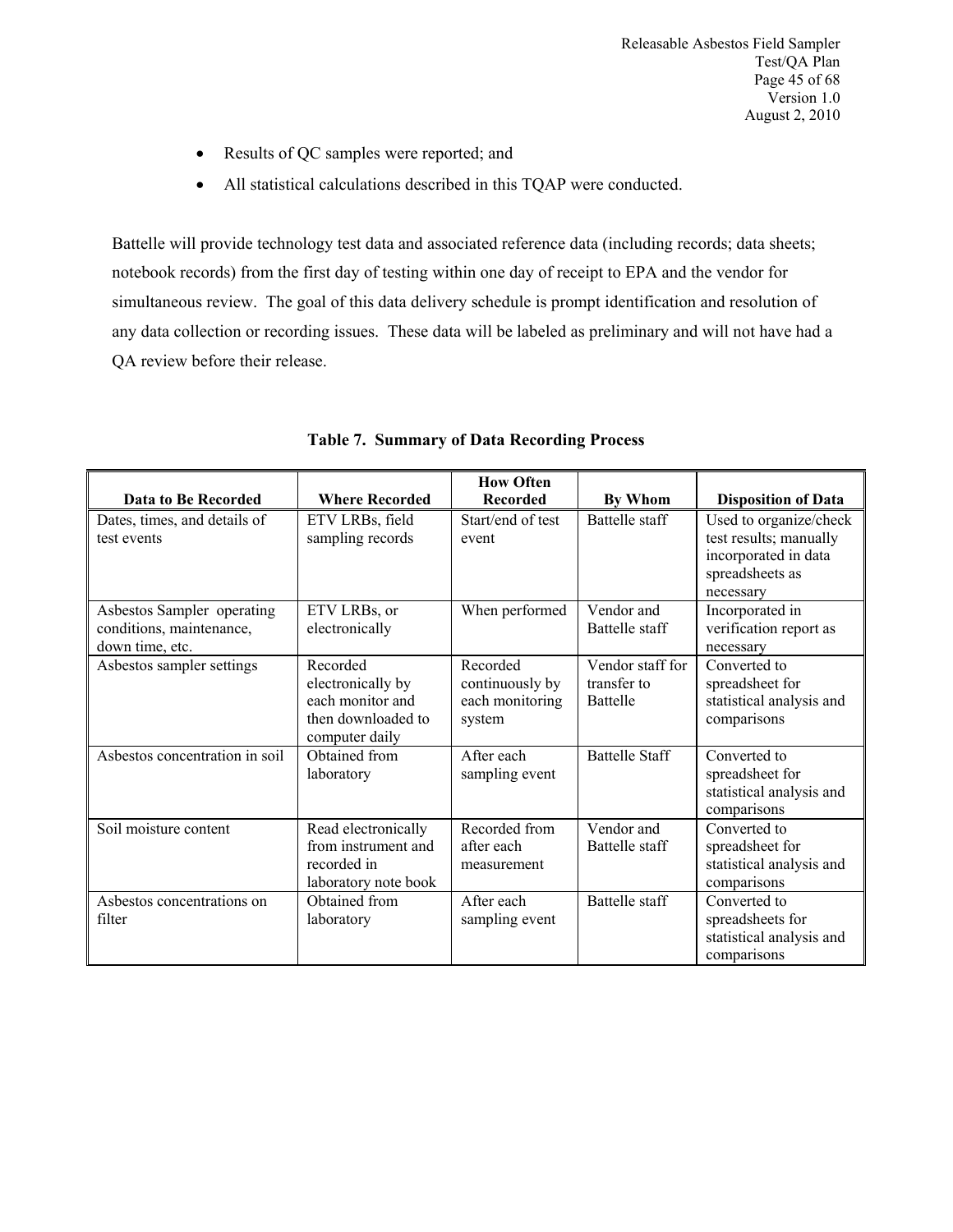- Results of QC samples were reported; and
- All statistical calculations described in this TQAP were conducted.

Battelle will provide technology test data and associated reference data (including records; data sheets; notebook records) from the first day of testing within one day of receipt to EPA and the vendor for simultaneous review. The goal of this data delivery schedule is prompt identification and resolution of any data collection or recording issues. These data will be labeled as preliminary and will not have had a QA review before their release.

**Table 7. Summary of Data Recording Process**

| Data to Be Recorded | Where Recorded | How Often Recorded | By Whom | Disposition of Data |
|---|---|---|---|---|
| Dates, times, and details of test events | ETV LRBs, field sampling records | Start/end of test event | Battelle staff | Used to organize/check test results; manually incorporated in data spreadsheets as necessary |
| Asbestos Sampler operating conditions, maintenance, down time, etc. | ETV LRBs, or electronically | When performed | Vendor and Battelle staff | Incorporated in verification report as necessary |
| Asbestos sampler settings | Recorded electronically by each monitor and then downloaded to computer daily | Recorded continuously by each monitoring system | Vendor staff for transfer to Battelle | Converted to spreadsheet for statistical analysis and comparisons |
| Asbestos concentration in soil | Obtained from laboratory | After each sampling event | Battelle Staff | Converted to spreadsheet for statistical analysis and comparisons |
| Soil moisture content | Read electronically from instrument and recorded in laboratory note book | Recorded from after each measurement | Vendor and Battelle staff | Converted to spreadsheet for statistical analysis and comparisons |
| Asbestos concentrations on filter | Obtained from laboratory | After each sampling event | Battelle staff | Converted to spreadsheets for statistical analysis and comparisons |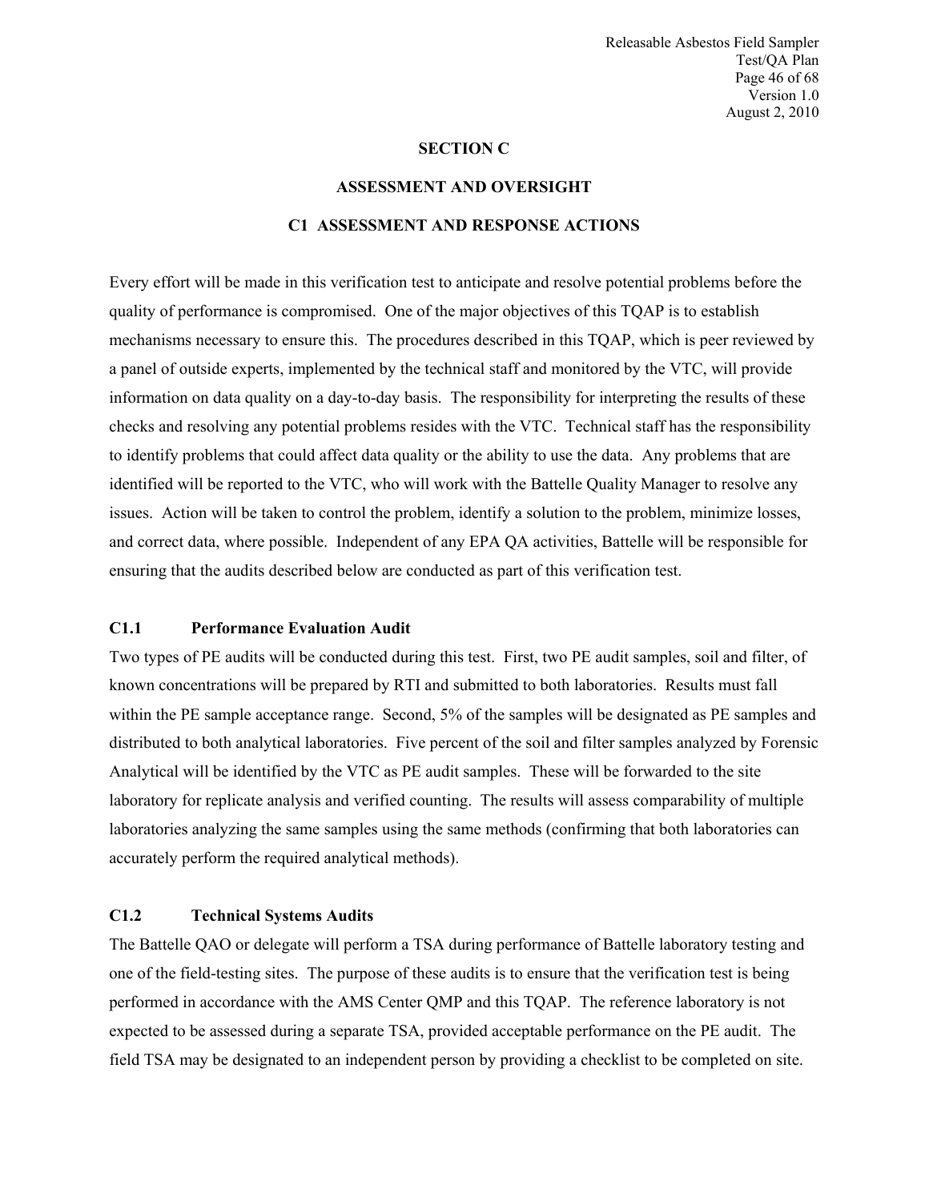# SECTION C

# ASSESSMENT AND OVERSIGHT

## C1 ASSESSMENT AND RESPONSE ACTIONS

Every effort will be made in this verification test to anticipate and resolve potential problems before the quality of performance is compromised. One of the major objectives of this TQAP is to establish mechanisms necessary to ensure this. The procedures described in this TQAP, which is peer reviewed by a panel of outside experts, implemented by the technical staff and monitored by the VTC, will provide information on data quality on a day-to-day basis. The responsibility for interpreting the results of these checks and resolving any potential problems resides with the VTC. Technical staff has the responsibility to identify problems that could affect data quality or the ability to use the data. Any problems that are identified will be reported to the VTC, who will work with the Battelle Quality Manager to resolve any issues. Action will be taken to control the problem, identify a solution to the problem, minimize losses, and correct data, where possible. Independent of any EPA QA activities, Battelle will be responsible for ensuring that the audits described below are conducted as part of this verification test.

### C1.1 Performance Evaluation Audit

Two types of PE audits will be conducted during this test. First, two PE audit samples, soil and filter, of known concentrations will be prepared by RTI and submitted to both laboratories. Results must fall within the PE sample acceptance range. Second, 5% of the samples will be designated as PE samples and distributed to both analytical laboratories. Five percent of the soil and filter samples analyzed by Forensic Analytical will be identified by the VTC as PE audit samples. These will be forwarded to the site laboratory for replicate analysis and verified counting. The results will assess comparability of multiple laboratories analyzing the same samples using the same methods (confirming that both laboratories can accurately perform the required analytical methods).

### C1.2 Technical Systems Audits

The Battelle QAO or delegate will perform a TSA during performance of Battelle laboratory testing and one of the field-testing sites. The purpose of these audits is to ensure that the verification test is being performed in accordance with the AMS Center QMP and this TQAP. The reference laboratory is not expected to be assessed during a separate TSA, provided acceptable performance on the PE audit. The field TSA may be designated to an independent person by providing a checklist to be completed on site.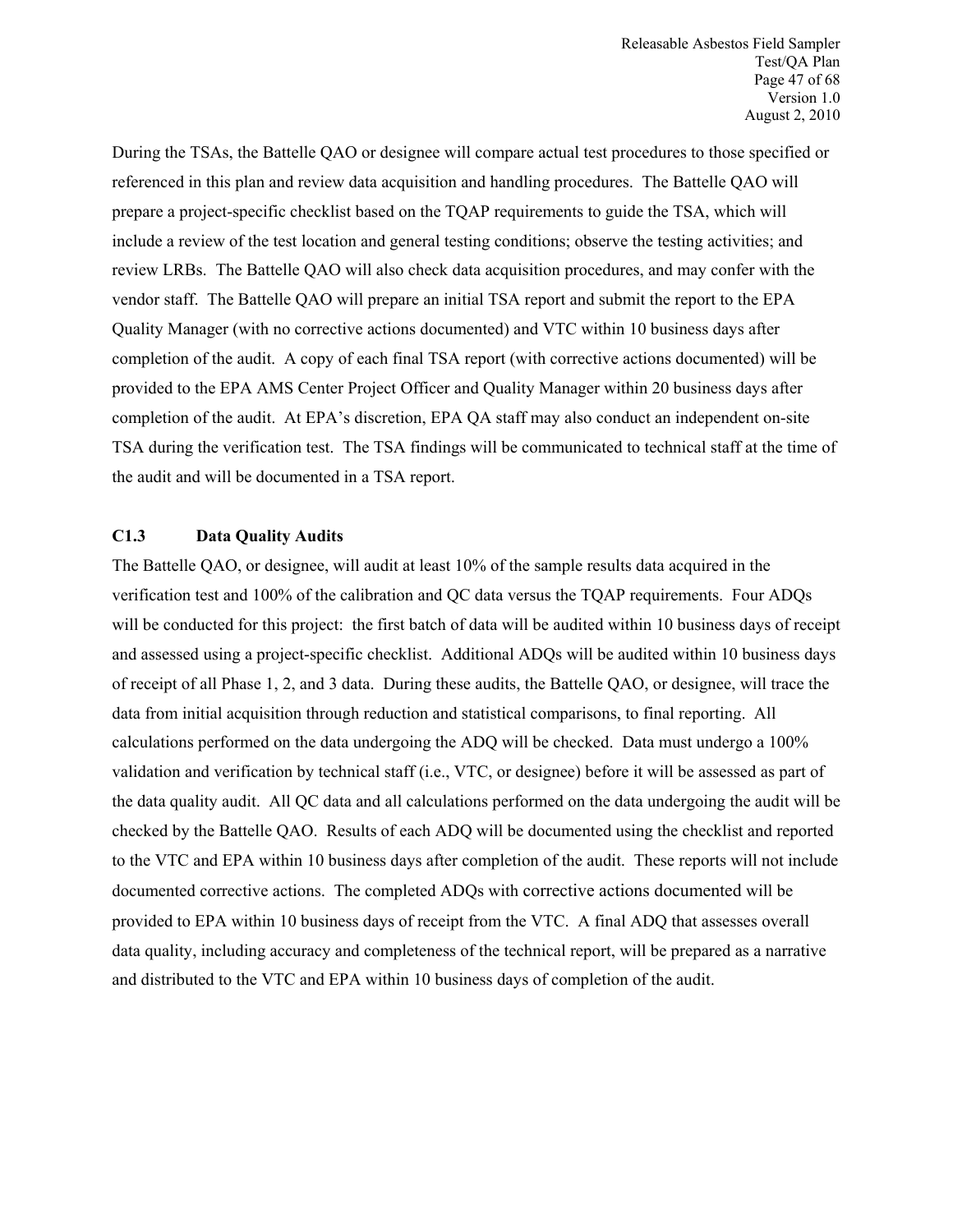During the TSAs, the Battelle QAO or designee will compare actual test procedures to those specified or referenced in this plan and review data acquisition and handling procedures. The Battelle QAO will prepare a project-specific checklist based on the TQAP requirements to guide the TSA, which will include a review of the test location and general testing conditions; observe the testing activities; and review LRBs. The Battelle QAO will also check data acquisition procedures, and may confer with the vendor staff. The Battelle QAO will prepare an initial TSA report and submit the report to the EPA Quality Manager (with no corrective actions documented) and VTC within 10 business days after completion of the audit. A copy of each final TSA report (with corrective actions documented) will be provided to the EPA AMS Center Project Officer and Quality Manager within 20 business days after completion of the audit. At EPA's discretion, EPA QA staff may also conduct an independent on-site TSA during the verification test. The TSA findings will be communicated to technical staff at the time of the audit and will be documented in a TSA report.

### C1.3 Data Quality Audits

The Battelle QAO, or designee, will audit at least 10% of the sample results data acquired in the verification test and 100% of the calibration and QC data versus the TQAP requirements. Four ADQs will be conducted for this project: the first batch of data will be audited within 10 business days of receipt and assessed using a project-specific checklist. Additional ADQs will be audited within 10 business days of receipt of all Phase 1, 2, and 3 data. During these audits, the Battelle QAO, or designee, will trace the data from initial acquisition through reduction and statistical comparisons, to final reporting. All calculations performed on the data undergoing the ADQ will be checked. Data must undergo a 100% validation and verification by technical staff (i.e., VTC, or designee) before it will be assessed as part of the data quality audit. All QC data and all calculations performed on the data undergoing the audit will be checked by the Battelle QAO. Results of each ADQ will be documented using the checklist and reported to the VTC and EPA within 10 business days after completion of the audit. These reports will not include documented corrective actions. The completed ADQs with corrective actions documented will be provided to EPA within 10 business days of receipt from the VTC. A final ADQ that assesses overall data quality, including accuracy and completeness of the technical report, will be prepared as a narrative and distributed to the VTC and EPA within 10 business days of completion of the audit.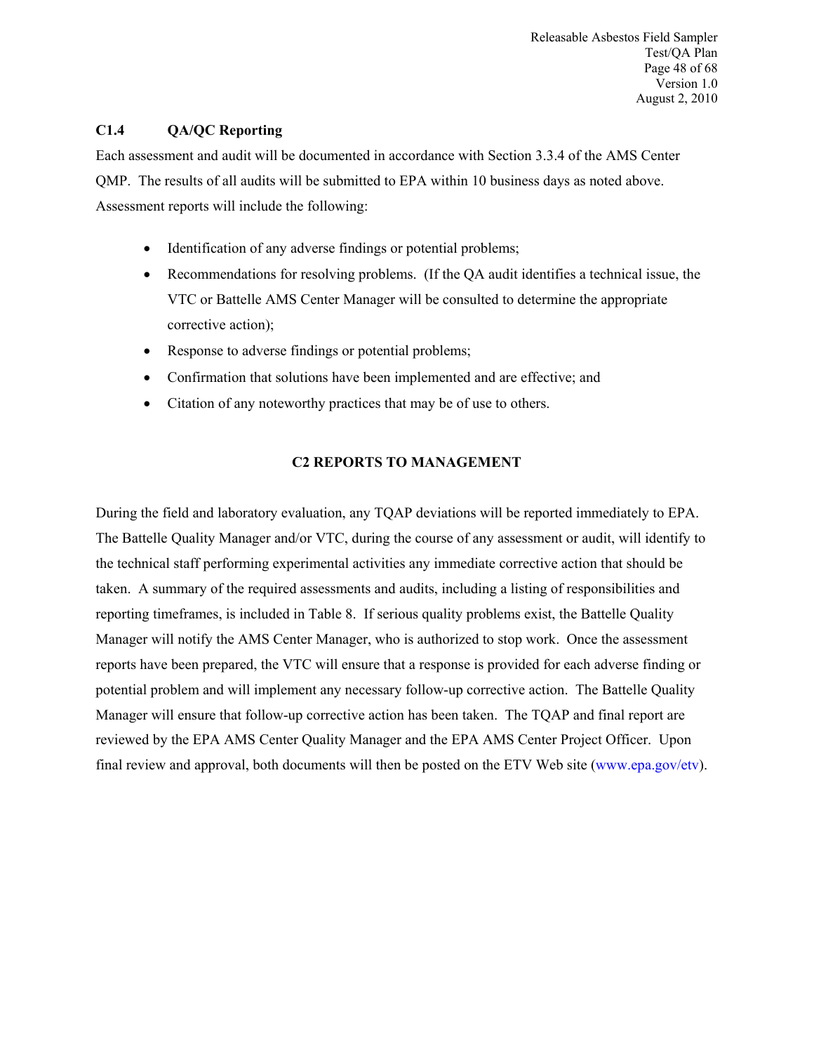### C1.4 QA/QC Reporting

Each assessment and audit will be documented in accordance with Section 3.3.4 of the AMS Center QMP. The results of all audits will be submitted to EPA within 10 business days as noted above. Assessment reports will include the following:

- Identification of any adverse findings or potential problems;
- Recommendations for resolving problems. (If the QA audit identifies a technical issue, the VTC or Battelle AMS Center Manager will be consulted to determine the appropriate corrective action);
- Response to adverse findings or potential problems;
- Confirmation that solutions have been implemented and are effective; and
- Citation of any noteworthy practices that may be of use to others.

## C2 REPORTS TO MANAGEMENT

During the field and laboratory evaluation, any TQAP deviations will be reported immediately to EPA. The Battelle Quality Manager and/or VTC, during the course of any assessment or audit, will identify to the technical staff performing experimental activities any immediate corrective action that should be taken. A summary of the required assessments and audits, including a listing of responsibilities and reporting timeframes, is included in Table 8. If serious quality problems exist, the Battelle Quality Manager will notify the AMS Center Manager, who is authorized to stop work. Once the assessment reports have been prepared, the VTC will ensure that a response is provided for each adverse finding or potential problem and will implement any necessary follow-up corrective action. The Battelle Quality Manager will ensure that follow-up corrective action has been taken. The TQAP and final report are reviewed by the EPA AMS Center Quality Manager and the EPA AMS Center Project Officer. Upon final review and approval, both documents will then be posted on the ETV Web site (www.epa.gov/etv).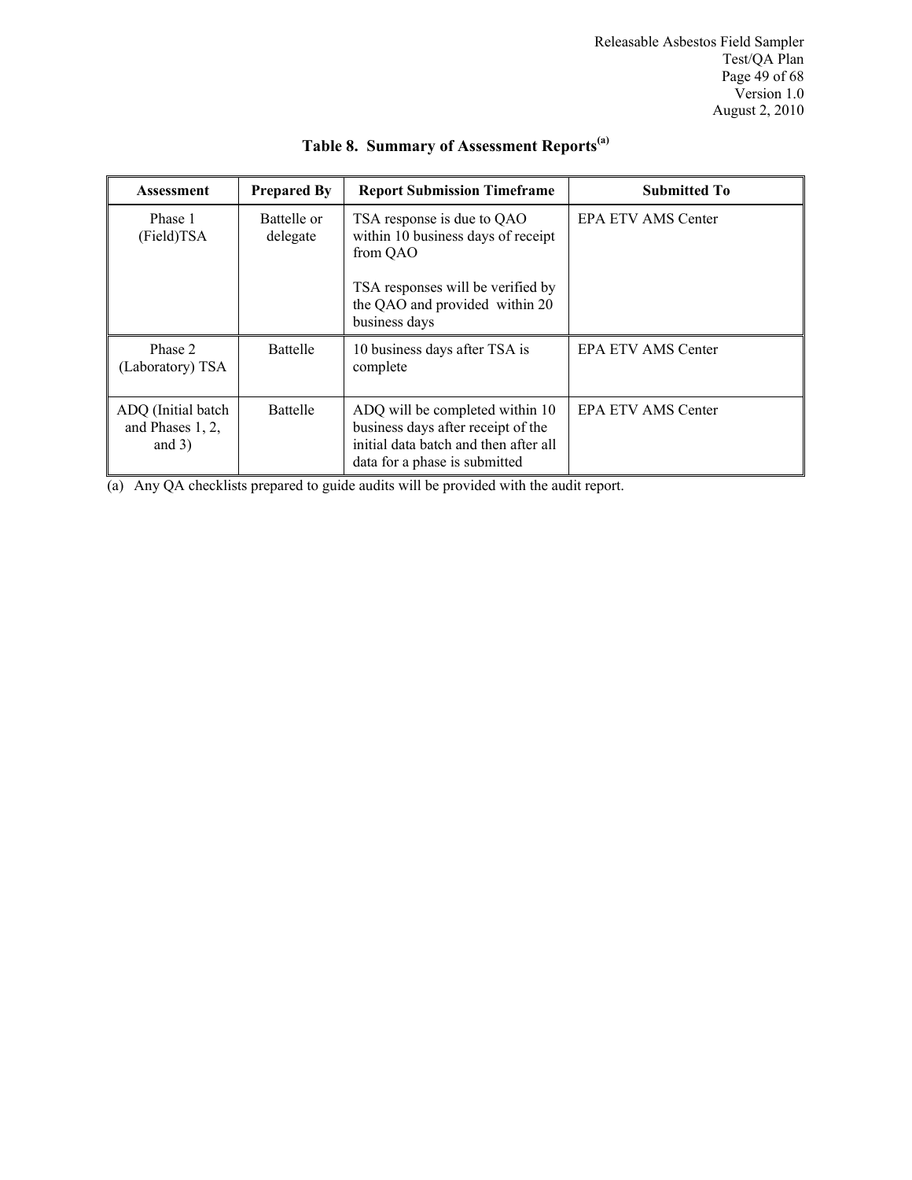**Table 8. Summary of Assessment Reports[(a)]**

| Assessment | Prepared By | Report Submission Timeframe | Submitted To |
|---|---|---|---|
| Phase 1 (Field)TSA | Battelle or delegate | TSA response is due to QAO within 10 business days of receipt from QAO<br><br>TSA responses will be verified by the QAO and provided within 20 business days | EPA ETV AMS Center |
| Phase 2 (Laboratory) TSA | Battelle | 10 business days after TSA is complete | EPA ETV AMS Center |
| ADQ (Initial batch and Phases 1, 2, and 3) | Battelle | ADQ will be completed within 10 business days after receipt of the initial data batch and then after all data for a phase is submitted | EPA ETV AMS Center |

(a) Any QA checklists prepared to guide audits will be provided with the audit report.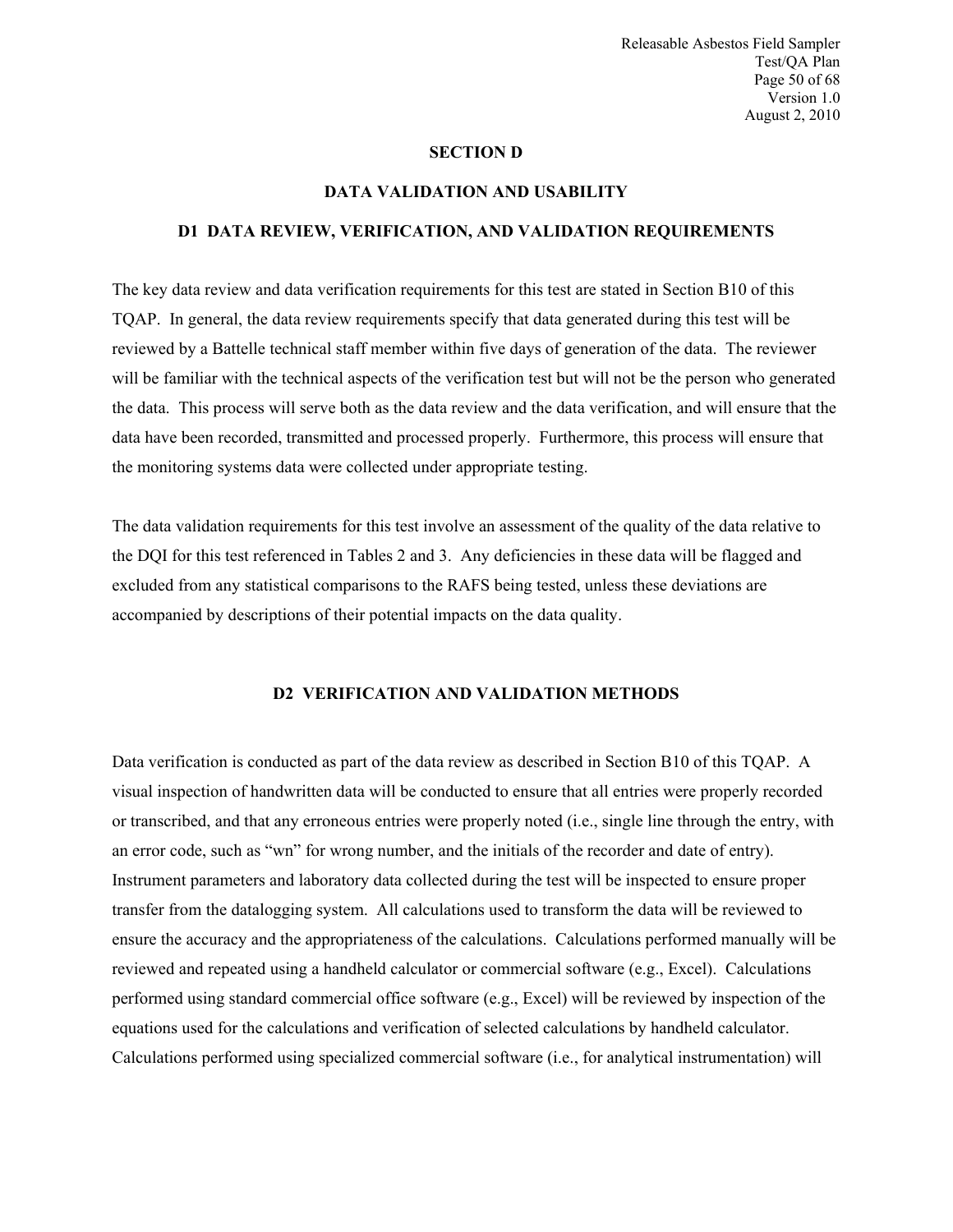# SECTION D

# DATA VALIDATION AND USABILITY

## D1 DATA REVIEW, VERIFICATION, AND VALIDATION REQUIREMENTS

The key data review and data verification requirements for this test are stated in Section B10 of this TQAP. In general, the data review requirements specify that data generated during this test will be reviewed by a Battelle technical staff member within five days of generation of the data. The reviewer will be familiar with the technical aspects of the verification test but will not be the person who generated the data. This process will serve both as the data review and the data verification, and will ensure that the data have been recorded, transmitted and processed properly. Furthermore, this process will ensure that the monitoring systems data were collected under appropriate testing.

The data validation requirements for this test involve an assessment of the quality of the data relative to the DQI for this test referenced in Tables 2 and 3. Any deficiencies in these data will be flagged and excluded from any statistical comparisons to the RAFS being tested, unless these deviations are accompanied by descriptions of their potential impacts on the data quality.

## D2 VERIFICATION AND VALIDATION METHODS

Data verification is conducted as part of the data review as described in Section B10 of this TQAP. A visual inspection of handwritten data will be conducted to ensure that all entries were properly recorded or transcribed, and that any erroneous entries were properly noted (i.e., single line through the entry, with an error code, such as "wn" for wrong number, and the initials of the recorder and date of entry). Instrument parameters and laboratory data collected during the test will be inspected to ensure proper transfer from the datalogging system. All calculations used to transform the data will be reviewed to ensure the accuracy and the appropriateness of the calculations. Calculations performed manually will be reviewed and repeated using a handheld calculator or commercial software (e.g., Excel). Calculations performed using standard commercial office software (e.g., Excel) will be reviewed by inspection of the equations used for the calculations and verification of selected calculations by handheld calculator. Calculations performed using specialized commercial software (i.e., for analytical instrumentation) will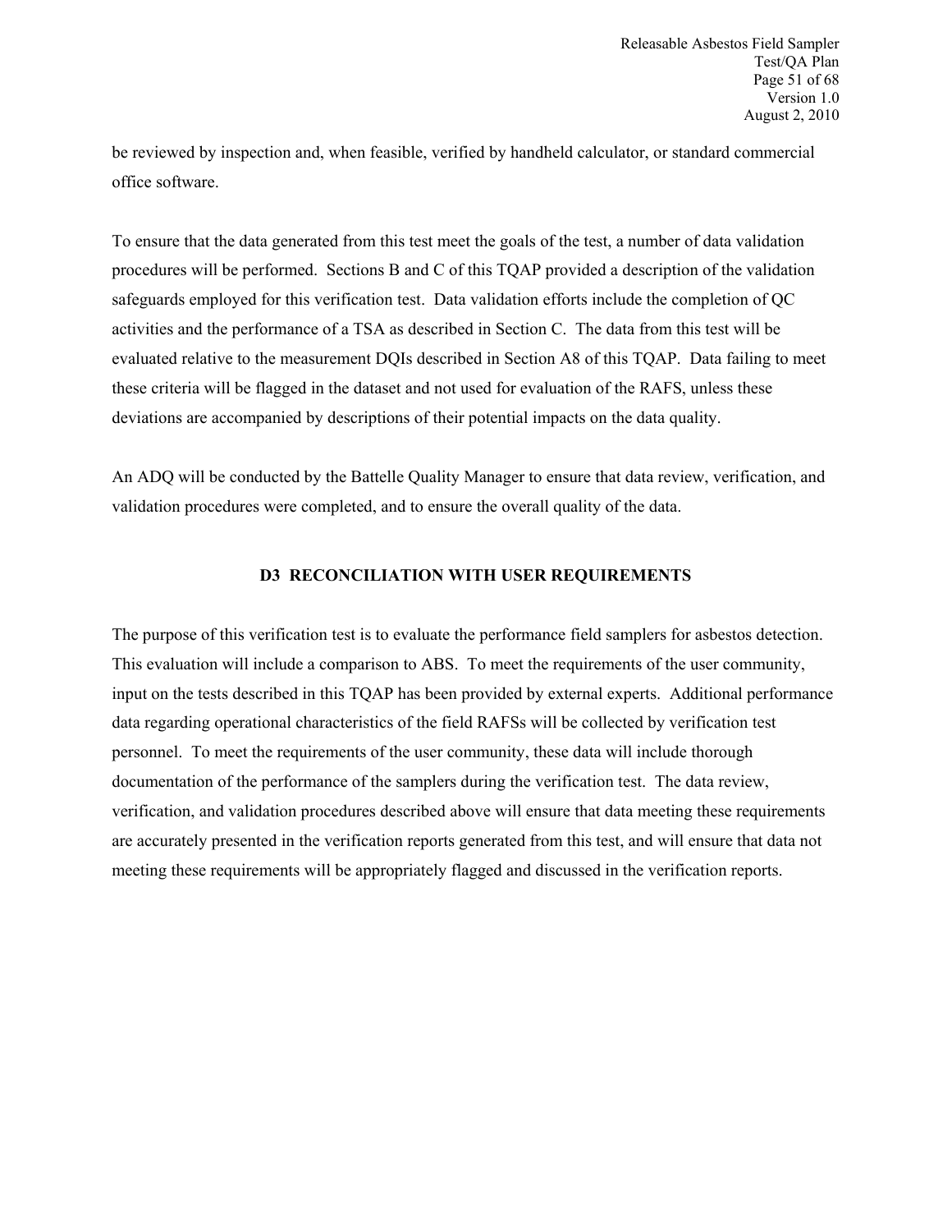be reviewed by inspection and, when feasible, verified by handheld calculator, or standard commercial office software.

To ensure that the data generated from this test meet the goals of the test, a number of data validation procedures will be performed. Sections B and C of this TQAP provided a description of the validation safeguards employed for this verification test. Data validation efforts include the completion of QC activities and the performance of a TSA as described in Section C. The data from this test will be evaluated relative to the measurement DQIs described in Section A8 of this TQAP. Data failing to meet these criteria will be flagged in the dataset and not used for evaluation of the RAFS, unless these deviations are accompanied by descriptions of their potential impacts on the data quality.

An ADQ will be conducted by the Battelle Quality Manager to ensure that data review, verification, and validation procedures were completed, and to ensure the overall quality of the data.

## D3 RECONCILIATION WITH USER REQUIREMENTS

The purpose of this verification test is to evaluate the performance field samplers for asbestos detection. This evaluation will include a comparison to ABS. To meet the requirements of the user community, input on the tests described in this TQAP has been provided by external experts. Additional performance data regarding operational characteristics of the field RAFSs will be collected by verification test personnel. To meet the requirements of the user community, these data will include thorough documentation of the performance of the samplers during the verification test. The data review, verification, and validation procedures described above will ensure that data meeting these requirements are accurately presented in the verification reports generated from this test, and will ensure that data not meeting these requirements will be appropriately flagged and discussed in the verification reports.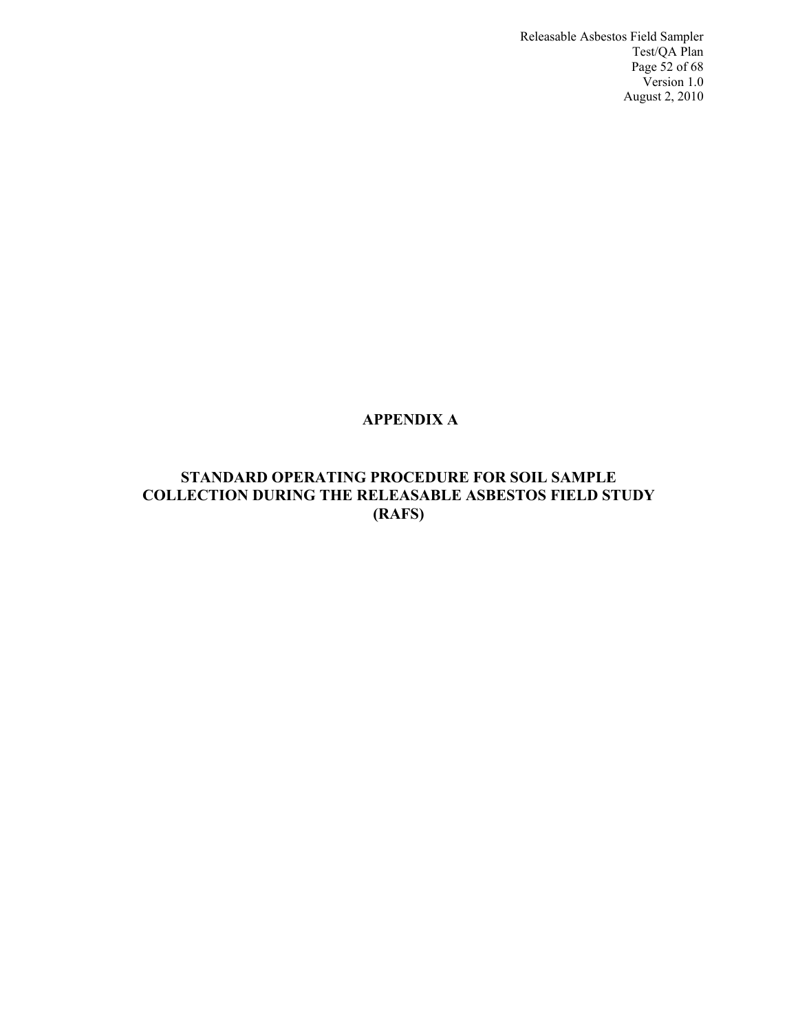# APPENDIX A

## STANDARD OPERATING PROCEDURE FOR SOIL SAMPLE COLLECTION DURING THE RELEASABLE ASBESTOS FIELD STUDY (RAFS)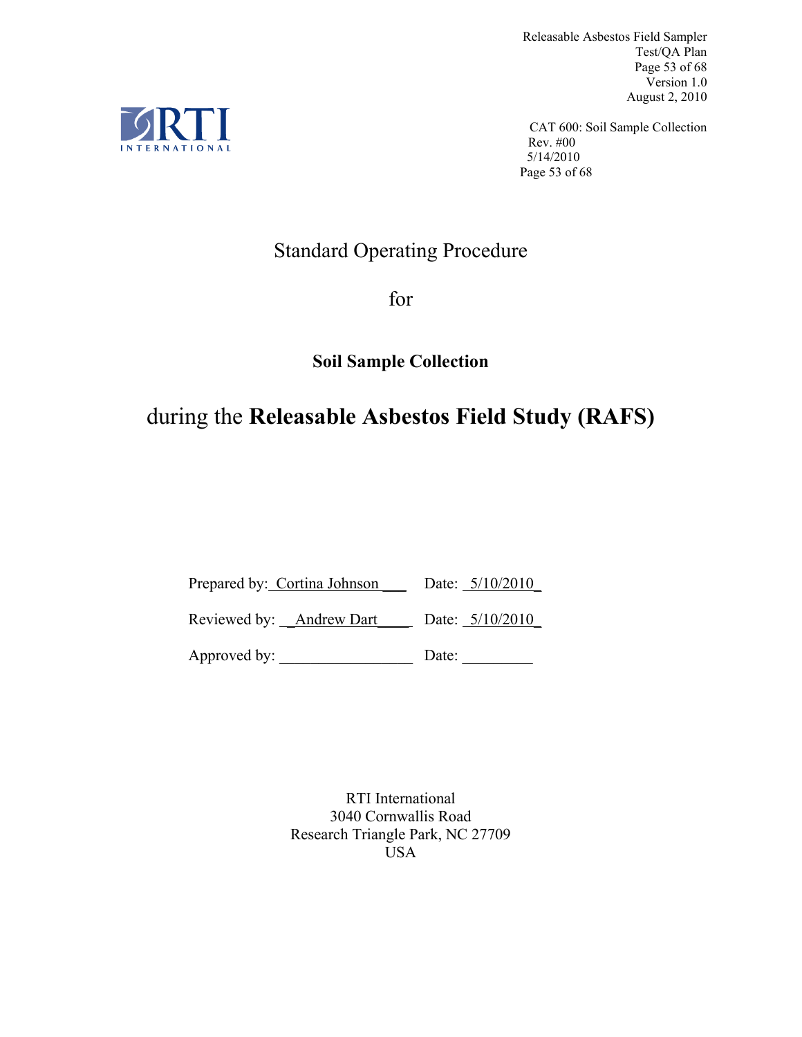# Standard Operating Procedure

for

**Soil Sample Collection**

during the **Releasable Asbestos Field Study (RAFS)**

Prepared by: Cortina Johnson Date: 5/10/2010

Reviewed by: Andrew Dart Date: 5/10/2010

Approved by: ________________ Date: _________

RTI International
3040 Cornwallis Road
Research Triangle Park, NC 27709
USA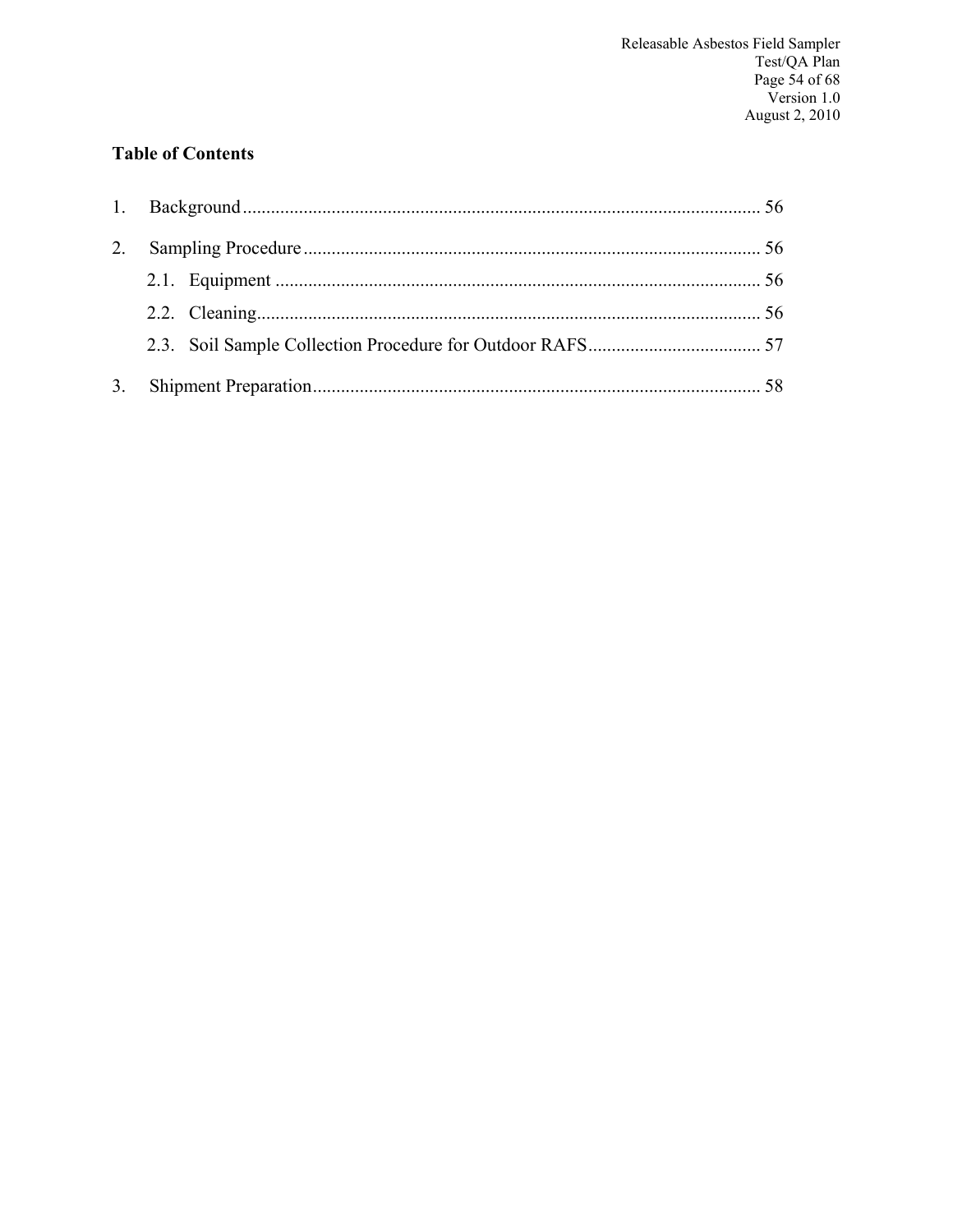**Table of Contents**

1. Background ... 56

2. Sampling Procedure ... 56

    2.1. Equipment ... 56

    2.2. Cleaning ... 56

    2.3. Soil Sample Collection Procedure for Outdoor RAFS ... 57

3. Shipment Preparation ... 58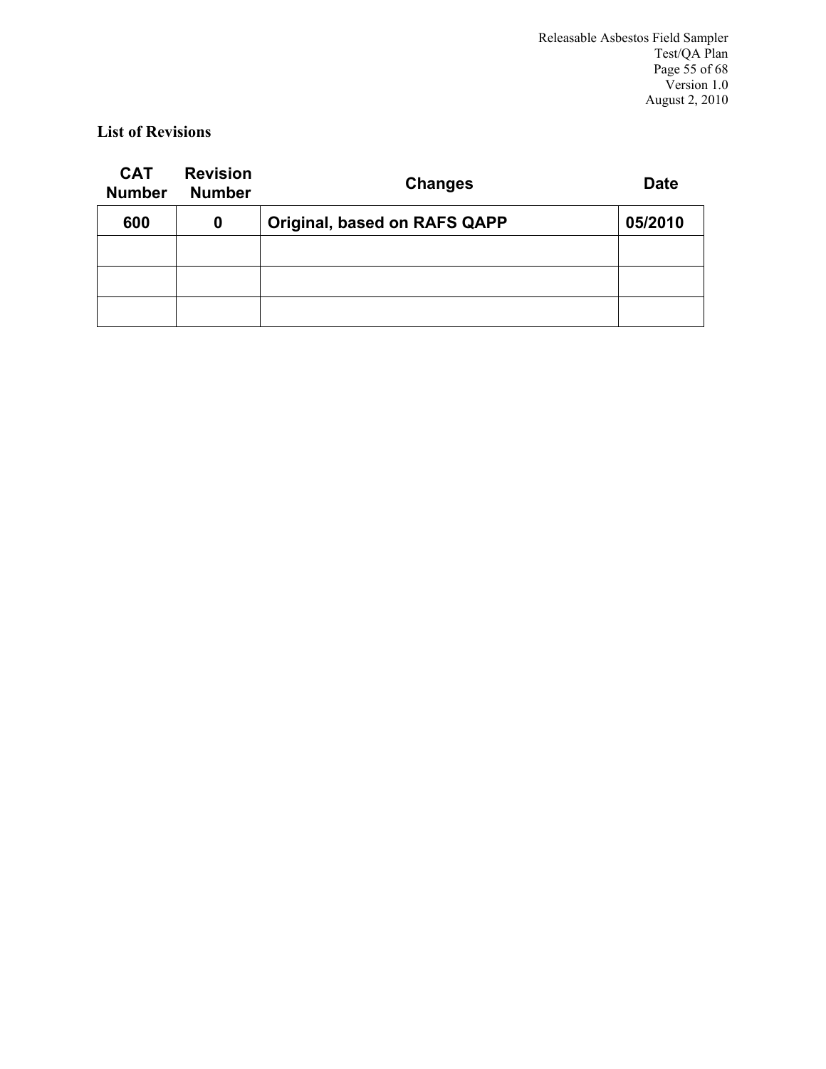**List of Revisions**

| CAT Number | Revision Number | Changes | Date |
|---|---|---|---|
| 600 | 0 | Original, based on RAFS QAPP | 05/2010 |
| | | | |
| | | | |
| | | | |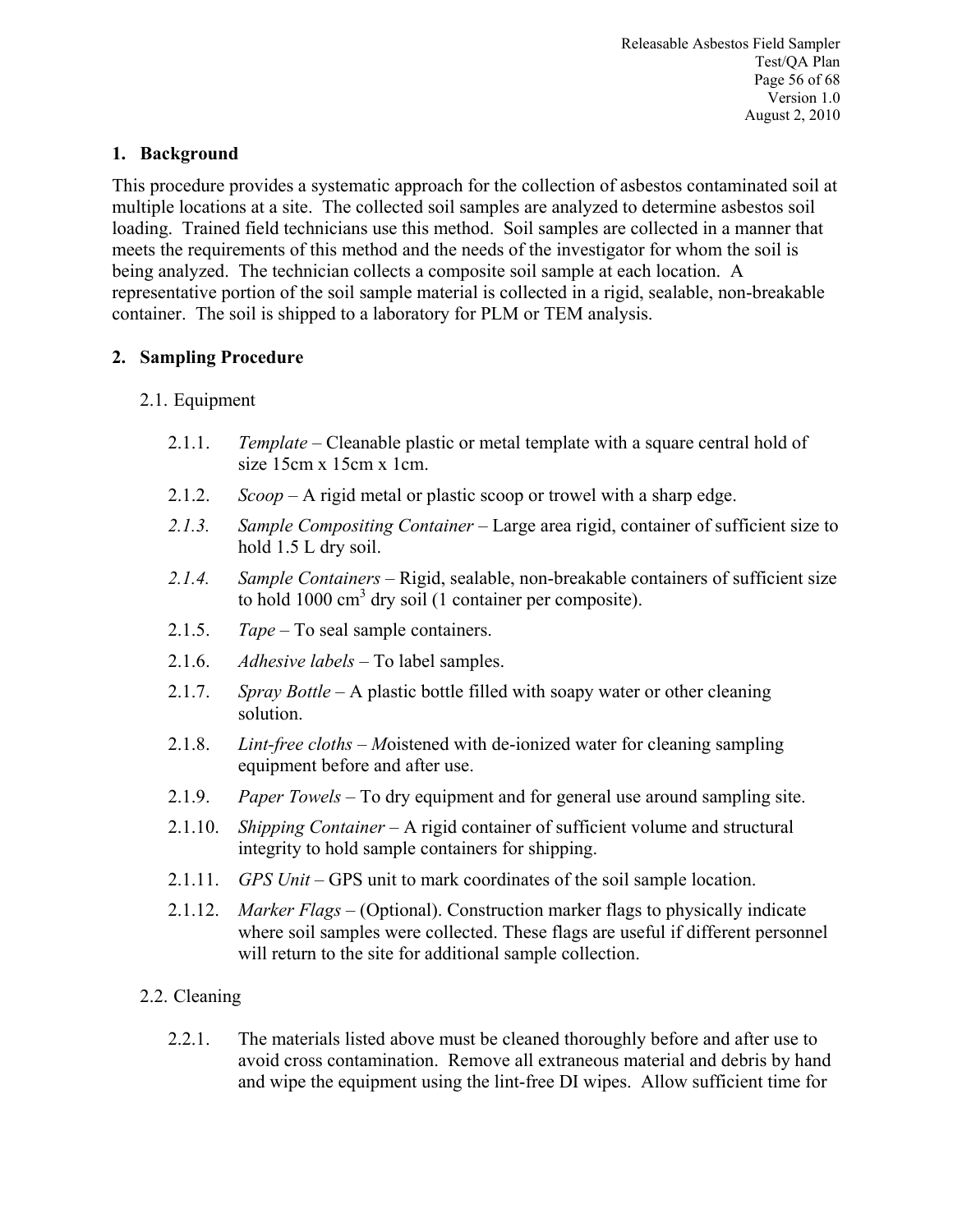## 1. Background

This procedure provides a systematic approach for the collection of asbestos contaminated soil at multiple locations at a site. The collected soil samples are analyzed to determine asbestos soil loading. Trained field technicians use this method. Soil samples are collected in a manner that meets the requirements of this method and the needs of the investigator for whom the soil is being analyzed. The technician collects a composite soil sample at each location. A representative portion of the soil sample material is collected in a rigid, sealable, non-breakable container. The soil is shipped to a laboratory for PLM or TEM analysis.

## 2. Sampling Procedure

### 2.1. Equipment

2.1.1. *Template* – Cleanable plastic or metal template with a square central hold of size 15cm x 15cm x 1cm.

2.1.2. *Scoop* – A rigid metal or plastic scoop or trowel with a sharp edge.

*2.1.3.* *Sample Compositing Container* – Large area rigid, container of sufficient size to hold 1.5 L dry soil.

*2.1.4.* *Sample Containers* – Rigid, sealable, non-breakable containers of sufficient size to hold 1000 $cm^3$ dry soil (1 container per composite).

2.1.5. *Tape* – To seal sample containers.

2.1.6. *Adhesive labels* – To label samples.

2.1.7. *Spray Bottle* – A plastic bottle filled with soapy water or other cleaning solution.

2.1.8. *Lint-free cloths – M*oistened with de-ionized water for cleaning sampling equipment before and after use.

2.1.9. *Paper Towels* – To dry equipment and for general use around sampling site.

2.1.10. *Shipping Container* – A rigid container of sufficient volume and structural integrity to hold sample containers for shipping.

2.1.11. *GPS Unit* – GPS unit to mark coordinates of the soil sample location.

2.1.12. *Marker Flags* – (Optional). Construction marker flags to physically indicate where soil samples were collected. These flags are useful if different personnel will return to the site for additional sample collection.

### 2.2. Cleaning

2.2.1. The materials listed above must be cleaned thoroughly before and after use to avoid cross contamination. Remove all extraneous material and debris by hand and wipe the equipment using the lint-free DI wipes. Allow sufficient time for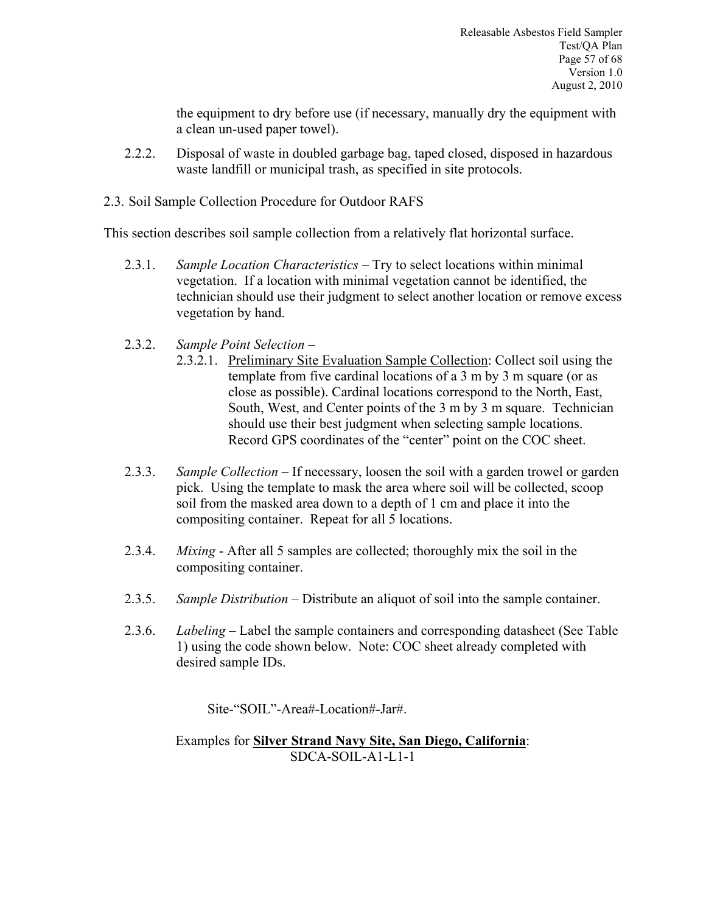the equipment to dry before use (if necessary, manually dry the equipment with a clean un-used paper towel).

2.2.2. Disposal of waste in doubled garbage bag, taped closed, disposed in hazardous waste landfill or municipal trash, as specified in site protocols.

## 2.3. Soil Sample Collection Procedure for Outdoor RAFS

This section describes soil sample collection from a relatively flat horizontal surface.

2.3.1. *Sample Location Characteristics* – Try to select locations within minimal vegetation. If a location with minimal vegetation cannot be identified, the technician should use their judgment to select another location or remove excess vegetation by hand.

2.3.2. *Sample Point Selection* –

2.3.2.1. Preliminary Site Evaluation Sample Collection: Collect soil using the template from five cardinal locations of a 3 m by 3 m square (or as close as possible). Cardinal locations correspond to the North, East, South, West, and Center points of the 3 m by 3 m square. Technician should use their best judgment when selecting sample locations. Record GPS coordinates of the "center" point on the COC sheet.

2.3.3. *Sample Collection* – If necessary, loosen the soil with a garden trowel or garden pick. Using the template to mask the area where soil will be collected, scoop soil from the masked area down to a depth of 1 cm and place it into the compositing container. Repeat for all 5 locations.

2.3.4. *Mixing* - After all 5 samples are collected; thoroughly mix the soil in the compositing container.

2.3.5. *Sample Distribution* – Distribute an aliquot of soil into the sample container.

2.3.6. *Labeling* – Label the sample containers and corresponding datasheet (See Table 1) using the code shown below. Note: COC sheet already completed with desired sample IDs.

Site-"SOIL"-Area#-Location#-Jar#.

Examples for **Silver Strand Navy Site, San Diego, California**:
SDCA-SOIL-A1-L1-1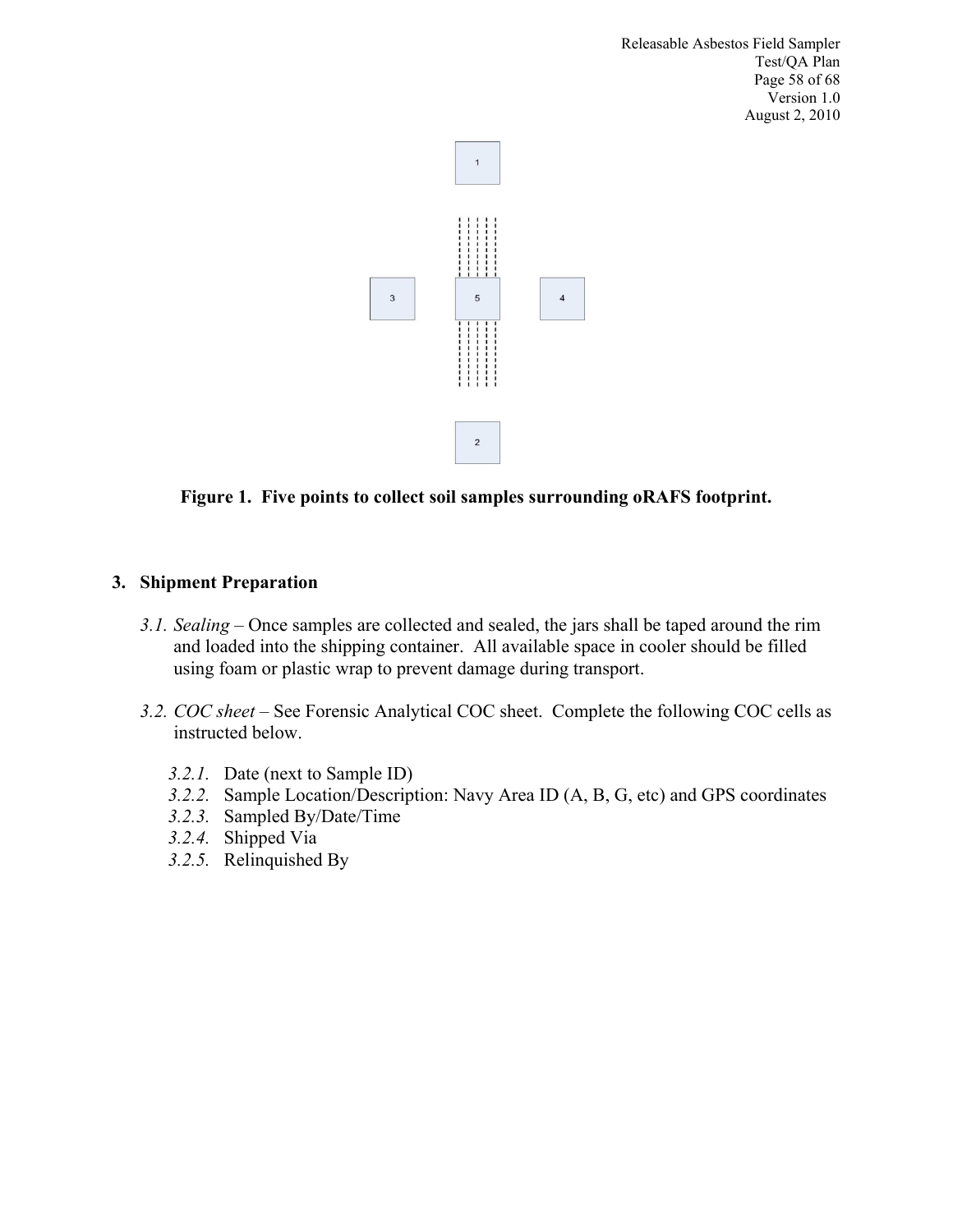**Figure 1. Five points to collect soil samples surrounding oRAFS footprint.**

## 3. Shipment Preparation

*3.1. Sealing* – Once samples are collected and sealed, the jars shall be taped around the rim and loaded into the shipping container. All available space in cooler should be filled using foam or plastic wrap to prevent damage during transport.

*3.2. COC sheet* – See Forensic Analytical COC sheet. Complete the following COC cells as instructed below.

- *3.2.1.* Date (next to Sample ID)
- *3.2.2.* Sample Location/Description: Navy Area ID (A, B, G, etc) and GPS coordinates
- *3.2.3.* Sampled By/Date/Time
- *3.2.4.* Shipped Via
- *3.2.5.* Relinquished By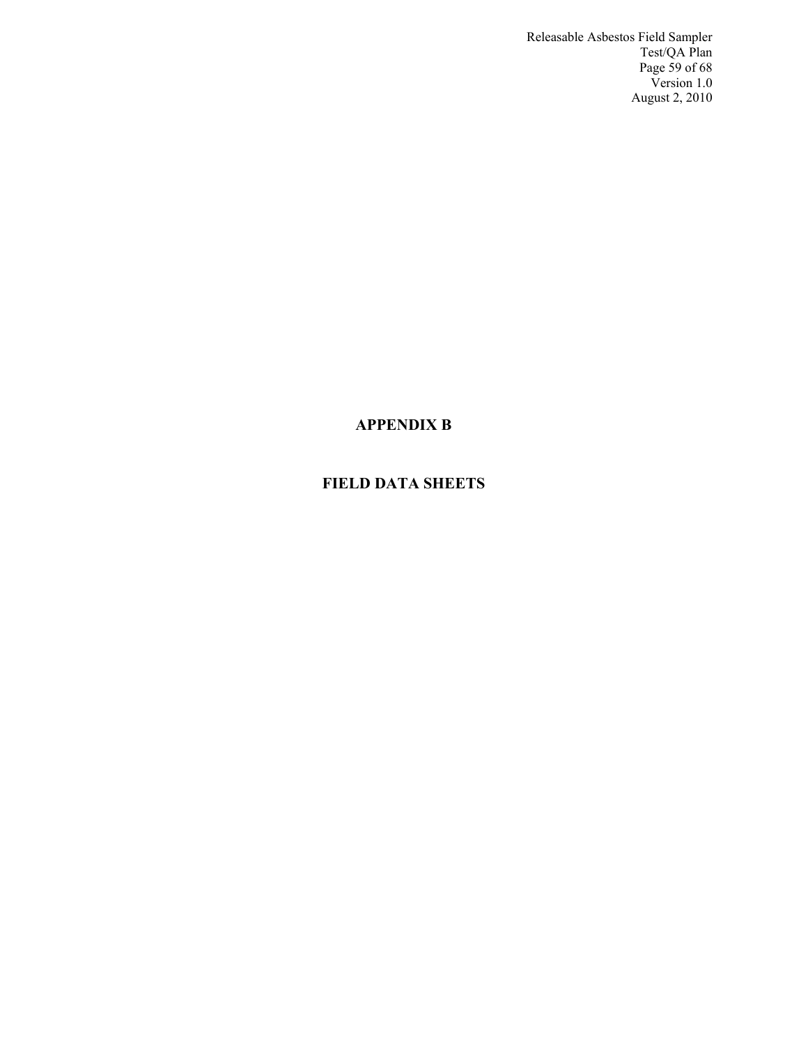# APPENDIX B

# FIELD DATA SHEETS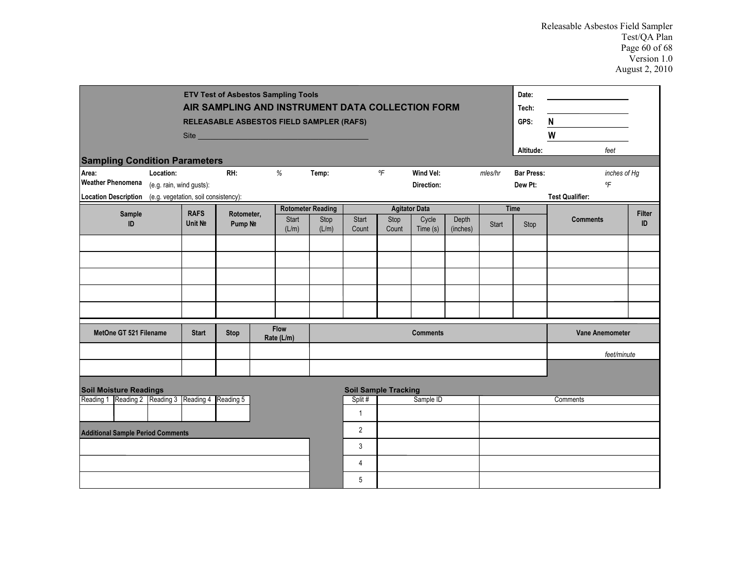**ETV Test of Asbestos Sampling Tools**

## AIR SAMPLING AND INSTRUMENT DATA COLLECTION FORM

**RELEASABLE ASBESTOS FIELD SAMPLER (RAFS)**

Site ______________________________________

**Date:** ____________________

**Tech:** ____________________

**GPS:** **N** ____________________

**W** ____________________

**Altitude:** *feet*

### Sampling Condition Parameters

**Area:** **Location:** **RH:** *%* **Temp:** *ºF* **Wind Vel:** *mles/hr* **Bar Press:** *inches of Hg*

**Weather Phenomena** (e.g. rain, wind gusts): **Direction:** **Dew Pt:** *ºF*

**Location Description** (e.g. vegetation, soil consistency): **Test Qualifier:**

| Sample ID | RAFS Unit № | Rotometer, Pump № | Rotometer Reading | | Agitator Data | | | | Time | | Comments | Filter ID |
|---|---|---|---|---|---|---|---|---|---|---|---|---|
| | | | Start (L/m) | Stop (L/m) | Start Count | Stop Count | Cycle Time (s) | Depth (inches) | Start | Stop | | |
| | | | | | | | | | | | | |
| | | | | | | | | | | | | |
| | | | | | | | | | | | | |
| | | | | | | | | | | | | |
| | | | | | | | | | | | | |

| MetOne GT 521 Filename | Start | Stop | Flow Rate (L/m) | Comments | Vane Anemometer |
|---|---|---|---|---|---|
| | | | | | *feet/minute* |
| | | | | | |

### Soil Moisture Readings

| Reading 1 | Reading 2 | Reading 3 | Reading 4 | Reading 5 |
|---|---|---|---|---|
| | | | | |

**Additional Sample Period Comments**

| |
|---|
| |
| |
| |

### Soil Sample Tracking

| Split # | Sample ID | Comments |
|---|---|---|
| 1 | | |
| 2 | | |
| 3 | | |
| 4 | | |
| 5 | | |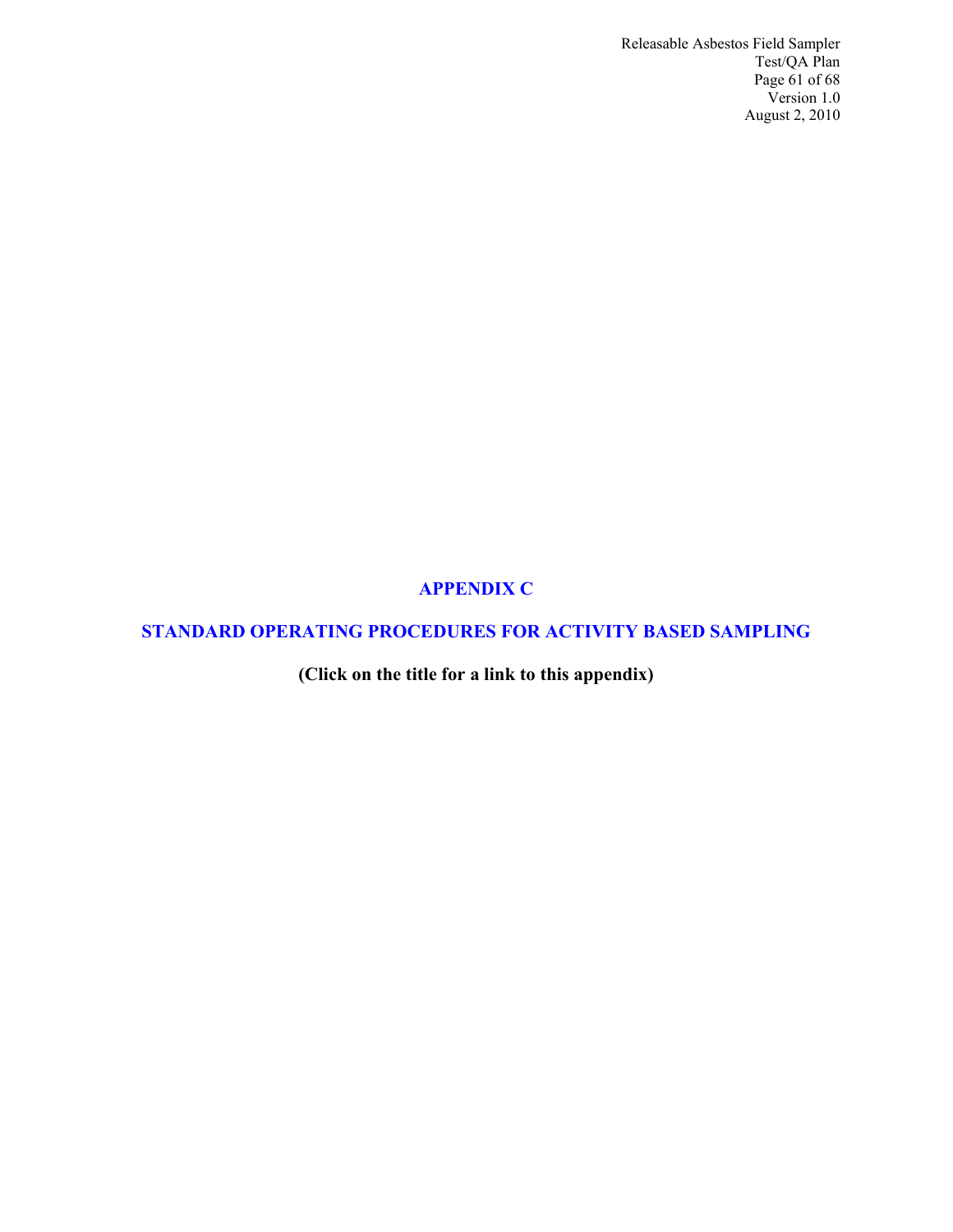# APPENDIX C

# STANDARD OPERATING PROCEDURES FOR ACTIVITY BASED SAMPLING

**(Click on the title for a link to this appendix)**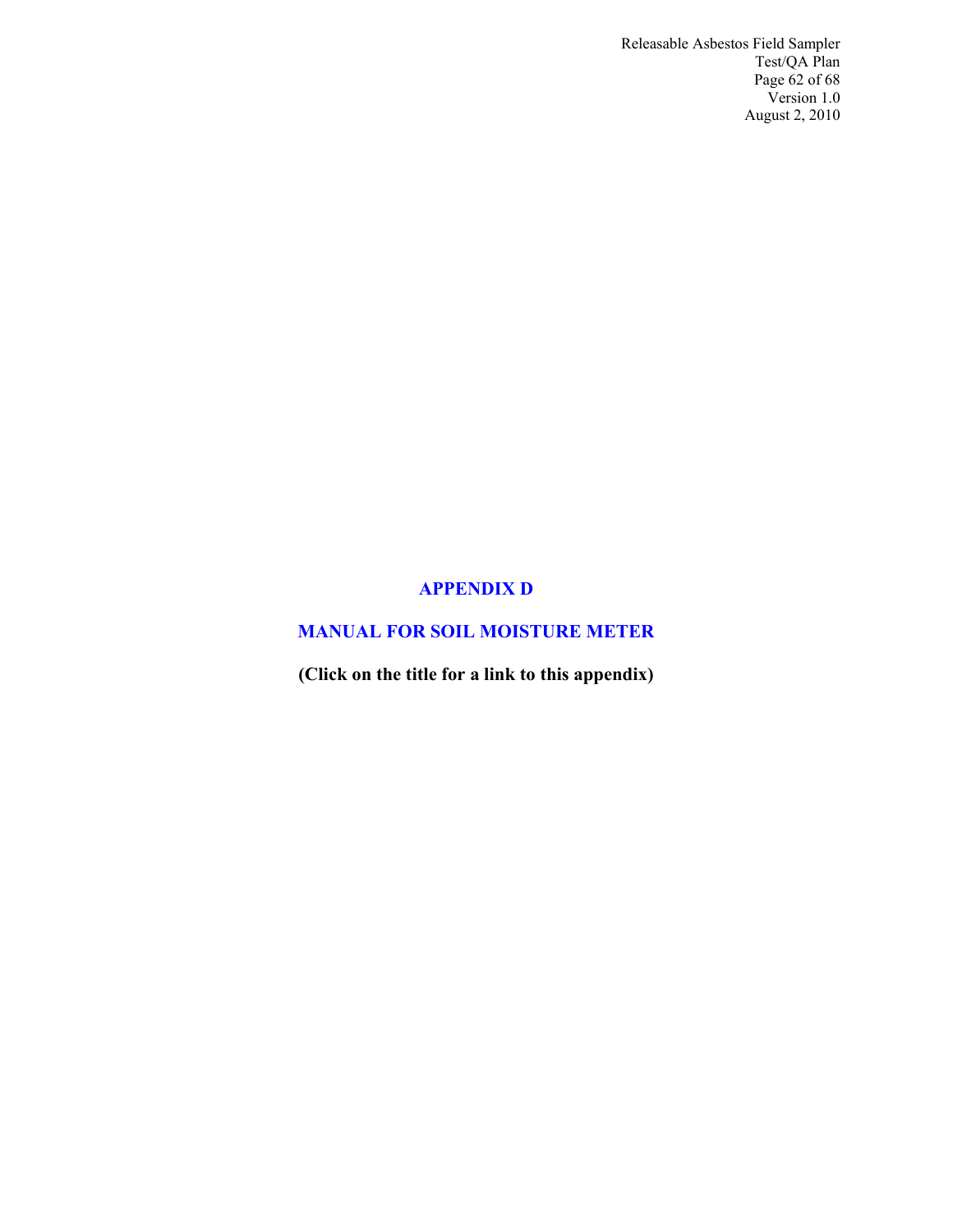# APPENDIX D

## MANUAL FOR SOIL MOISTURE METER

**(Click on the title for a link to this appendix)**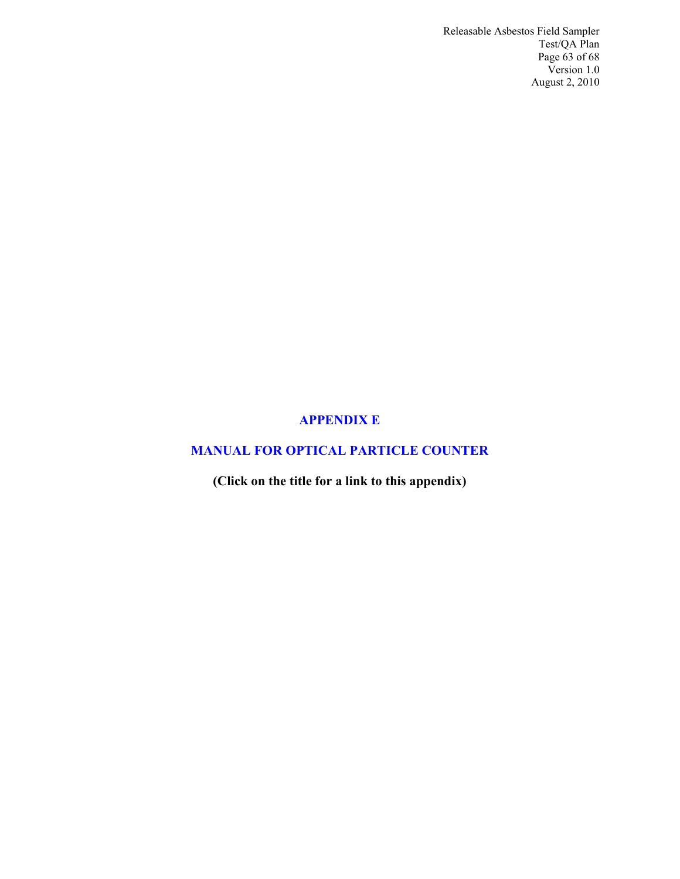# APPENDIX E

## MANUAL FOR OPTICAL PARTICLE COUNTER

**(Click on the title for a link to this appendix)**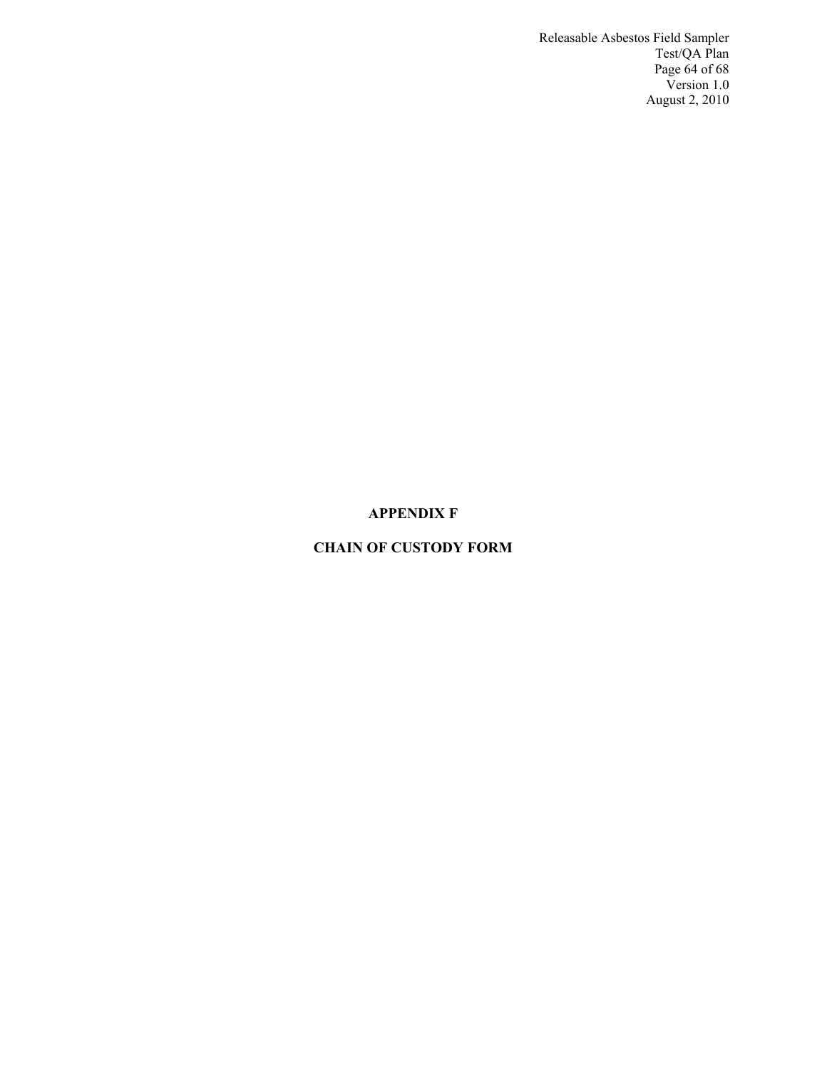# APPENDIX F

# CHAIN OF CUSTODY FORM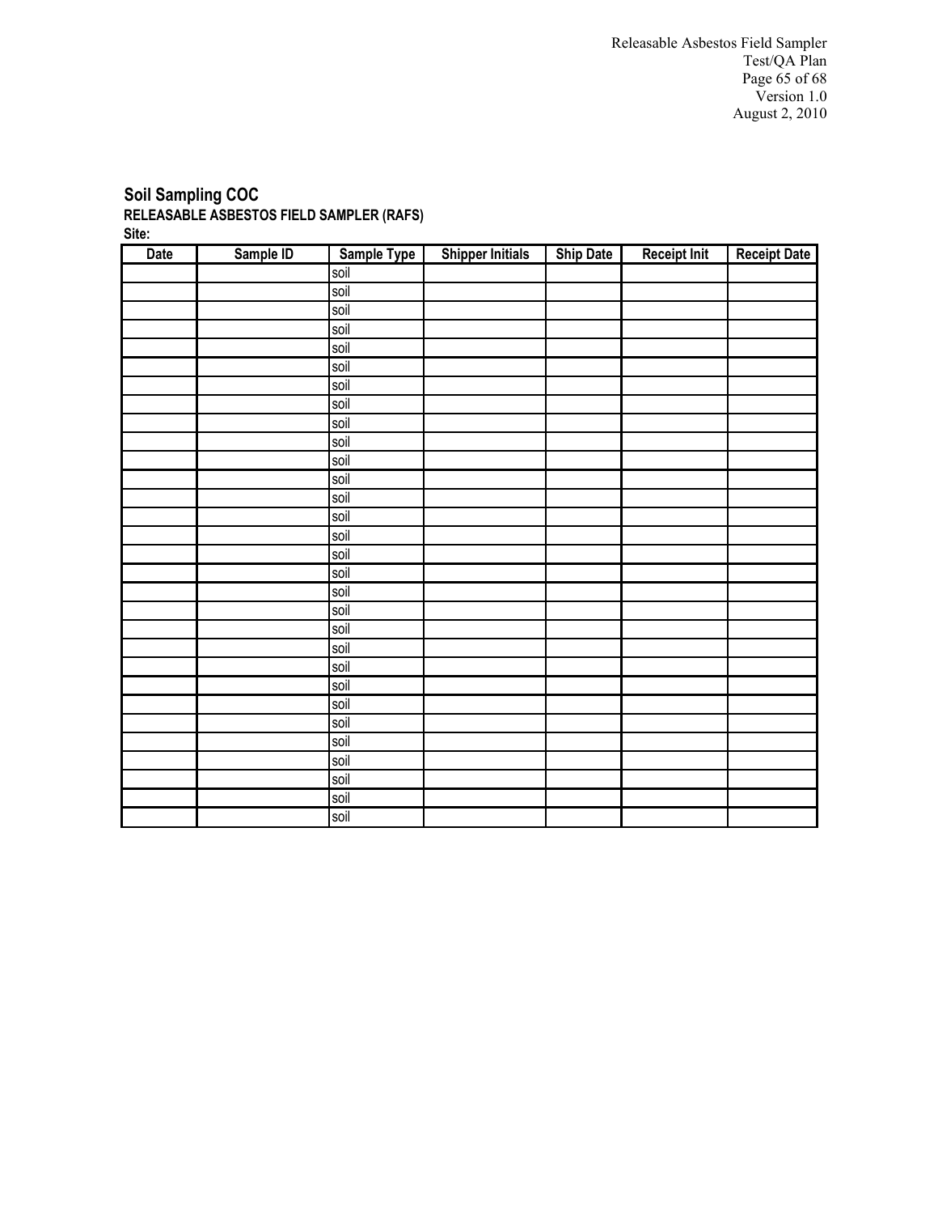## Soil Sampling COC

**RELEASABLE ASBESTOS FIELD SAMPLER (RAFS)**

**Site:**

| Date | Sample ID | Sample Type | Shipper Initials | Ship Date | Receipt Init | Receipt Date |
|---|---|---|---|---|---|---|
| | | soil | | | | |
| | | soil | | | | |
| | | soil | | | | |
| | | soil | | | | |
| | | soil | | | | |
| | | soil | | | | |
| | | soil | | | | |
| | | soil | | | | |
| | | soil | | | | |
| | | soil | | | | |
| | | soil | | | | |
| | | soil | | | | |
| | | soil | | | | |
| | | soil | | | | |
| | | soil | | | | |
| | | soil | | | | |
| | | soil | | | | |
| | | soil | | | | |
| | | soil | | | | |
| | | soil | | | | |
| | | soil | | | | |
| | | soil | | | | |
| | | soil | | | | |
| | | soil | | | | |
| | | soil | | | | |
| | | soil | | | | |
| | | soil | | | | |
| | | soil | | | | |
| | | soil | | | | |
| | | soil | | | | |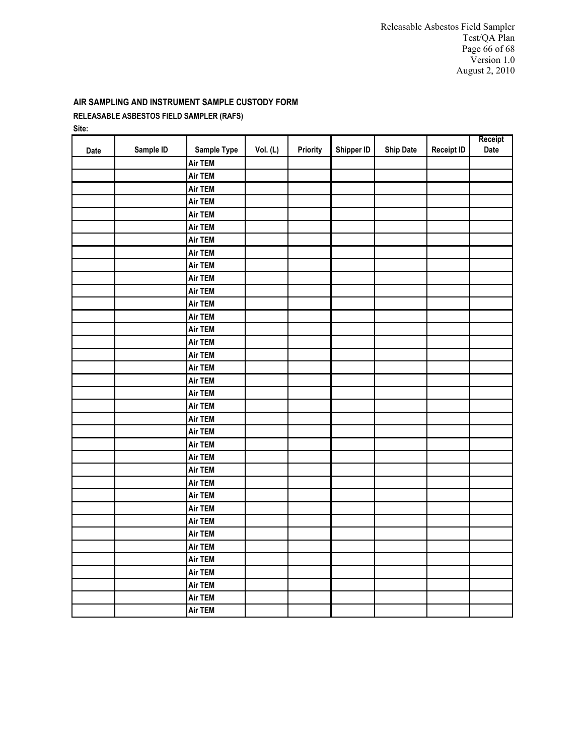**AIR SAMPLING AND INSTRUMENT SAMPLE CUSTODY FORM**

**RELEASABLE ASBESTOS FIELD SAMPLER (RAFS)**

**Site:**

| Date | Sample ID | Sample Type | Vol. (L) | Priority | Shipper ID | Ship Date | Receipt ID | Receipt Date |
|---|---|---|---|---|---|---|---|---|
| | | Air TEM | | | | | | |
| | | Air TEM | | | | | | |
| | | Air TEM | | | | | | |
| | | Air TEM | | | | | | |
| | | Air TEM | | | | | | |
| | | Air TEM | | | | | | |
| | | Air TEM | | | | | | |
| | | Air TEM | | | | | | |
| | | Air TEM | | | | | | |
| | | Air TEM | | | | | | |
| | | Air TEM | | | | | | |
| | | Air TEM | | | | | | |
| | | Air TEM | | | | | | |
| | | Air TEM | | | | | | |
| | | Air TEM | | | | | | |
| | | Air TEM | | | | | | |
| | | Air TEM | | | | | | |
| | | Air TEM | | | | | | |
| | | Air TEM | | | | | | |
| | | Air TEM | | | | | | |
| | | Air TEM | | | | | | |
| | | Air TEM | | | | | | |
| | | Air TEM | | | | | | |
| | | Air TEM | | | | | | |
| | | Air TEM | | | | | | |
| | | Air TEM | | | | | | |
| | | Air TEM | | | | | | |
| | | Air TEM | | | | | | |
| | | Air TEM | | | | | | |
| | | Air TEM | | | | | | |
| | | Air TEM | | | | | | |
| | | Air TEM | | | | | | |
| | | Air TEM | | | | | | |
| | | Air TEM | | | | | | |
| | | Air TEM | | | | | | |
| | | Air TEM | | | | | | |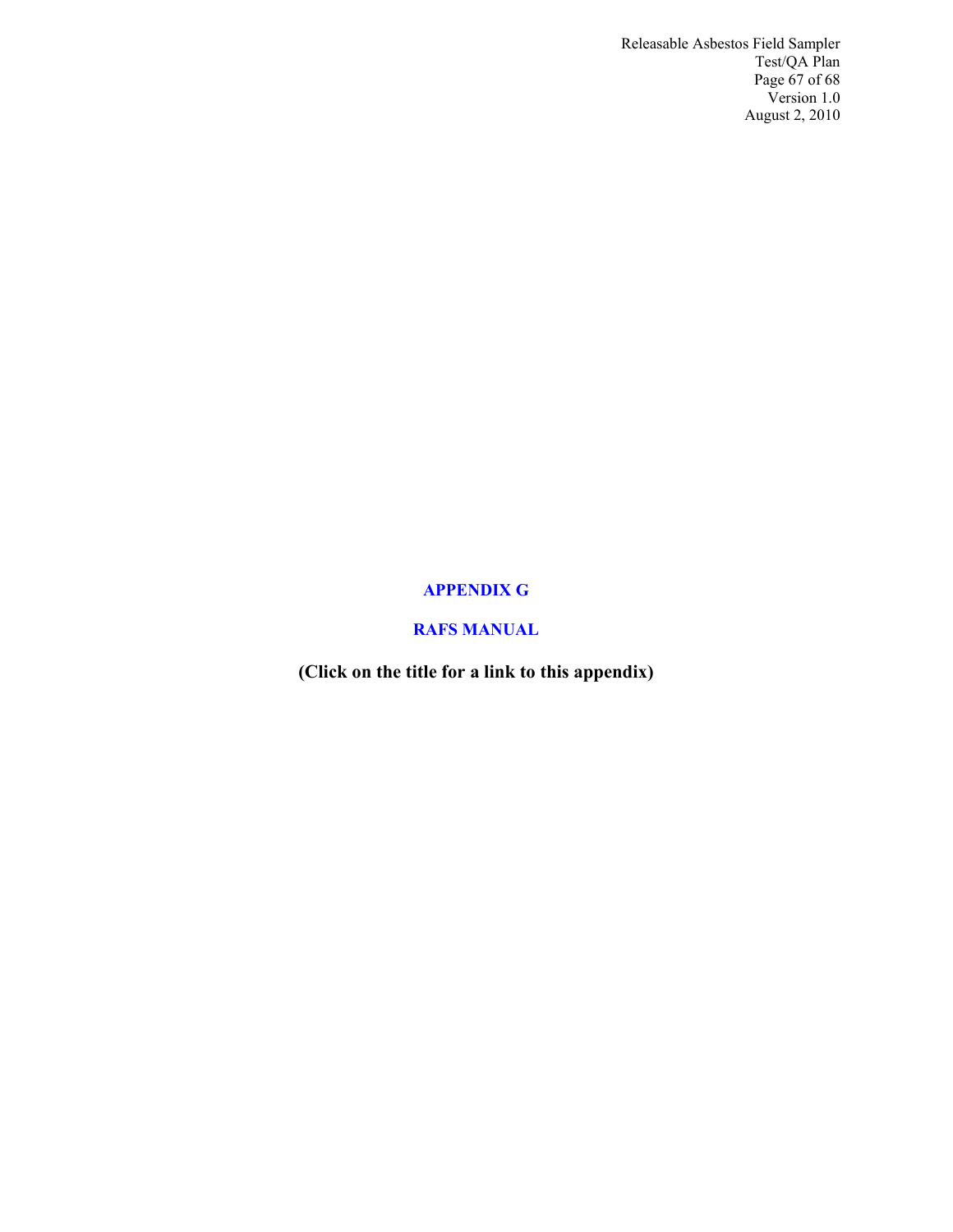# APPENDIX G

## RAFS MANUAL

**(Click on the title for a link to this appendix)**